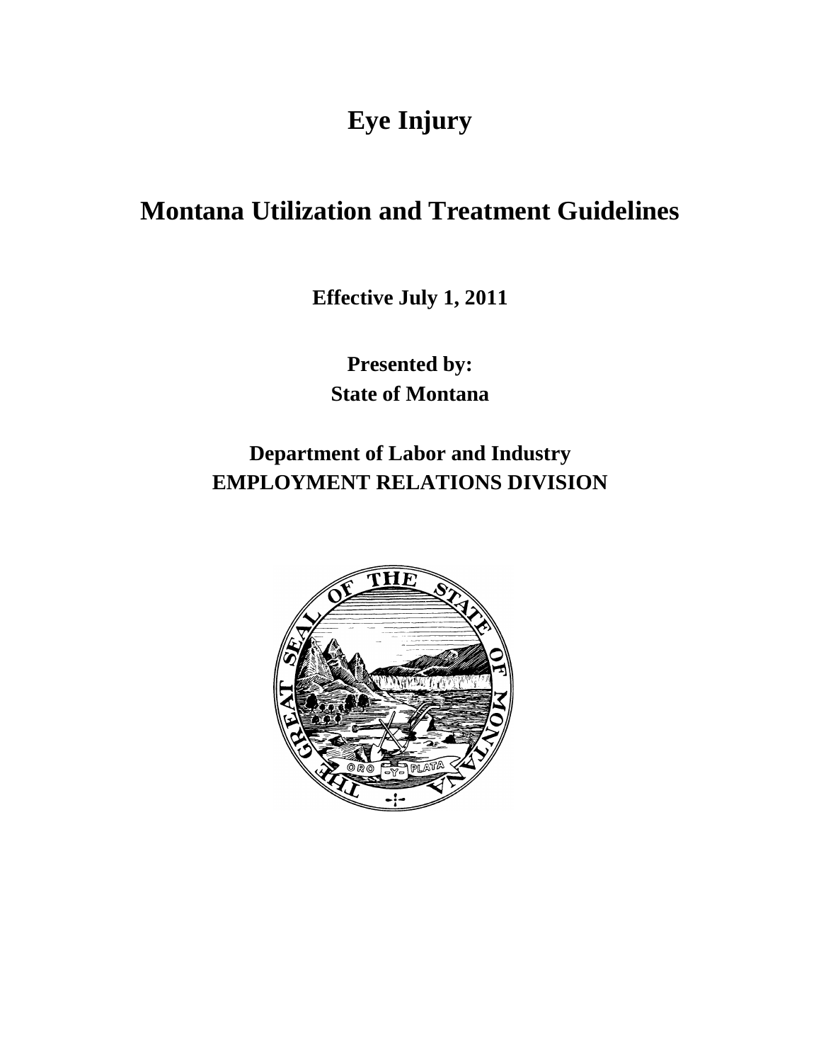# Eye Injury

# Montana Utilization and Treatment Guidelines

**Effective July 1, 2011**

**Presented by:**
**State of Montana**

**Department of Labor and Industry**
**EMPLOYMENT RELATIONS DIVISION**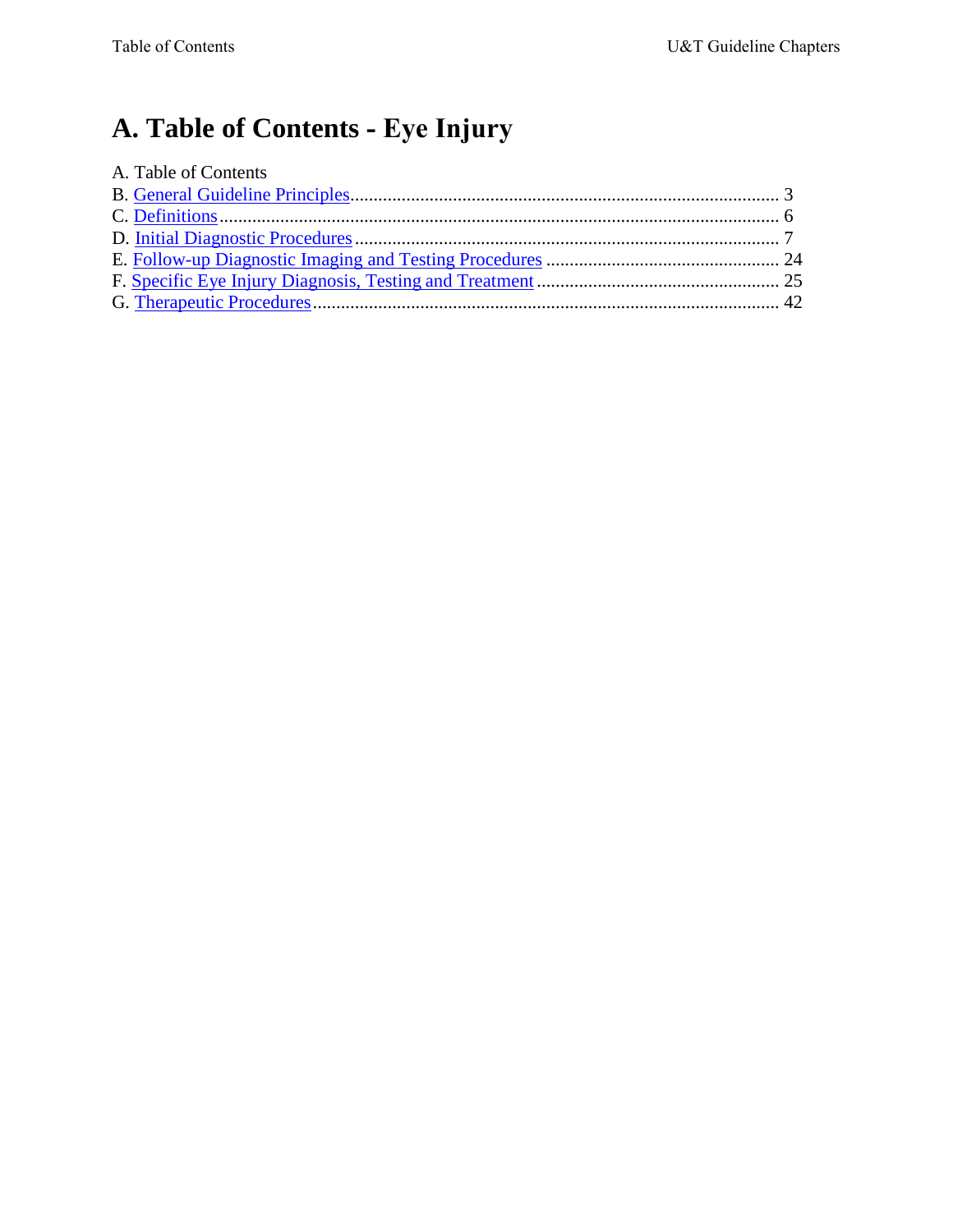# A. Table of Contents - Eye Injury

A. Table of Contents
B. General Guideline Principles.......... 3
C. Definitions.......... 6
D. Initial Diagnostic Procedures.......... 7
E. Follow-up Diagnostic Imaging and Testing Procedures.......... 24
F. Specific Eye Injury Diagnosis, Testing and Treatment.......... 25
G. Therapeutic Procedures.......... 42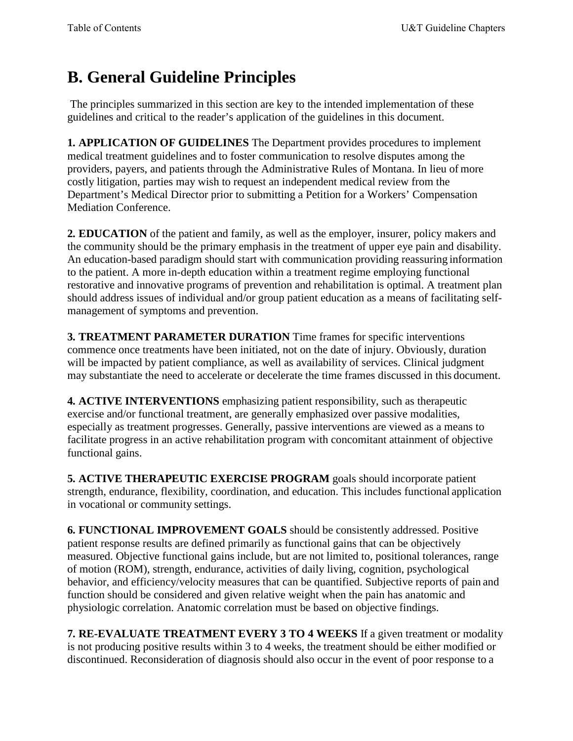# B. General Guideline Principles

The principles summarized in this section are key to the intended implementation of these guidelines and critical to the reader's application of the guidelines in this document.

**1. APPLICATION OF GUIDELINES** The Department provides procedures to implement medical treatment guidelines and to foster communication to resolve disputes among the providers, payers, and patients through the Administrative Rules of Montana. In lieu of more costly litigation, parties may wish to request an independent medical review from the Department's Medical Director prior to submitting a Petition for a Workers' Compensation Mediation Conference.

**2. EDUCATION** of the patient and family, as well as the employer, insurer, policy makers and the community should be the primary emphasis in the treatment of upper eye pain and disability. An education-based paradigm should start with communication providing reassuring information to the patient. A more in-depth education within a treatment regime employing functional restorative and innovative programs of prevention and rehabilitation is optimal. A treatment plan should address issues of individual and/or group patient education as a means of facilitating self-management of symptoms and prevention.

**3. TREATMENT PARAMETER DURATION** Time frames for specific interventions commence once treatments have been initiated, not on the date of injury. Obviously, duration will be impacted by patient compliance, as well as availability of services. Clinical judgment may substantiate the need to accelerate or decelerate the time frames discussed in this document.

**4. ACTIVE INTERVENTIONS** emphasizing patient responsibility, such as therapeutic exercise and/or functional treatment, are generally emphasized over passive modalities, especially as treatment progresses. Generally, passive interventions are viewed as a means to facilitate progress in an active rehabilitation program with concomitant attainment of objective functional gains.

**5. ACTIVE THERAPEUTIC EXERCISE PROGRAM** goals should incorporate patient strength, endurance, flexibility, coordination, and education. This includes functional application in vocational or community settings.

**6. FUNCTIONAL IMPROVEMENT GOALS** should be consistently addressed. Positive patient response results are defined primarily as functional gains that can be objectively measured. Objective functional gains include, but are not limited to, positional tolerances, range of motion (ROM), strength, endurance, activities of daily living, cognition, psychological behavior, and efficiency/velocity measures that can be quantified. Subjective reports of pain and function should be considered and given relative weight when the pain has anatomic and physiologic correlation. Anatomic correlation must be based on objective findings.

**7. RE-EVALUATE TREATMENT EVERY 3 TO 4 WEEKS** If a given treatment or modality is not producing positive results within 3 to 4 weeks, the treatment should be either modified or discontinued. Reconsideration of diagnosis should also occur in the event of poor response to a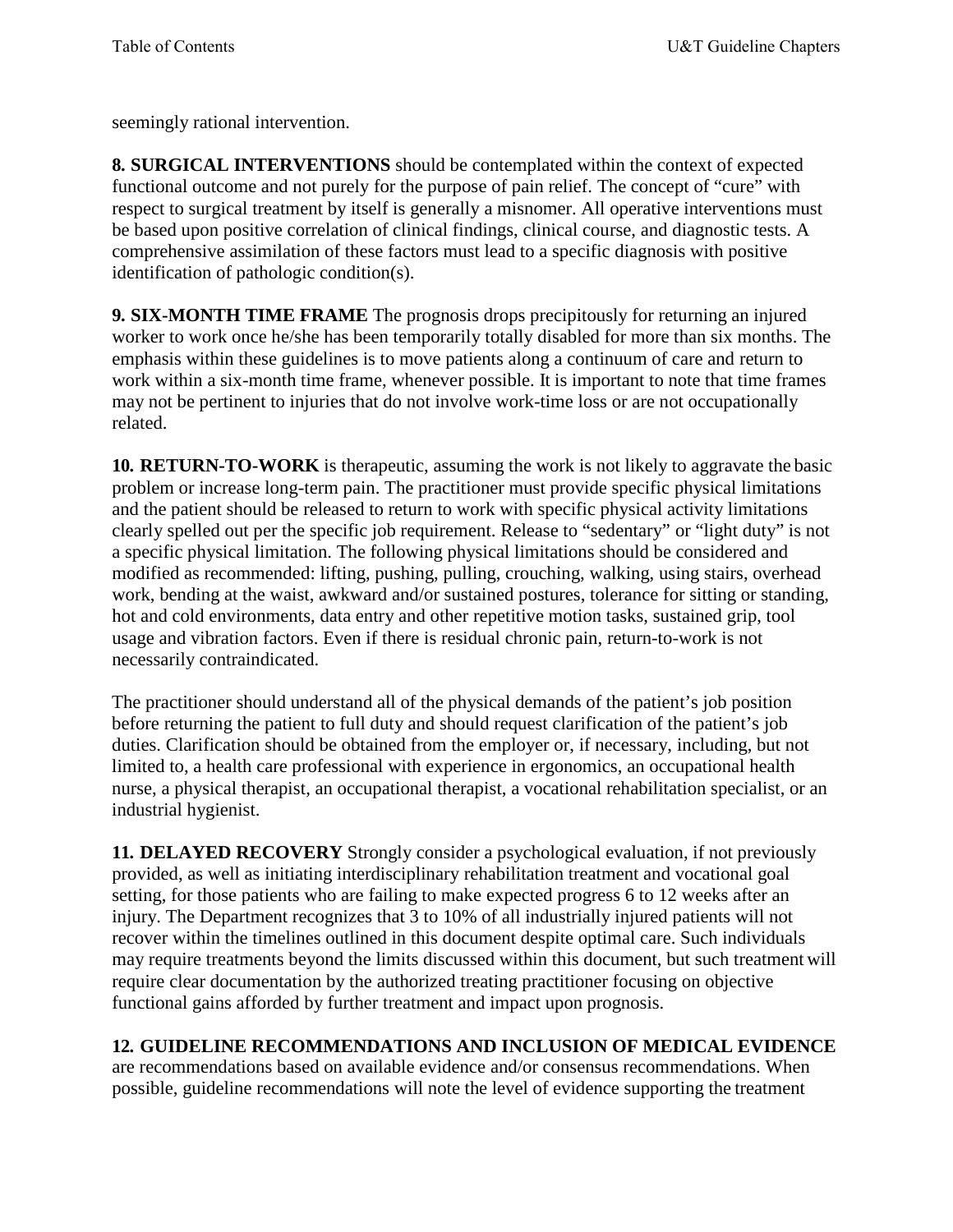seemingly rational intervention.

**8. SURGICAL INTERVENTIONS** should be contemplated within the context of expected functional outcome and not purely for the purpose of pain relief. The concept of "cure" with respect to surgical treatment by itself is generally a misnomer. All operative interventions must be based upon positive correlation of clinical findings, clinical course, and diagnostic tests. A comprehensive assimilation of these factors must lead to a specific diagnosis with positive identification of pathologic condition(s).

**9. SIX-MONTH TIME FRAME** The prognosis drops precipitously for returning an injured worker to work once he/she has been temporarily totally disabled for more than six months. The emphasis within these guidelines is to move patients along a continuum of care and return to work within a six-month time frame, whenever possible. It is important to note that time frames may not be pertinent to injuries that do not involve work-time loss or are not occupationally related.

**10. RETURN-TO-WORK** is therapeutic, assuming the work is not likely to aggravate the basic problem or increase long-term pain. The practitioner must provide specific physical limitations and the patient should be released to return to work with specific physical activity limitations clearly spelled out per the specific job requirement. Release to "sedentary" or "light duty" is not a specific physical limitation. The following physical limitations should be considered and modified as recommended: lifting, pushing, pulling, crouching, walking, using stairs, overhead work, bending at the waist, awkward and/or sustained postures, tolerance for sitting or standing, hot and cold environments, data entry and other repetitive motion tasks, sustained grip, tool usage and vibration factors. Even if there is residual chronic pain, return-to-work is not necessarily contraindicated.

The practitioner should understand all of the physical demands of the patient's job position before returning the patient to full duty and should request clarification of the patient's job duties. Clarification should be obtained from the employer or, if necessary, including, but not limited to, a health care professional with experience in ergonomics, an occupational health nurse, a physical therapist, an occupational therapist, a vocational rehabilitation specialist, or an industrial hygienist.

**11. DELAYED RECOVERY** Strongly consider a psychological evaluation, if not previously provided, as well as initiating interdisciplinary rehabilitation treatment and vocational goal setting, for those patients who are failing to make expected progress 6 to 12 weeks after an injury. The Department recognizes that 3 to 10% of all industrially injured patients will not recover within the timelines outlined in this document despite optimal care. Such individuals may require treatments beyond the limits discussed within this document, but such treatment will require clear documentation by the authorized treating practitioner focusing on objective functional gains afforded by further treatment and impact upon prognosis.

**12. GUIDELINE RECOMMENDATIONS AND INCLUSION OF MEDICAL EVIDENCE** are recommendations based on available evidence and/or consensus recommendations. When possible, guideline recommendations will note the level of evidence supporting the treatment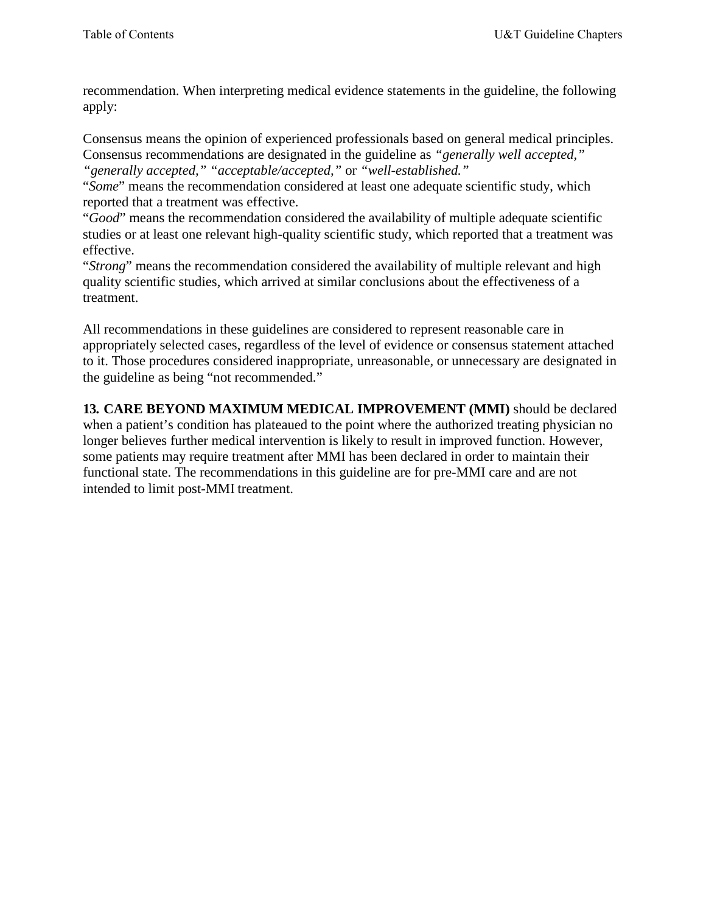recommendation. When interpreting medical evidence statements in the guideline, the following apply:

Consensus means the opinion of experienced professionals based on general medical principles. Consensus recommendations are designated in the guideline as *"generally well accepted," "generally accepted," "acceptable/accepted,"* or *"well-established."*
"*Some*" means the recommendation considered at least one adequate scientific study, which reported that a treatment was effective.
"*Good*" means the recommendation considered the availability of multiple adequate scientific studies or at least one relevant high-quality scientific study, which reported that a treatment was effective.
"*Strong*" means the recommendation considered the availability of multiple relevant and high quality scientific studies, which arrived at similar conclusions about the effectiveness of a treatment.

All recommendations in these guidelines are considered to represent reasonable care in appropriately selected cases, regardless of the level of evidence or consensus statement attached to it. Those procedures considered inappropriate, unreasonable, or unnecessary are designated in the guideline as being "not recommended."

**13. CARE BEYOND MAXIMUM MEDICAL IMPROVEMENT (MMI)** should be declared when a patient's condition has plateaued to the point where the authorized treating physician no longer believes further medical intervention is likely to result in improved function. However, some patients may require treatment after MMI has been declared in order to maintain their functional state. The recommendations in this guideline are for pre-MMI care and are not intended to limit post-MMI treatment.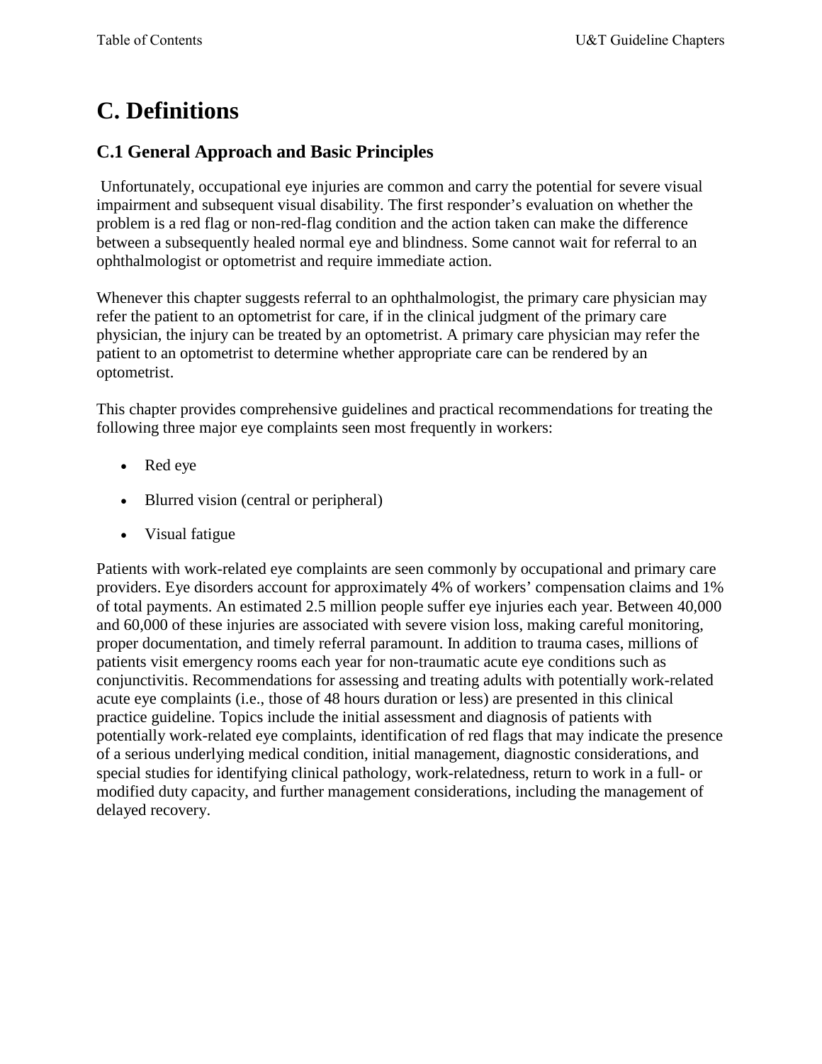# C. Definitions

## C.1 General Approach and Basic Principles

Unfortunately, occupational eye injuries are common and carry the potential for severe visual impairment and subsequent visual disability. The first responder's evaluation on whether the problem is a red flag or non-red-flag condition and the action taken can make the difference between a subsequently healed normal eye and blindness. Some cannot wait for referral to an ophthalmologist or optometrist and require immediate action.

Whenever this chapter suggests referral to an ophthalmologist, the primary care physician may refer the patient to an optometrist for care, if in the clinical judgment of the primary care physician, the injury can be treated by an optometrist. A primary care physician may refer the patient to an optometrist to determine whether appropriate care can be rendered by an optometrist.

This chapter provides comprehensive guidelines and practical recommendations for treating the following three major eye complaints seen most frequently in workers:

- Red eye
- Blurred vision (central or peripheral)
- Visual fatigue

Patients with work-related eye complaints are seen commonly by occupational and primary care providers. Eye disorders account for approximately 4% of workers' compensation claims and 1% of total payments. An estimated 2.5 million people suffer eye injuries each year. Between 40,000 and 60,000 of these injuries are associated with severe vision loss, making careful monitoring, proper documentation, and timely referral paramount. In addition to trauma cases, millions of patients visit emergency rooms each year for non-traumatic acute eye conditions such as conjunctivitis. Recommendations for assessing and treating adults with potentially work-related acute eye complaints (i.e., those of 48 hours duration or less) are presented in this clinical practice guideline. Topics include the initial assessment and diagnosis of patients with potentially work-related eye complaints, identification of red flags that may indicate the presence of a serious underlying medical condition, initial management, diagnostic considerations, and special studies for identifying clinical pathology, work-relatedness, return to work in a full- or modified duty capacity, and further management considerations, including the management of delayed recovery.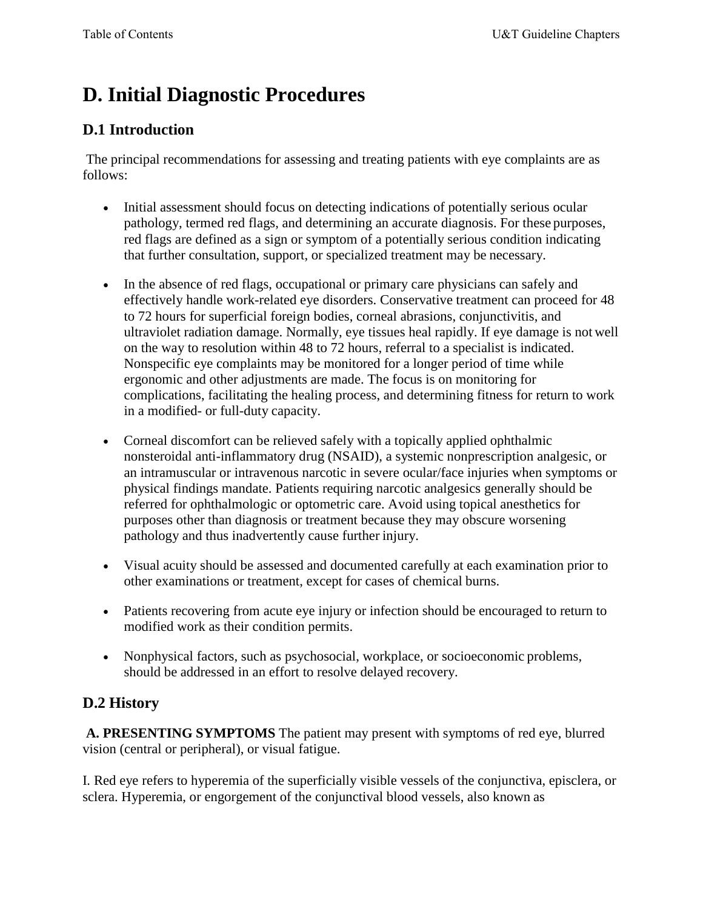# D. Initial Diagnostic Procedures

## D.1 Introduction

The principal recommendations for assessing and treating patients with eye complaints are as follows:

- Initial assessment should focus on detecting indications of potentially serious ocular pathology, termed red flags, and determining an accurate diagnosis. For these purposes, red flags are defined as a sign or symptom of a potentially serious condition indicating that further consultation, support, or specialized treatment may be necessary.

- In the absence of red flags, occupational or primary care physicians can safely and effectively handle work-related eye disorders. Conservative treatment can proceed for 48 to 72 hours for superficial foreign bodies, corneal abrasions, conjunctivitis, and ultraviolet radiation damage. Normally, eye tissues heal rapidly. If eye damage is not well on the way to resolution within 48 to 72 hours, referral to a specialist is indicated. Nonspecific eye complaints may be monitored for a longer period of time while ergonomic and other adjustments are made. The focus is on monitoring for complications, facilitating the healing process, and determining fitness for return to work in a modified- or full-duty capacity.

- Corneal discomfort can be relieved safely with a topically applied ophthalmic nonsteroidal anti-inflammatory drug (NSAID), a systemic nonprescription analgesic, or an intramuscular or intravenous narcotic in severe ocular/face injuries when symptoms or physical findings mandate. Patients requiring narcotic analgesics generally should be referred for ophthalmologic or optometric care. Avoid using topical anesthetics for purposes other than diagnosis or treatment because they may obscure worsening pathology and thus inadvertently cause further injury.

- Visual acuity should be assessed and documented carefully at each examination prior to other examinations or treatment, except for cases of chemical burns.

- Patients recovering from acute eye injury or infection should be encouraged to return to modified work as their condition permits.

- Nonphysical factors, such as psychosocial, workplace, or socioeconomic problems, should be addressed in an effort to resolve delayed recovery.

## D.2 History

**A. PRESENTING SYMPTOMS** The patient may present with symptoms of red eye, blurred vision (central or peripheral), or visual fatigue.

I. Red eye refers to hyperemia of the superficially visible vessels of the conjunctiva, episclera, or sclera. Hyperemia, or engorgement of the conjunctival blood vessels, also known as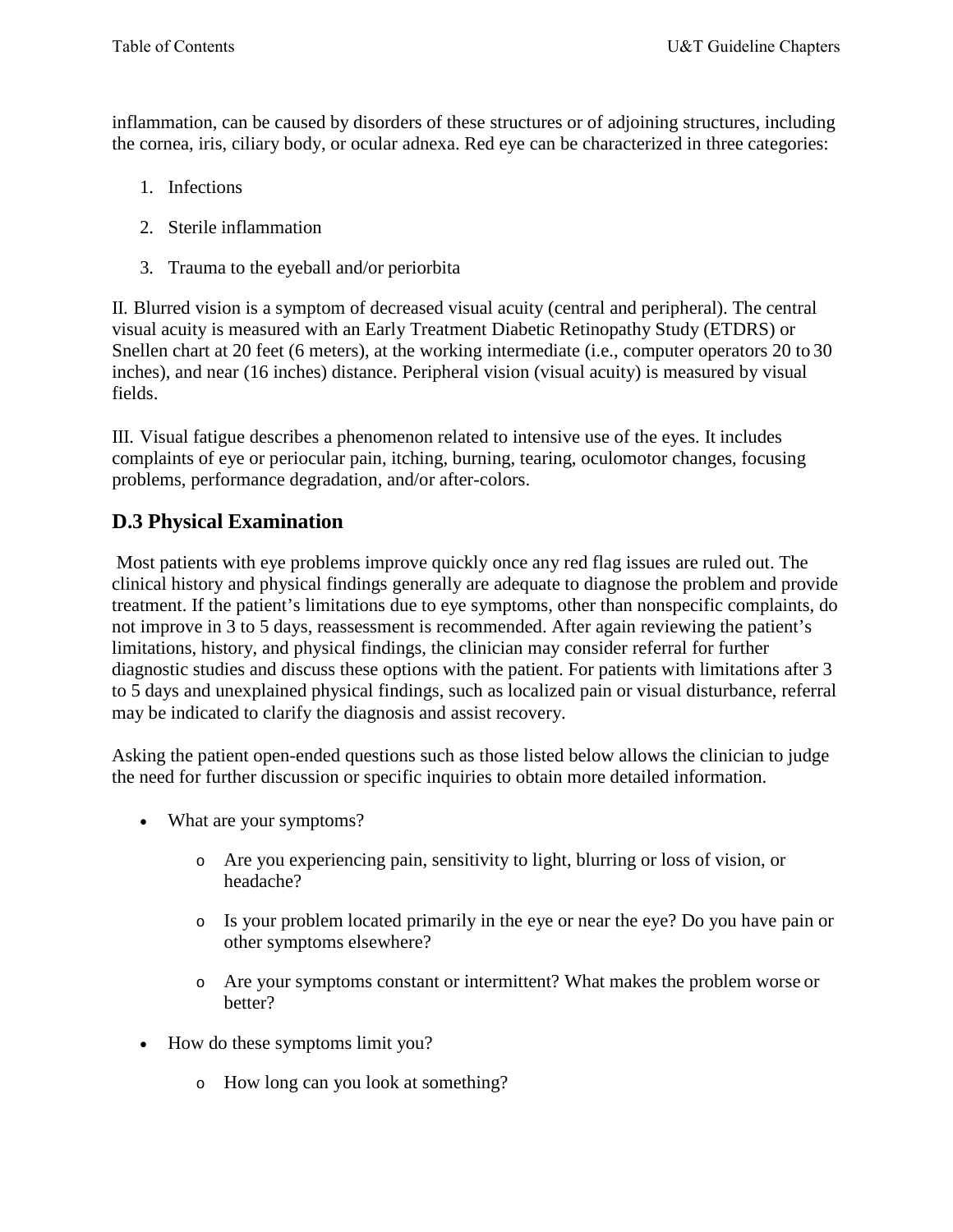inflammation, can be caused by disorders of these structures or of adjoining structures, including the cornea, iris, ciliary body, or ocular adnexa. Red eye can be characterized in three categories:

1. Infections
2. Sterile inflammation
3. Trauma to the eyeball and/or periorbita

II. Blurred vision is a symptom of decreased visual acuity (central and peripheral). The central visual acuity is measured with an Early Treatment Diabetic Retinopathy Study (ETDRS) or Snellen chart at 20 feet (6 meters), at the working intermediate (i.e., computer operators 20 to 30 inches), and near (16 inches) distance. Peripheral vision (visual acuity) is measured by visual fields.

III. Visual fatigue describes a phenomenon related to intensive use of the eyes. It includes complaints of eye or periocular pain, itching, burning, tearing, oculomotor changes, focusing problems, performance degradation, and/or after-colors.

## D.3 Physical Examination

Most patients with eye problems improve quickly once any red flag issues are ruled out. The clinical history and physical findings generally are adequate to diagnose the problem and provide treatment. If the patient's limitations due to eye symptoms, other than nonspecific complaints, do not improve in 3 to 5 days, reassessment is recommended. After again reviewing the patient's limitations, history, and physical findings, the clinician may consider referral for further diagnostic studies and discuss these options with the patient. For patients with limitations after 3 to 5 days and unexplained physical findings, such as localized pain or visual disturbance, referral may be indicated to clarify the diagnosis and assist recovery.

Asking the patient open-ended questions such as those listed below allows the clinician to judge the need for further discussion or specific inquiries to obtain more detailed information.

- What are your symptoms?
  - Are you experiencing pain, sensitivity to light, blurring or loss of vision, or headache?
  - Is your problem located primarily in the eye or near the eye? Do you have pain or other symptoms elsewhere?
  - Are your symptoms constant or intermittent? What makes the problem worse or better?
- How do these symptoms limit you?
  - How long can you look at something?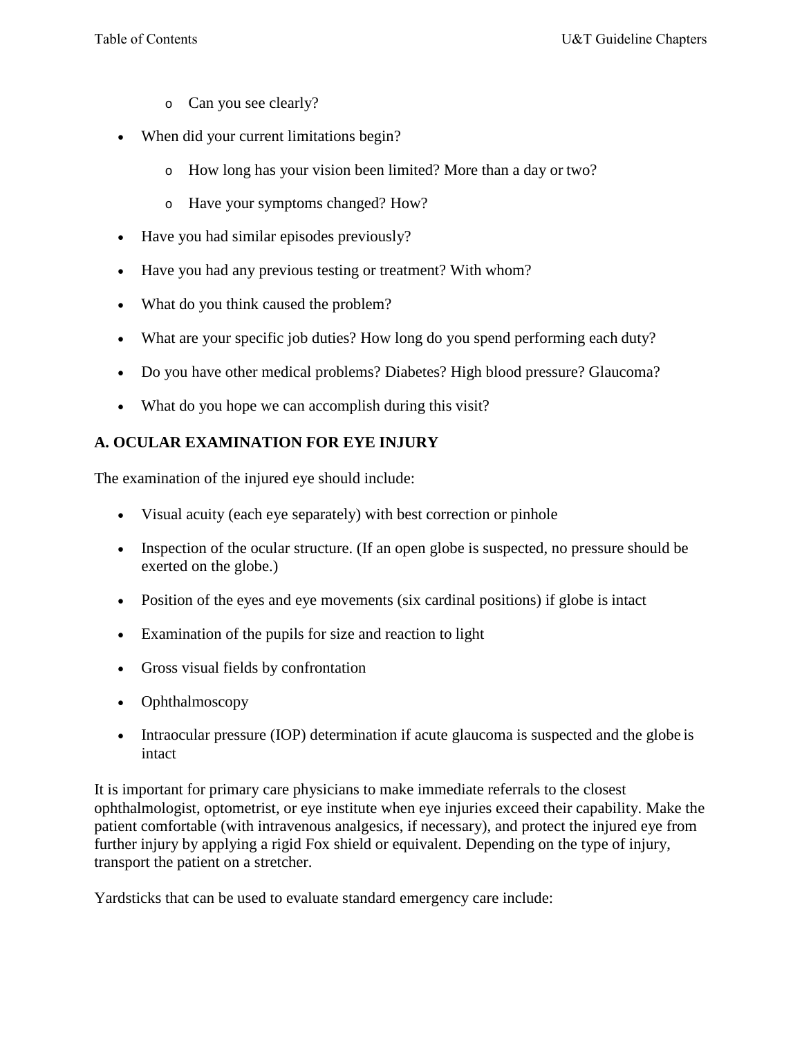- Can you see clearly?
- When did your current limitations begin?
    - How long has your vision been limited? More than a day or two?
    - Have your symptoms changed? How?
- Have you had similar episodes previously?
- Have you had any previous testing or treatment? With whom?
- What do you think caused the problem?
- What are your specific job duties? How long do you spend performing each duty?
- Do you have other medical problems? Diabetes? High blood pressure? Glaucoma?
- What do you hope we can accomplish during this visit?

**A. OCULAR EXAMINATION FOR EYE INJURY**

The examination of the injured eye should include:

- Visual acuity (each eye separately) with best correction or pinhole
- Inspection of the ocular structure. (If an open globe is suspected, no pressure should be exerted on the globe.)
- Position of the eyes and eye movements (six cardinal positions) if globe is intact
- Examination of the pupils for size and reaction to light
- Gross visual fields by confrontation
- Ophthalmoscopy
- Intraocular pressure (IOP) determination if acute glaucoma is suspected and the globe is intact

It is important for primary care physicians to make immediate referrals to the closest ophthalmologist, optometrist, or eye institute when eye injuries exceed their capability. Make the patient comfortable (with intravenous analgesics, if necessary), and protect the injured eye from further injury by applying a rigid Fox shield or equivalent. Depending on the type of injury, transport the patient on a stretcher.

Yardsticks that can be used to evaluate standard emergency care include: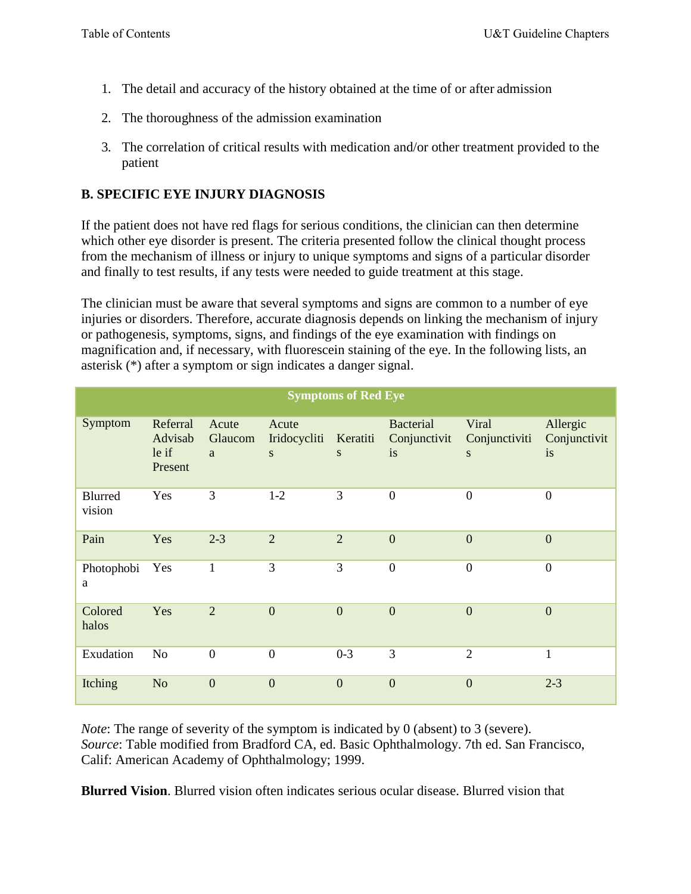1. The detail and accuracy of the history obtained at the time of or after admission

2. The thoroughness of the admission examination

3. The correlation of critical results with medication and/or other treatment provided to the patient

## B. SPECIFIC EYE INJURY DIAGNOSIS

If the patient does not have red flags for serious conditions, the clinician can then determine which other eye disorder is present. The criteria presented follow the clinical thought process from the mechanism of illness or injury to unique symptoms and signs of a particular disorder and finally to test results, if any tests were needed to guide treatment at this stage.

The clinician must be aware that several symptoms and signs are common to a number of eye injuries or disorders. Therefore, accurate diagnosis depends on linking the mechanism of injury or pathogenesis, symptoms, signs, and findings of the eye examination with findings on magnification and, if necessary, with fluorescein staining of the eye. In the following lists, an asterisk (*) after a symptom or sign indicates a danger signal.

| Symptoms of Red Eye | | | | | | | |
|---|---|---|---|---|---|---|---|
| Symptom | Referral Advisable if Present | Acute Glaucoma | Acute Iridocyclitis | Keratitis | Bacterial Conjunctivitis | Viral Conjunctivitis | Allergic Conjunctivitis |
| Blurred vision | Yes | 3 | 1-2 | 3 | 0 | 0 | 0 |
| Pain | Yes | 2-3 | 2 | 2 | 0 | 0 | 0 |
| Photophobia | Yes | 1 | 3 | 3 | 0 | 0 | 0 |
| Colored halos | Yes | 2 | 0 | 0 | 0 | 0 | 0 |
| Exudation | No | 0 | 0 | 0-3 | 3 | 2 | 1 |
| Itching | No | 0 | 0 | 0 | 0 | 0 | 2-3 |

*Note*: The range of severity of the symptom is indicated by 0 (absent) to 3 (severe).
*Source*: Table modified from Bradford CA, ed. Basic Ophthalmology. 7th ed. San Francisco, Calif: American Academy of Ophthalmology; 1999.

**Blurred Vision**. Blurred vision often indicates serious ocular disease. Blurred vision that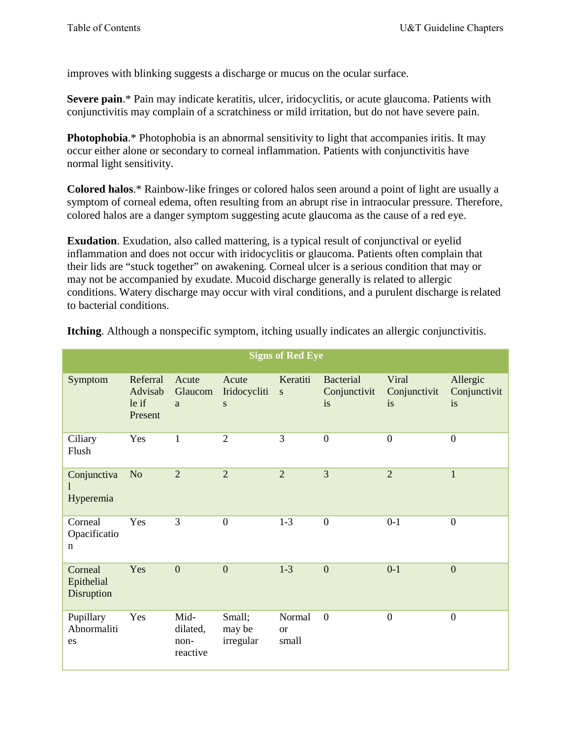improves with blinking suggests a discharge or mucus on the ocular surface.

**Severe pain**.* Pain may indicate keratitis, ulcer, iridocyclitis, or acute glaucoma. Patients with conjunctivitis may complain of a scratchiness or mild irritation, but do not have severe pain.

**Photophobia**.* Photophobia is an abnormal sensitivity to light that accompanies iritis. It may occur either alone or secondary to corneal inflammation. Patients with conjunctivitis have normal light sensitivity.

**Colored halos**.* Rainbow-like fringes or colored halos seen around a point of light are usually a symptom of corneal edema, often resulting from an abrupt rise in intraocular pressure. Therefore, colored halos are a danger symptom suggesting acute glaucoma as the cause of a red eye.

**Exudation**. Exudation, also called mattering, is a typical result of conjunctival or eyelid inflammation and does not occur with iridocyclitis or glaucoma. Patients often complain that their lids are "stuck together" on awakening. Corneal ulcer is a serious condition that may or may not be accompanied by exudate. Mucoid discharge generally is related to allergic conditions. Watery discharge may occur with viral conditions, and a purulent discharge is related to bacterial conditions.

**Itching**. Although a nonspecific symptom, itching usually indicates an allergic conjunctivitis.

| Signs of Red Eye | | | | | | | |
|---|---|---|---|---|---|---|---|
| Symptom | Referral Advisable if Present | Acute Glaucoma | Acute Iridocyclitis | Keratitis | Bacterial Conjunctivitis | Viral Conjunctivitis | Allergic Conjunctivitis |
| Ciliary Flush | Yes | 1 | 2 | 3 | 0 | 0 | 0 |
| Conjunctival Hyperemia | No | 2 | 2 | 2 | 3 | 2 | 1 |
| Corneal Opacification | Yes | 3 | 0 | 1-3 | 0 | 0-1 | 0 |
| Corneal Epithelial Disruption | Yes | 0 | 0 | 1-3 | 0 | 0-1 | 0 |
| Pupillary Abnormalities | Yes | Mid-dilated, non-reactive | Small; may be irregular | Normal or small | 0 | 0 | 0 |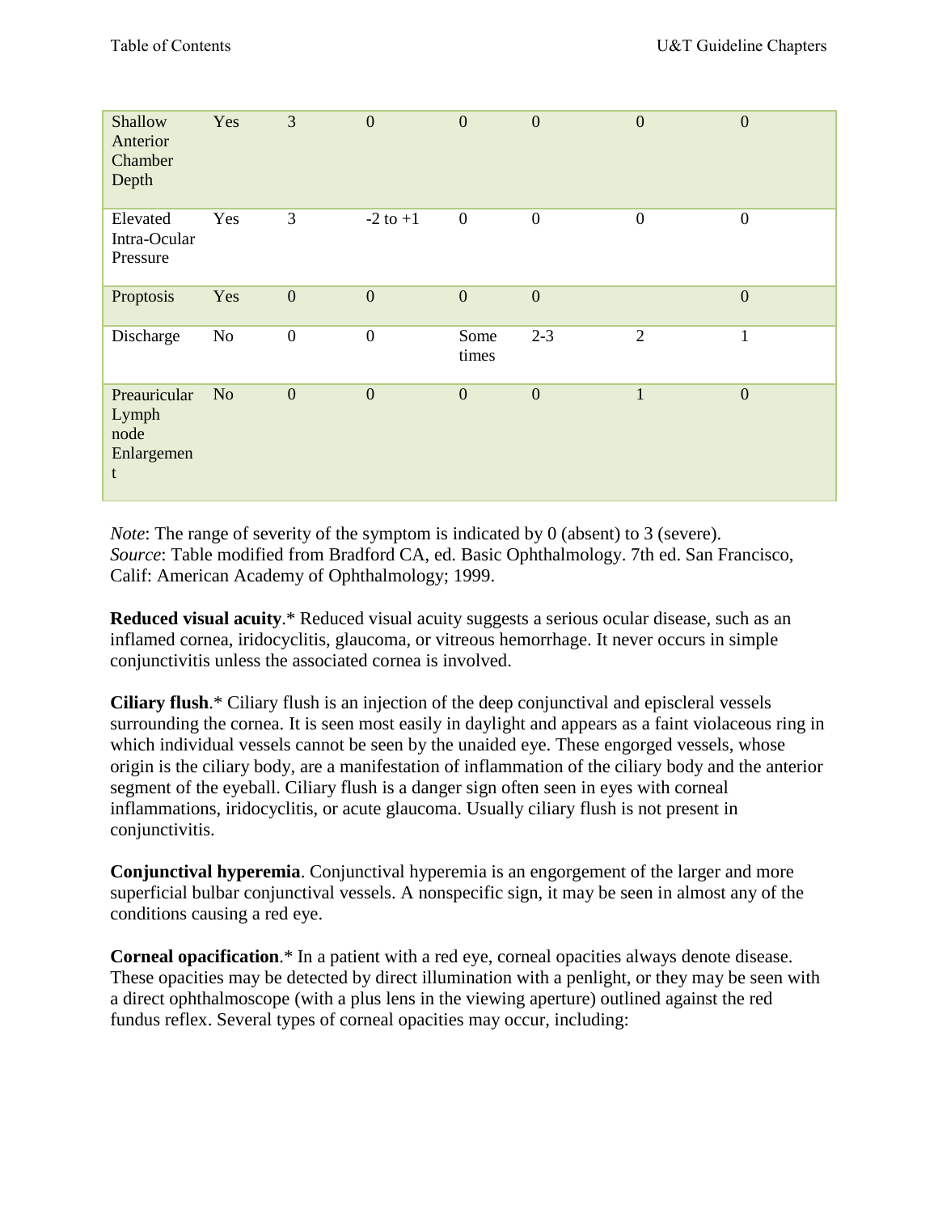| | | | | | | | |
|---|---|---|---|---|---|---|---|
| Shallow Anterior Chamber Depth | Yes | 3 | 0 | 0 | 0 | 0 | 0 |
| Elevated Intra-Ocular Pressure | Yes | 3 | -2 to +1 | 0 | 0 | 0 | 0 |
| Proptosis | Yes | 0 | 0 | 0 | 0 | | 0 |
| Discharge | No | 0 | 0 | Some times | 2-3 | 2 | 1 |
| Preauricular Lymph node Enlargement | No | 0 | 0 | 0 | 0 | 1 | 0 |

*Note*: The range of severity of the symptom is indicated by 0 (absent) to 3 (severe).
*Source*: Table modified from Bradford CA, ed. Basic Ophthalmology. 7th ed. San Francisco, Calif: American Academy of Ophthalmology; 1999.

**Reduced visual acuity**.* Reduced visual acuity suggests a serious ocular disease, such as an inflamed cornea, iridocyclitis, glaucoma, or vitreous hemorrhage. It never occurs in simple conjunctivitis unless the associated cornea is involved.

**Ciliary flush**.* Ciliary flush is an injection of the deep conjunctival and episcleral vessels surrounding the cornea. It is seen most easily in daylight and appears as a faint violaceous ring in which individual vessels cannot be seen by the unaided eye. These engorged vessels, whose origin is the ciliary body, are a manifestation of inflammation of the ciliary body and the anterior segment of the eyeball. Ciliary flush is a danger sign often seen in eyes with corneal inflammations, iridocyclitis, or acute glaucoma. Usually ciliary flush is not present in conjunctivitis.

**Conjunctival hyperemia**. Conjunctival hyperemia is an engorgement of the larger and more superficial bulbar conjunctival vessels. A nonspecific sign, it may be seen in almost any of the conditions causing a red eye.

**Corneal opacification**.* In a patient with a red eye, corneal opacities always denote disease. These opacities may be detected by direct illumination with a penlight, or they may be seen with a direct ophthalmoscope (with a plus lens in the viewing aperture) outlined against the red fundus reflex. Several types of corneal opacities may occur, including: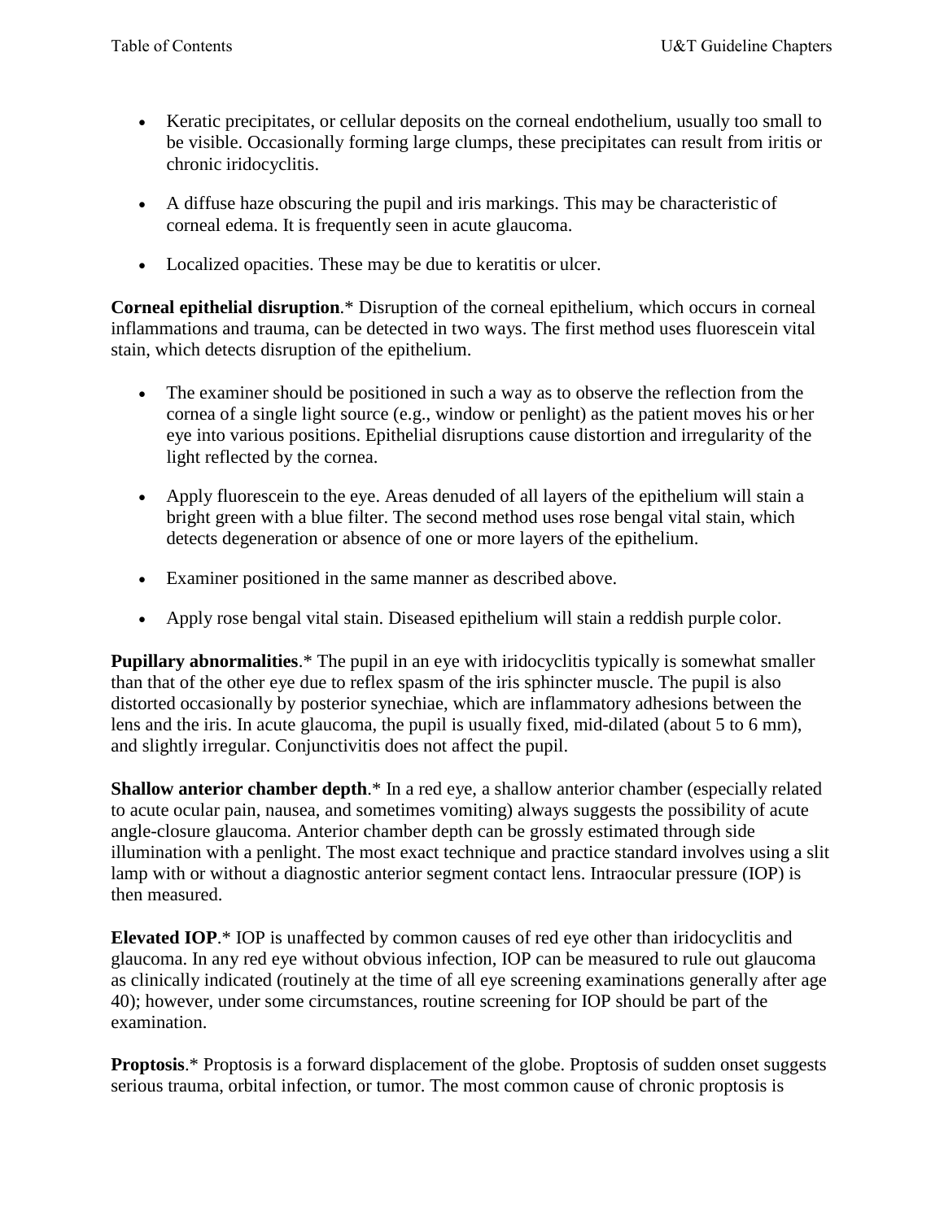- Keratic precipitates, or cellular deposits on the corneal endothelium, usually too small to be visible. Occasionally forming large clumps, these precipitates can result from iritis or chronic iridocyclitis.

- A diffuse haze obscuring the pupil and iris markings. This may be characteristic of corneal edema. It is frequently seen in acute glaucoma.

- Localized opacities. These may be due to keratitis or ulcer.

**Corneal epithelial disruption**.* Disruption of the corneal epithelium, which occurs in corneal inflammations and trauma, can be detected in two ways. The first method uses fluorescein vital stain, which detects disruption of the epithelium.

- The examiner should be positioned in such a way as to observe the reflection from the cornea of a single light source (e.g., window or penlight) as the patient moves his or her eye into various positions. Epithelial disruptions cause distortion and irregularity of the light reflected by the cornea.

- Apply fluorescein to the eye. Areas denuded of all layers of the epithelium will stain a bright green with a blue filter. The second method uses rose bengal vital stain, which detects degeneration or absence of one or more layers of the epithelium.

- Examiner positioned in the same manner as described above.

- Apply rose bengal vital stain. Diseased epithelium will stain a reddish purple color.

**Pupillary abnormalities**.* The pupil in an eye with iridocyclitis typically is somewhat smaller than that of the other eye due to reflex spasm of the iris sphincter muscle. The pupil is also distorted occasionally by posterior synechiae, which are inflammatory adhesions between the lens and the iris. In acute glaucoma, the pupil is usually fixed, mid-dilated (about 5 to 6 mm), and slightly irregular. Conjunctivitis does not affect the pupil.

**Shallow anterior chamber depth**.* In a red eye, a shallow anterior chamber (especially related to acute ocular pain, nausea, and sometimes vomiting) always suggests the possibility of acute angle-closure glaucoma. Anterior chamber depth can be grossly estimated through side illumination with a penlight. The most exact technique and practice standard involves using a slit lamp with or without a diagnostic anterior segment contact lens. Intraocular pressure (IOP) is then measured.

**Elevated IOP**.* IOP is unaffected by common causes of red eye other than iridocyclitis and glaucoma. In any red eye without obvious infection, IOP can be measured to rule out glaucoma as clinically indicated (routinely at the time of all eye screening examinations generally after age 40); however, under some circumstances, routine screening for IOP should be part of the examination.

**Proptosis**.* Proptosis is a forward displacement of the globe. Proptosis of sudden onset suggests serious trauma, orbital infection, or tumor. The most common cause of chronic proptosis is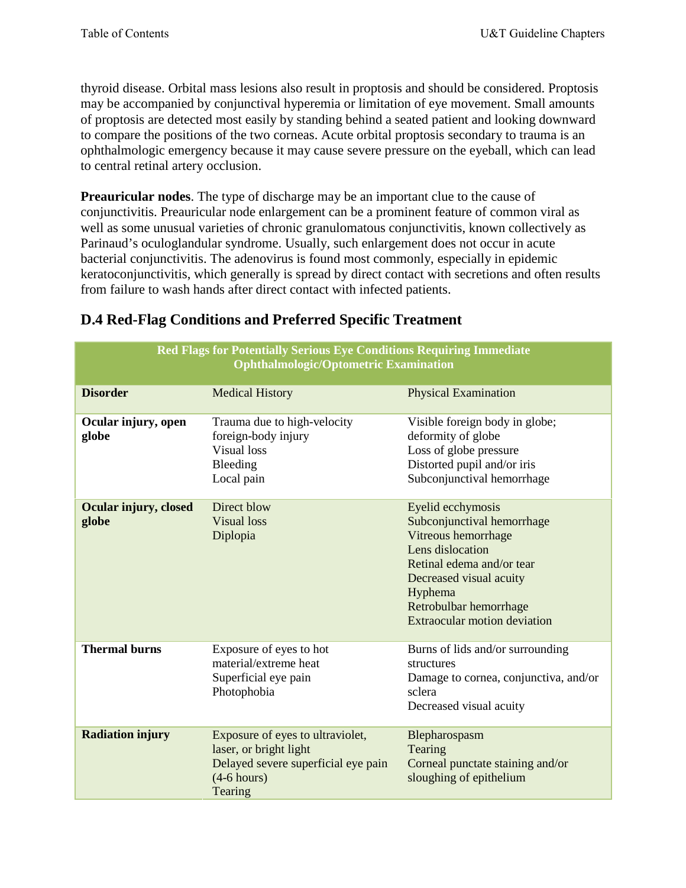thyroid disease. Orbital mass lesions also result in proptosis and should be considered. Proptosis may be accompanied by conjunctival hyperemia or limitation of eye movement. Small amounts of proptosis are detected most easily by standing behind a seated patient and looking downward to compare the positions of the two corneas. Acute orbital proptosis secondary to trauma is an ophthalmologic emergency because it may cause severe pressure on the eyeball, which can lead to central retinal artery occlusion.

**Preauricular nodes**. The type of discharge may be an important clue to the cause of conjunctivitis. Preauricular node enlargement can be a prominent feature of common viral as well as some unusual varieties of chronic granulomatous conjunctivitis, known collectively as Parinaud's oculoglandular syndrome. Usually, such enlargement does not occur in acute bacterial conjunctivitis. The adenovirus is found most commonly, especially in epidemic keratoconjunctivitis, which generally is spread by direct contact with secretions and often results from failure to wash hands after direct contact with infected patients.

## D.4 Red-Flag Conditions and Preferred Specific Treatment

| Red Flags for Potentially Serious Eye Conditions Requiring Immediate Ophthalmologic/Optometric Examination | | |
|---|---|---|
| **Disorder** | Medical History | Physical Examination |
| **Ocular injury, open globe** | Trauma due to high-velocity foreign-body injury<br>Visual loss<br>Bleeding<br>Local pain | Visible foreign body in globe; deformity of globe<br>Loss of globe pressure<br>Distorted pupil and/or iris<br>Subconjunctival hemorrhage |
| **Ocular injury, closed globe** | Direct blow<br>Visual loss<br>Diplopia | Eyelid ecchymosis<br>Subconjunctival hemorrhage<br>Vitreous hemorrhage<br>Lens dislocation<br>Retinal edema and/or tear<br>Decreased visual acuity<br>Hyphema<br>Retrobulbar hemorrhage<br>Extraocular motion deviation |
| **Thermal burns** | Exposure of eyes to hot material/extreme heat<br>Superficial eye pain<br>Photophobia | Burns of lids and/or surrounding structures<br>Damage to cornea, conjunctiva, and/or sclera<br>Decreased visual acuity |
| **Radiation injury** | Exposure of eyes to ultraviolet, laser, or bright light<br>Delayed severe superficial eye pain (4-6 hours)<br>Tearing | Blepharospasm<br>Tearing<br>Corneal punctate staining and/or sloughing of epithelium |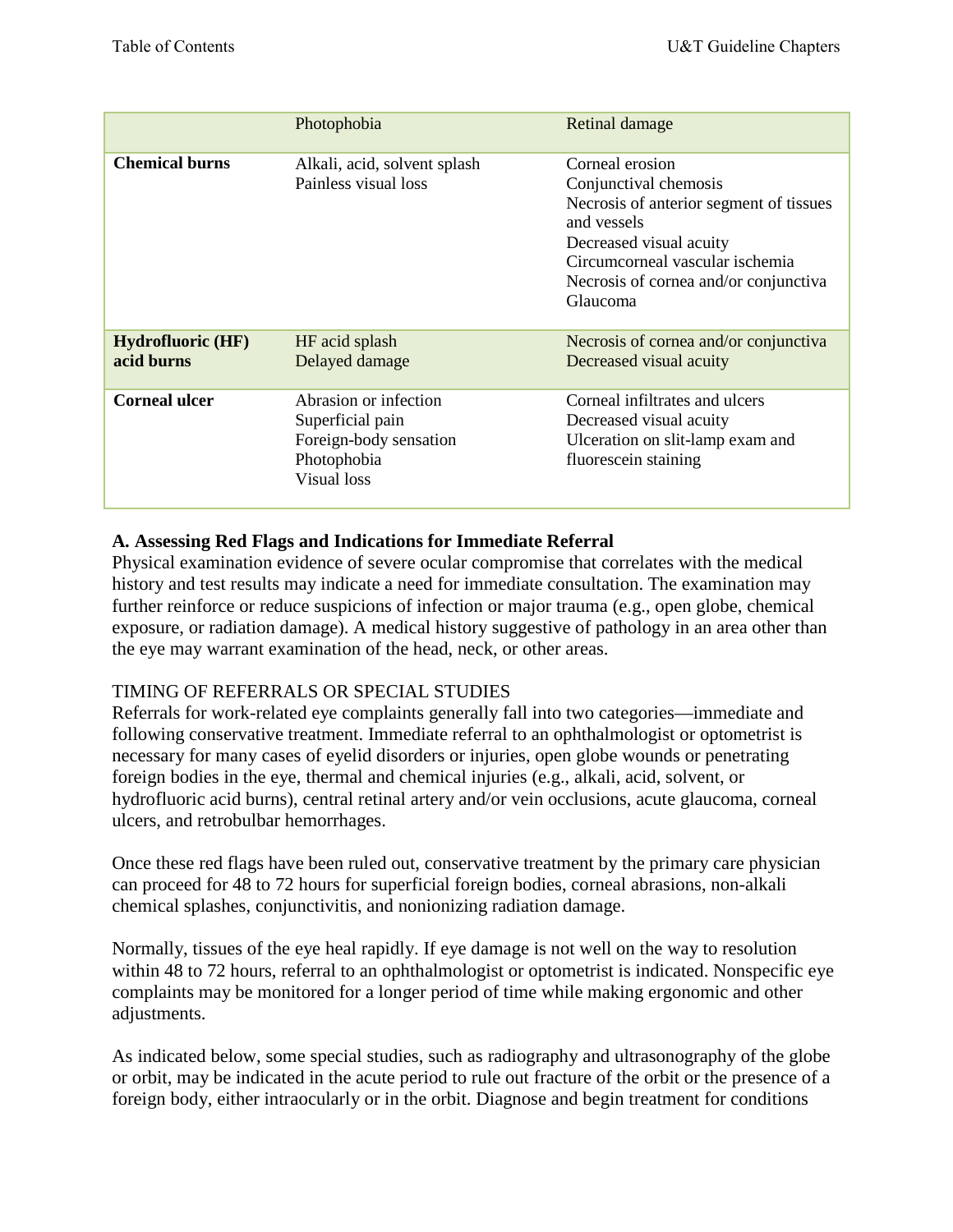| | | |
|---|---|---|
| | Photophobia | Retinal damage |
| **Chemical burns** | Alkali, acid, solvent splash<br>Painless visual loss | Corneal erosion<br>Conjunctival chemosis<br>Necrosis of anterior segment of tissues and vessels<br>Decreased visual acuity<br>Circumcorneal vascular ischemia<br>Necrosis of cornea and/or conjunctiva<br>Glaucoma |
| **Hydrofluoric (HF) acid burns** | HF acid splash<br>Delayed damage | Necrosis of cornea and/or conjunctiva<br>Decreased visual acuity |
| **Corneal ulcer** | Abrasion or infection<br>Superficial pain<br>Foreign-body sensation<br>Photophobia<br>Visual loss | Corneal infiltrates and ulcers<br>Decreased visual acuity<br>Ulceration on slit-lamp exam and fluorescein staining |

### A. Assessing Red Flags and Indications for Immediate Referral

Physical examination evidence of severe ocular compromise that correlates with the medical history and test results may indicate a need for immediate consultation. The examination may further reinforce or reduce suspicions of infection or major trauma (e.g., open globe, chemical exposure, or radiation damage). A medical history suggestive of pathology in an area other than the eye may warrant examination of the head, neck, or other areas.

TIMING OF REFERRALS OR SPECIAL STUDIES

Referrals for work-related eye complaints generally fall into two categories—immediate and following conservative treatment. Immediate referral to an ophthalmologist or optometrist is necessary for many cases of eyelid disorders or injuries, open globe wounds or penetrating foreign bodies in the eye, thermal and chemical injuries (e.g., alkali, acid, solvent, or hydrofluoric acid burns), central retinal artery and/or vein occlusions, acute glaucoma, corneal ulcers, and retrobulbar hemorrhages.

Once these red flags have been ruled out, conservative treatment by the primary care physician can proceed for 48 to 72 hours for superficial foreign bodies, corneal abrasions, non-alkali chemical splashes, conjunctivitis, and nonionizing radiation damage.

Normally, tissues of the eye heal rapidly. If eye damage is not well on the way to resolution within 48 to 72 hours, referral to an ophthalmologist or optometrist is indicated. Nonspecific eye complaints may be monitored for a longer period of time while making ergonomic and other adjustments.

As indicated below, some special studies, such as radiography and ultrasonography of the globe or orbit, may be indicated in the acute period to rule out fracture of the orbit or the presence of a foreign body, either intraocularly or in the orbit. Diagnose and begin treatment for conditions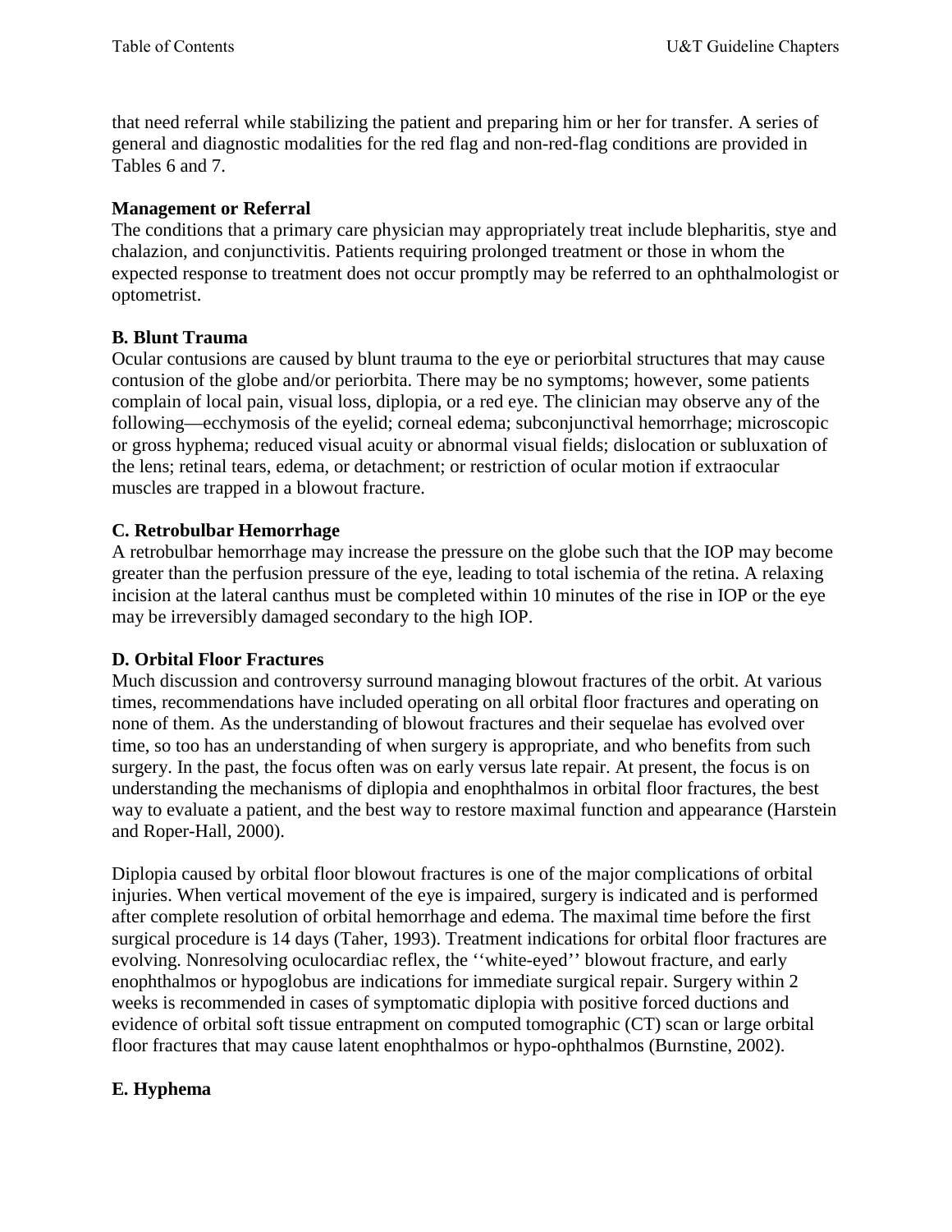that need referral while stabilizing the patient and preparing him or her for transfer. A series of general and diagnostic modalities for the red flag and non-red-flag conditions are provided in Tables 6 and 7.

**Management or Referral**
The conditions that a primary care physician may appropriately treat include blepharitis, stye and chalazion, and conjunctivitis. Patients requiring prolonged treatment or those in whom the expected response to treatment does not occur promptly may be referred to an ophthalmologist or optometrist.

**B. Blunt Trauma**
Ocular contusions are caused by blunt trauma to the eye or periorbital structures that may cause contusion of the globe and/or periorbita. There may be no symptoms; however, some patients complain of local pain, visual loss, diplopia, or a red eye. The clinician may observe any of the following—ecchymosis of the eyelid; corneal edema; subconjunctival hemorrhage; microscopic or gross hyphema; reduced visual acuity or abnormal visual fields; dislocation or subluxation of the lens; retinal tears, edema, or detachment; or restriction of ocular motion if extraocular muscles are trapped in a blowout fracture.

**C. Retrobulbar Hemorrhage**
A retrobulbar hemorrhage may increase the pressure on the globe such that the IOP may become greater than the perfusion pressure of the eye, leading to total ischemia of the retina. A relaxing incision at the lateral canthus must be completed within 10 minutes of the rise in IOP or the eye may be irreversibly damaged secondary to the high IOP.

**D. Orbital Floor Fractures**
Much discussion and controversy surround managing blowout fractures of the orbit. At various times, recommendations have included operating on all orbital floor fractures and operating on none of them. As the understanding of blowout fractures and their sequelae has evolved over time, so too has an understanding of when surgery is appropriate, and who benefits from such surgery. In the past, the focus often was on early versus late repair. At present, the focus is on understanding the mechanisms of diplopia and enophthalmos in orbital floor fractures, the best way to evaluate a patient, and the best way to restore maximal function and appearance (Harstein and Roper-Hall, 2000).

Diplopia caused by orbital floor blowout fractures is one of the major complications of orbital injuries. When vertical movement of the eye is impaired, surgery is indicated and is performed after complete resolution of orbital hemorrhage and edema. The maximal time before the first surgical procedure is 14 days (Taher, 1993). Treatment indications for orbital floor fractures are evolving. Nonresolving oculocardiac reflex, the ''white-eyed'' blowout fracture, and early enophthalmos or hypoglobus are indications for immediate surgical repair. Surgery within 2 weeks is recommended in cases of symptomatic diplopia with positive forced ductions and evidence of orbital soft tissue entrapment on computed tomographic (CT) scan or large orbital floor fractures that may cause latent enophthalmos or hypo-ophthalmos (Burnstine, 2002).

**E. Hyphema**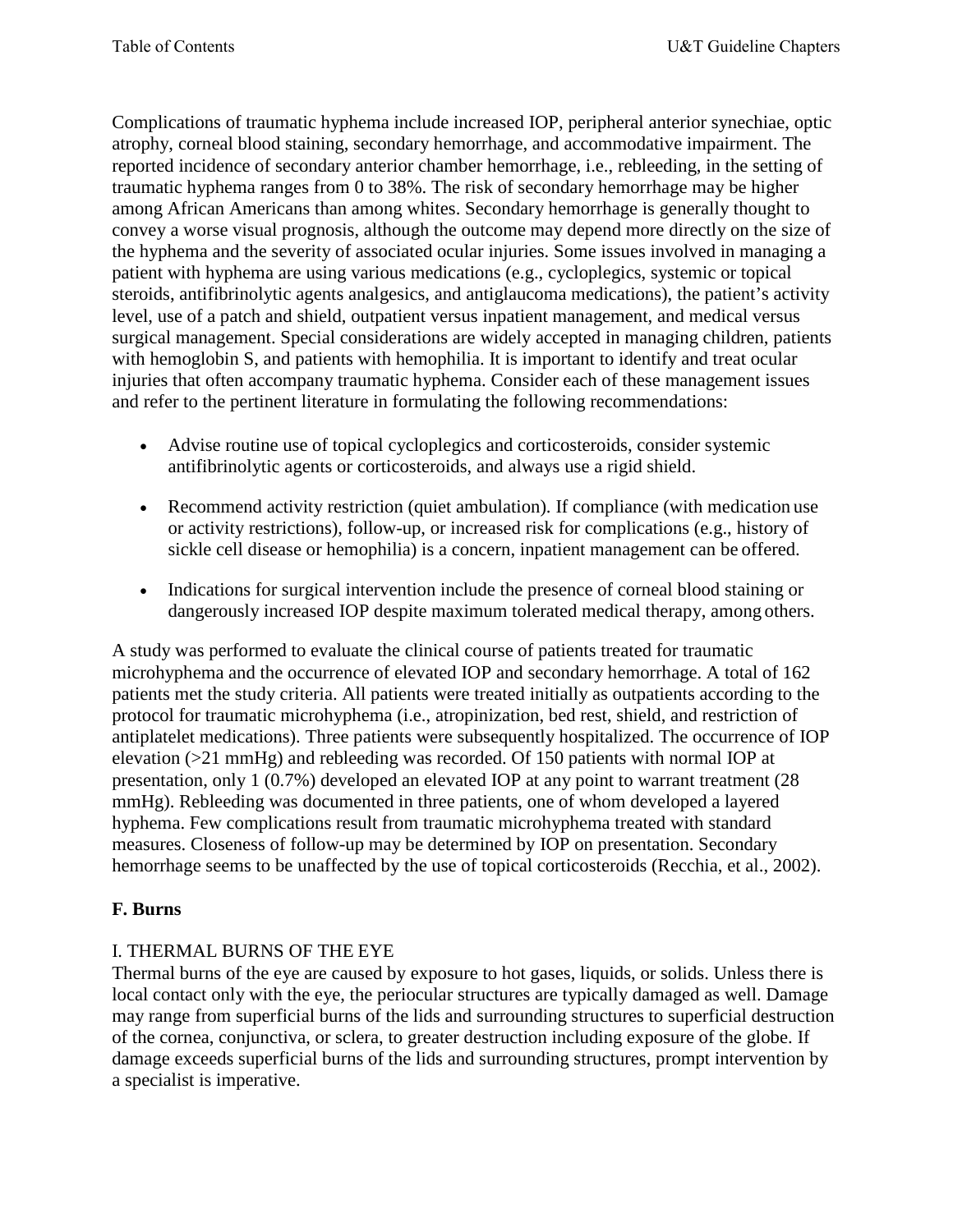Complications of traumatic hyphema include increased IOP, peripheral anterior synechiae, optic atrophy, corneal blood staining, secondary hemorrhage, and accommodative impairment. The reported incidence of secondary anterior chamber hemorrhage, i.e., rebleeding, in the setting of traumatic hyphema ranges from 0 to 38%. The risk of secondary hemorrhage may be higher among African Americans than among whites. Secondary hemorrhage is generally thought to convey a worse visual prognosis, although the outcome may depend more directly on the size of the hyphema and the severity of associated ocular injuries. Some issues involved in managing a patient with hyphema are using various medications (e.g., cycloplegics, systemic or topical steroids, antifibrinolytic agents analgesics, and antiglaucoma medications), the patient's activity level, use of a patch and shield, outpatient versus inpatient management, and medical versus surgical management. Special considerations are widely accepted in managing children, patients with hemoglobin S, and patients with hemophilia. It is important to identify and treat ocular injuries that often accompany traumatic hyphema. Consider each of these management issues and refer to the pertinent literature in formulating the following recommendations:

- Advise routine use of topical cycloplegics and corticosteroids, consider systemic antifibrinolytic agents or corticosteroids, and always use a rigid shield.
- Recommend activity restriction (quiet ambulation). If compliance (with medication use or activity restrictions), follow-up, or increased risk for complications (e.g., history of sickle cell disease or hemophilia) is a concern, inpatient management can be offered.
- Indications for surgical intervention include the presence of corneal blood staining or dangerously increased IOP despite maximum tolerated medical therapy, among others.

A study was performed to evaluate the clinical course of patients treated for traumatic microhyphema and the occurrence of elevated IOP and secondary hemorrhage. A total of 162 patients met the study criteria. All patients were treated initially as outpatients according to the protocol for traumatic microhyphema (i.e., atropinization, bed rest, shield, and restriction of antiplatelet medications). Three patients were subsequently hospitalized. The occurrence of IOP elevation (>21 mmHg) and rebleeding was recorded. Of 150 patients with normal IOP at presentation, only 1 (0.7%) developed an elevated IOP at any point to warrant treatment (28 mmHg). Rebleeding was documented in three patients, one of whom developed a layered hyphema. Few complications result from traumatic microhyphema treated with standard measures. Closeness of follow-up may be determined by IOP on presentation. Secondary hemorrhage seems to be unaffected by the use of topical corticosteroids (Recchia, et al., 2002).

## F. Burns

### I. THERMAL BURNS OF THE EYE

Thermal burns of the eye are caused by exposure to hot gases, liquids, or solids. Unless there is local contact only with the eye, the periocular structures are typically damaged as well. Damage may range from superficial burns of the lids and surrounding structures to superficial destruction of the cornea, conjunctiva, or sclera, to greater destruction including exposure of the globe. If damage exceeds superficial burns of the lids and surrounding structures, prompt intervention by a specialist is imperative.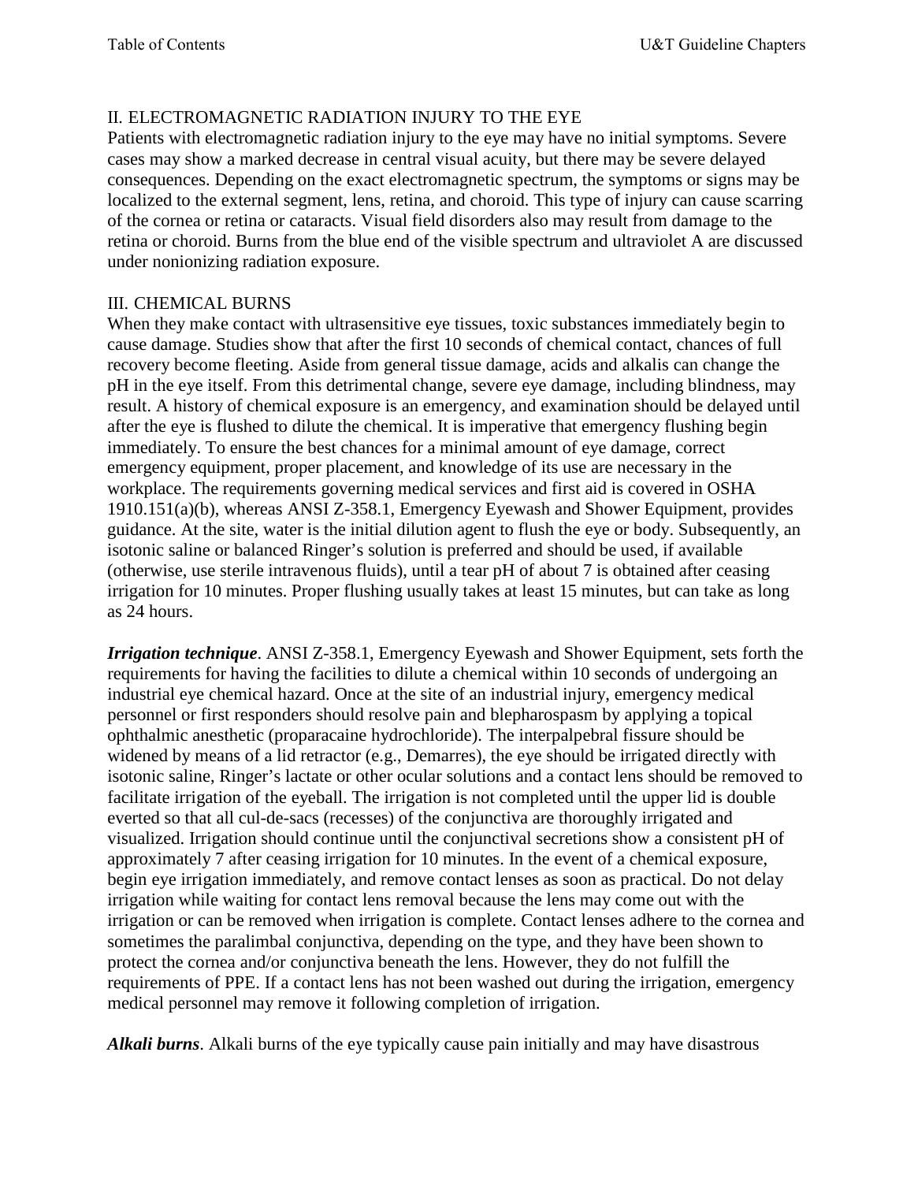## II. ELECTROMAGNETIC RADIATION INJURY TO THE EYE

Patients with electromagnetic radiation injury to the eye may have no initial symptoms. Severe cases may show a marked decrease in central visual acuity, but there may be severe delayed consequences. Depending on the exact electromagnetic spectrum, the symptoms or signs may be localized to the external segment, lens, retina, and choroid. This type of injury can cause scarring of the cornea or retina or cataracts. Visual field disorders also may result from damage to the retina or choroid. Burns from the blue end of the visible spectrum and ultraviolet A are discussed under nonionizing radiation exposure.

## III. CHEMICAL BURNS

When they make contact with ultrasensitive eye tissues, toxic substances immediately begin to cause damage. Studies show that after the first 10 seconds of chemical contact, chances of full recovery become fleeting. Aside from general tissue damage, acids and alkalis can change the pH in the eye itself. From this detrimental change, severe eye damage, including blindness, may result. A history of chemical exposure is an emergency, and examination should be delayed until after the eye is flushed to dilute the chemical. It is imperative that emergency flushing begin immediately. To ensure the best chances for a minimal amount of eye damage, correct emergency equipment, proper placement, and knowledge of its use are necessary in the workplace. The requirements governing medical services and first aid is covered in OSHA 1910.151(a)(b), whereas ANSI Z-358.1, Emergency Eyewash and Shower Equipment, provides guidance. At the site, water is the initial dilution agent to flush the eye or body. Subsequently, an isotonic saline or balanced Ringer's solution is preferred and should be used, if available (otherwise, use sterile intravenous fluids), until a tear pH of about 7 is obtained after ceasing irrigation for 10 minutes. Proper flushing usually takes at least 15 minutes, but can take as long as 24 hours.

***Irrigation technique***. ANSI Z-358.1, Emergency Eyewash and Shower Equipment, sets forth the requirements for having the facilities to dilute a chemical within 10 seconds of undergoing an industrial eye chemical hazard. Once at the site of an industrial injury, emergency medical personnel or first responders should resolve pain and blepharospasm by applying a topical ophthalmic anesthetic (proparacaine hydrochloride). The interpalpebral fissure should be widened by means of a lid retractor (e.g., Demarres), the eye should be irrigated directly with isotonic saline, Ringer's lactate or other ocular solutions and a contact lens should be removed to facilitate irrigation of the eyeball. The irrigation is not completed until the upper lid is double everted so that all cul-de-sacs (recesses) of the conjunctiva are thoroughly irrigated and visualized. Irrigation should continue until the conjunctival secretions show a consistent pH of approximately 7 after ceasing irrigation for 10 minutes. In the event of a chemical exposure, begin eye irrigation immediately, and remove contact lenses as soon as practical. Do not delay irrigation while waiting for contact lens removal because the lens may come out with the irrigation or can be removed when irrigation is complete. Contact lenses adhere to the cornea and sometimes the paralimbal conjunctiva, depending on the type, and they have been shown to protect the cornea and/or conjunctiva beneath the lens. However, they do not fulfill the requirements of PPE. If a contact lens has not been washed out during the irrigation, emergency medical personnel may remove it following completion of irrigation.

***Alkali burns***. Alkali burns of the eye typically cause pain initially and may have disastrous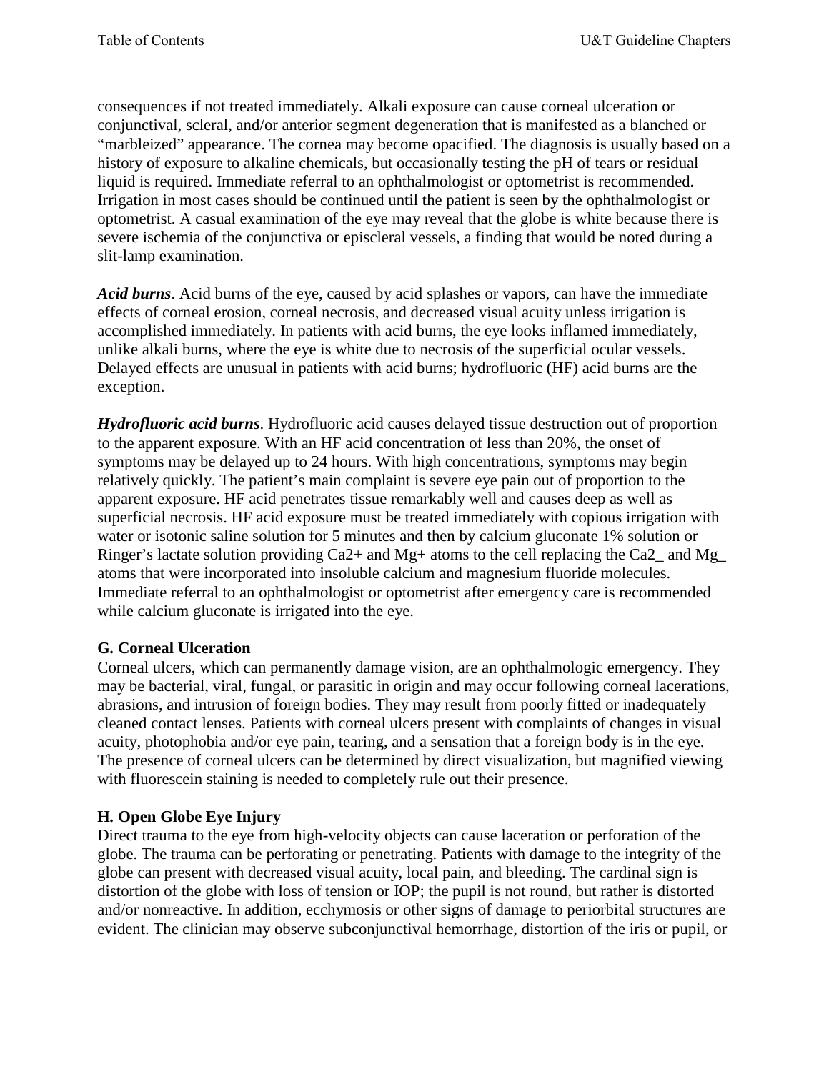consequences if not treated immediately. Alkali exposure can cause corneal ulceration or conjunctival, scleral, and/or anterior segment degeneration that is manifested as a blanched or "marbleized" appearance. The cornea may become opacified. The diagnosis is usually based on a history of exposure to alkaline chemicals, but occasionally testing the pH of tears or residual liquid is required. Immediate referral to an ophthalmologist or optometrist is recommended. Irrigation in most cases should be continued until the patient is seen by the ophthalmologist or optometrist. A casual examination of the eye may reveal that the globe is white because there is severe ischemia of the conjunctiva or episcleral vessels, a finding that would be noted during a slit-lamp examination.

***Acid burns***. Acid burns of the eye, caused by acid splashes or vapors, can have the immediate effects of corneal erosion, corneal necrosis, and decreased visual acuity unless irrigation is accomplished immediately. In patients with acid burns, the eye looks inflamed immediately, unlike alkali burns, where the eye is white due to necrosis of the superficial ocular vessels. Delayed effects are unusual in patients with acid burns; hydrofluoric (HF) acid burns are the exception.

***Hydrofluoric acid burns***. Hydrofluoric acid causes delayed tissue destruction out of proportion to the apparent exposure. With an HF acid concentration of less than 20%, the onset of symptoms may be delayed up to 24 hours. With high concentrations, symptoms may begin relatively quickly. The patient's main complaint is severe eye pain out of proportion to the apparent exposure. HF acid penetrates tissue remarkably well and causes deep as well as superficial necrosis. HF acid exposure must be treated immediately with copious irrigation with water or isotonic saline solution for 5 minutes and then by calcium gluconate 1% solution or Ringer's lactate solution providing $Ca2+$ and $Mg+$ atoms to the cell replacing the Ca2_ and Mg_ atoms that were incorporated into insoluble calcium and magnesium fluoride molecules. Immediate referral to an ophthalmologist or optometrist after emergency care is recommended while calcium gluconate is irrigated into the eye.

### G. Corneal Ulceration

Corneal ulcers, which can permanently damage vision, are an ophthalmologic emergency. They may be bacterial, viral, fungal, or parasitic in origin and may occur following corneal lacerations, abrasions, and intrusion of foreign bodies. They may result from poorly fitted or inadequately cleaned contact lenses. Patients with corneal ulcers present with complaints of changes in visual acuity, photophobia and/or eye pain, tearing, and a sensation that a foreign body is in the eye. The presence of corneal ulcers can be determined by direct visualization, but magnified viewing with fluorescein staining is needed to completely rule out their presence.

### H. Open Globe Eye Injury

Direct trauma to the eye from high-velocity objects can cause laceration or perforation of the globe. The trauma can be perforating or penetrating. Patients with damage to the integrity of the globe can present with decreased visual acuity, local pain, and bleeding. The cardinal sign is distortion of the globe with loss of tension or IOP; the pupil is not round, but rather is distorted and/or nonreactive. In addition, ecchymosis or other signs of damage to periorbital structures are evident. The clinician may observe subconjunctival hemorrhage, distortion of the iris or pupil, or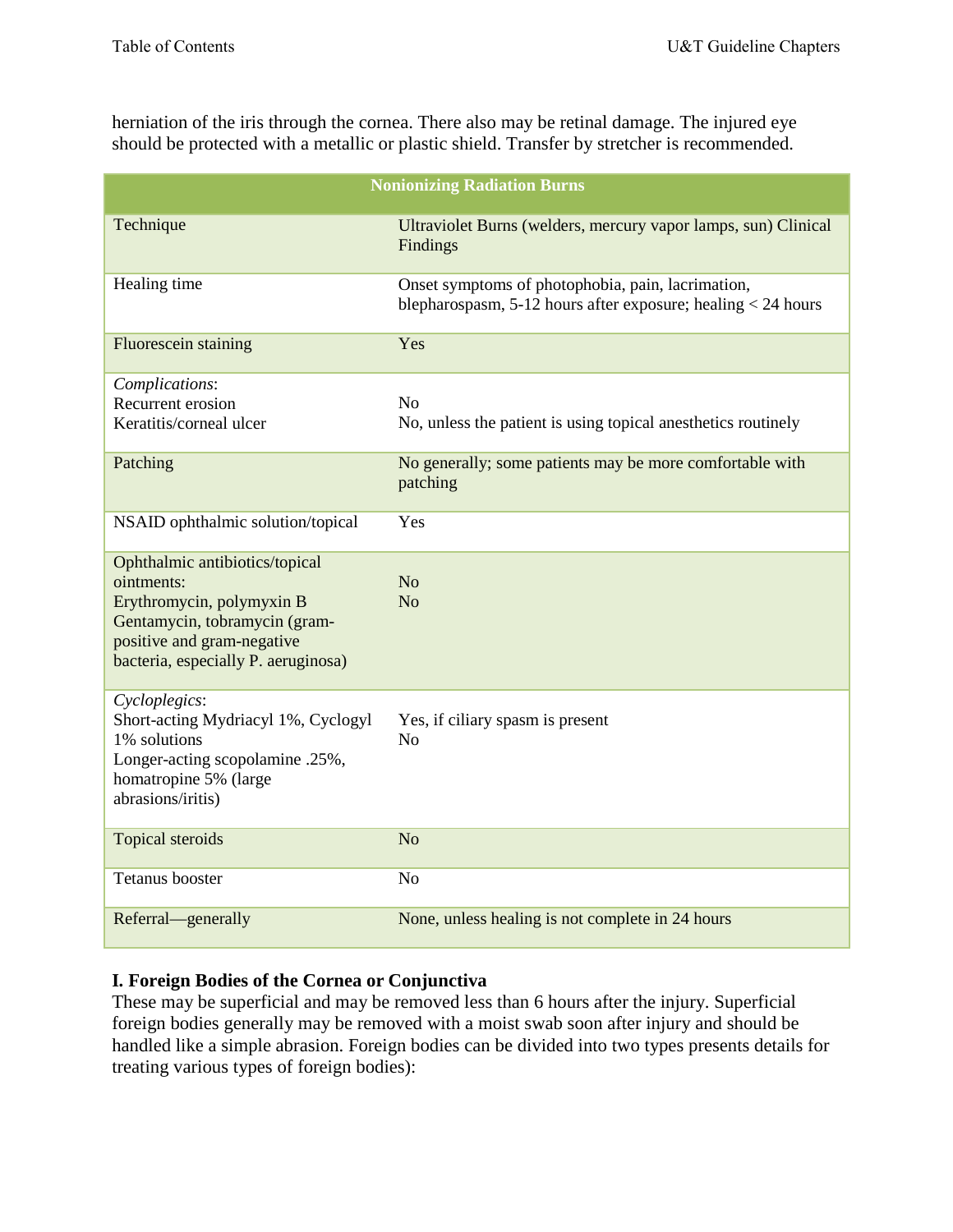herniation of the iris through the cornea. There also may be retinal damage. The injured eye should be protected with a metallic or plastic shield. Transfer by stretcher is recommended.

| Nonionizing Radiation Burns | |
|---|---|
| Technique | Ultraviolet Burns (welders, mercury vapor lamps, sun) Clinical Findings |
| Healing time | Onset symptoms of photophobia, pain, lacrimation, blepharospasm, 5-12 hours after exposure; healing < 24 hours |
| Fluorescein staining | Yes |
| *Complications*:<br>Recurrent erosion<br>Keratitis/corneal ulcer | <br>No<br>No, unless the patient is using topical anesthetics routinely |
| Patching | No generally; some patients may be more comfortable with patching |
| NSAID ophthalmic solution/topical | Yes |
| Ophthalmic antibiotics/topical ointments:<br>Erythromycin, polymyxin B<br>Gentamycin, tobramycin (gram-positive and gram-negative bacteria, especially P. aeruginosa) | <br>No<br>No |
| *Cycloplegics*:<br>Short-acting Mydriacyl 1%, Cyclogyl 1% solutions<br>Longer-acting scopolamine .25%, homatropine 5% (large abrasions/iritis) | <br>Yes, if ciliary spasm is present<br>No |
| Topical steroids | No |
| Tetanus booster | No |
| Referral—generally | None, unless healing is not complete in 24 hours |

**I. Foreign Bodies of the Cornea or Conjunctiva**

These may be superficial and may be removed less than 6 hours after the injury. Superficial foreign bodies generally may be removed with a moist swab soon after injury and should be handled like a simple abrasion. Foreign bodies can be divided into two types presents details for treating various types of foreign bodies):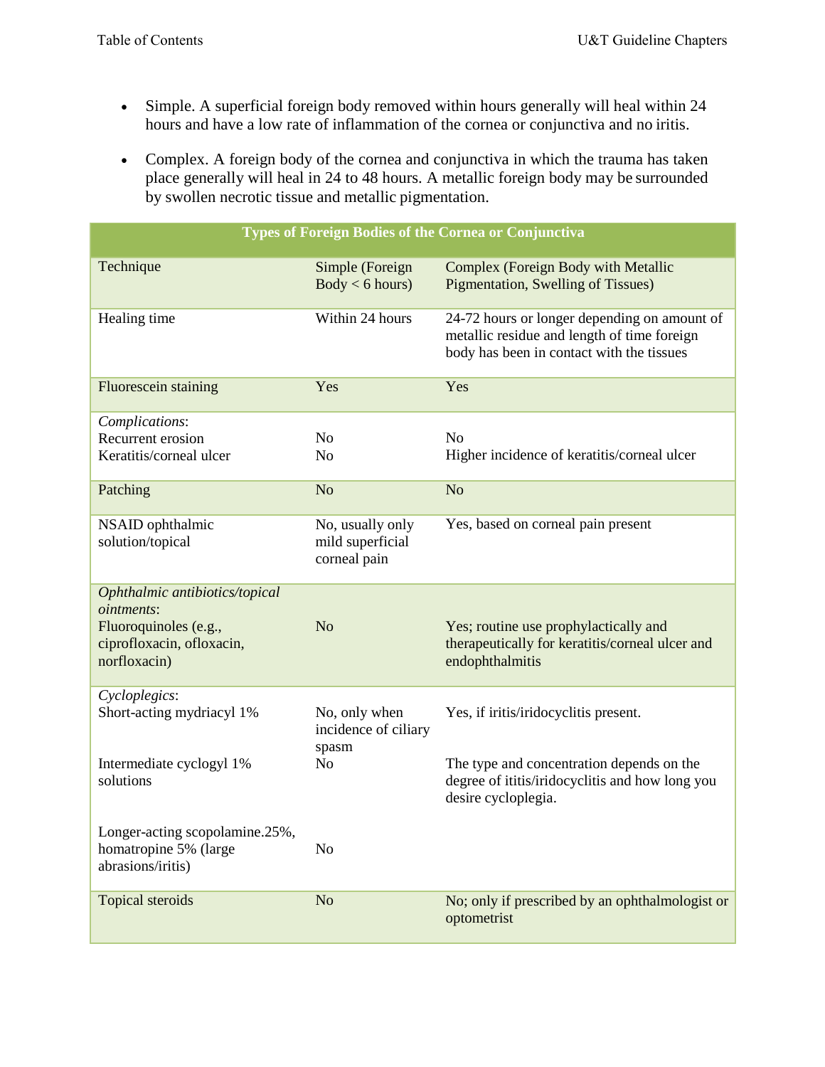- Simple. A superficial foreign body removed within hours generally will heal within 24 hours and have a low rate of inflammation of the cornea or conjunctiva and no iritis.

- Complex. A foreign body of the cornea and conjunctiva in which the trauma has taken place generally will heal in 24 to 48 hours. A metallic foreign body may be surrounded by swollen necrotic tissue and metallic pigmentation.

| Types of Foreign Bodies of the Cornea or Conjunctiva | | |
|---|---|---|
| Technique | Simple (Foreign Body < 6 hours) | Complex (Foreign Body with Metallic Pigmentation, Swelling of Tissues) |
| Healing time | Within 24 hours | 24-72 hours or longer depending on amount of metallic residue and length of time foreign body has been in contact with the tissues |
| Fluorescein staining | Yes | Yes |
| *Complications*: | | |
| Recurrent erosion | No | No |
| Keratitis/corneal ulcer | No | Higher incidence of keratitis/corneal ulcer |
| Patching | No | No |
| NSAID ophthalmic solution/topical | No, usually only mild superficial corneal pain | Yes, based on corneal pain present |
| *Ophthalmic antibiotics/topical ointments*: | | |
| Fluoroquinoles (e.g., ciprofloxacin, ofloxacin, norfloxacin) | No | Yes; routine use prophylactically and therapeutically for keratitis/corneal ulcer and endophthalmitis |
| *Cycloplegics*: | | |
| Short-acting mydriacyl 1% | No, only when incidence of ciliary spasm | Yes, if iritis/iridocyclitis present. |
| Intermediate cyclogyl 1% solutions | No | The type and concentration depends on the degree of ititis/iridocyclitis and how long you desire cycloplegia. |
| Longer-acting scopolamine.25%, homatropine 5% (large abrasions/iritis) | No | |
| Topical steroids | No | No; only if prescribed by an ophthalmologist or optometrist |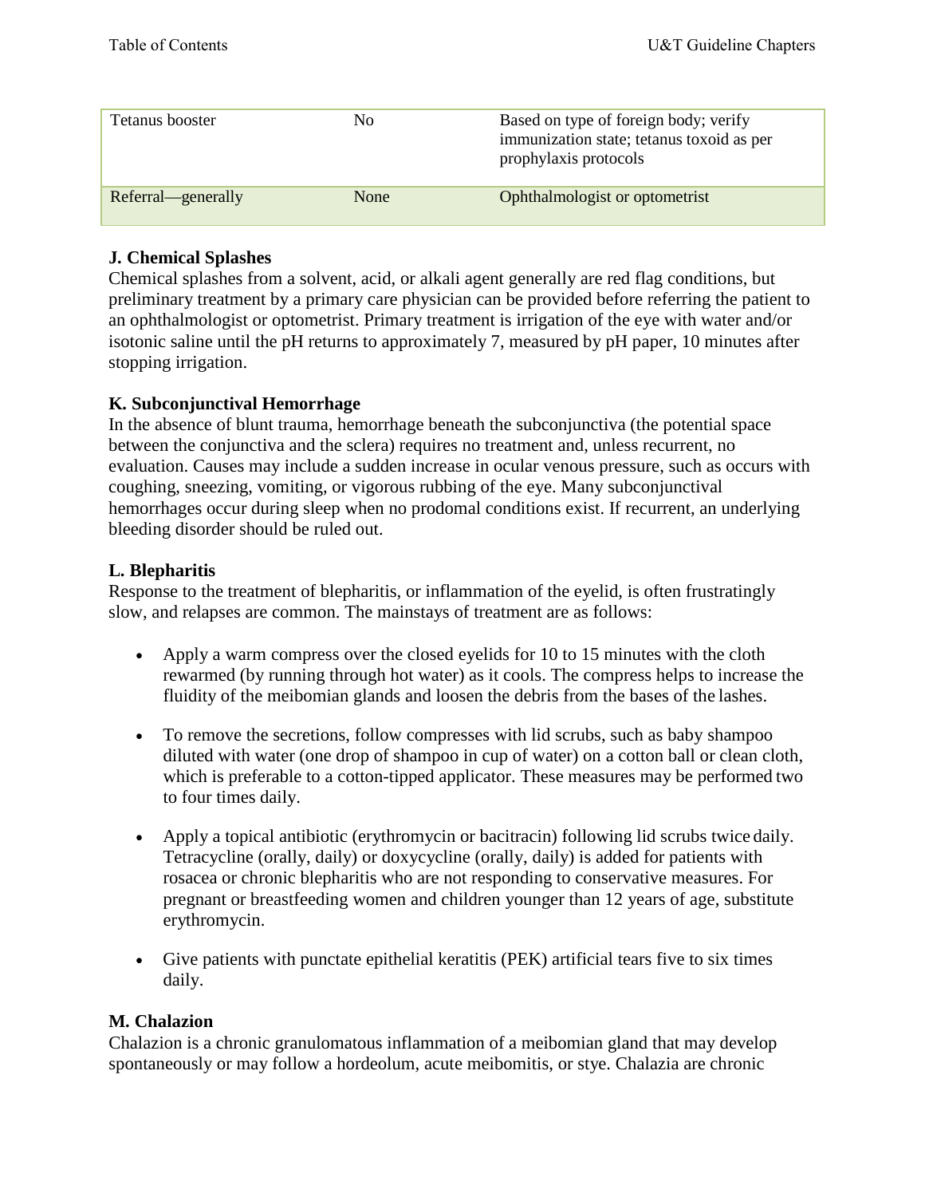| Tetanus booster | No | Based on type of foreign body; verify immunization state; tetanus toxoid as per prophylaxis protocols |
|---|---|---|
| Referral—generally | None | Ophthalmologist or optometrist |

**J. Chemical Splashes**

Chemical splashes from a solvent, acid, or alkali agent generally are red flag conditions, but preliminary treatment by a primary care physician can be provided before referring the patient to an ophthalmologist or optometrist. Primary treatment is irrigation of the eye with water and/or isotonic saline until the pH returns to approximately 7, measured by pH paper, 10 minutes after stopping irrigation.

**K. Subconjunctival Hemorrhage**

In the absence of blunt trauma, hemorrhage beneath the subconjunctiva (the potential space between the conjunctiva and the sclera) requires no treatment and, unless recurrent, no evaluation. Causes may include a sudden increase in ocular venous pressure, such as occurs with coughing, sneezing, vomiting, or vigorous rubbing of the eye. Many subconjunctival hemorrhages occur during sleep when no prodomal conditions exist. If recurrent, an underlying bleeding disorder should be ruled out.

**L. Blepharitis**

Response to the treatment of blepharitis, or inflammation of the eyelid, is often frustratingly slow, and relapses are common. The mainstays of treatment are as follows:

- Apply a warm compress over the closed eyelids for 10 to 15 minutes with the cloth rewarmed (by running through hot water) as it cools. The compress helps to increase the fluidity of the meibomian glands and loosen the debris from the bases of the lashes.
- To remove the secretions, follow compresses with lid scrubs, such as baby shampoo diluted with water (one drop of shampoo in cup of water) on a cotton ball or clean cloth, which is preferable to a cotton-tipped applicator. These measures may be performed two to four times daily.
- Apply a topical antibiotic (erythromycin or bacitracin) following lid scrubs twice daily. Tetracycline (orally, daily) or doxycycline (orally, daily) is added for patients with rosacea or chronic blepharitis who are not responding to conservative measures. For pregnant or breastfeeding women and children younger than 12 years of age, substitute erythromycin.
- Give patients with punctate epithelial keratitis (PEK) artificial tears five to six times daily.

**M. Chalazion**

Chalazion is a chronic granulomatous inflammation of a meibomian gland that may develop spontaneously or may follow a hordeolum, acute meibomitis, or stye. Chalazia are chronic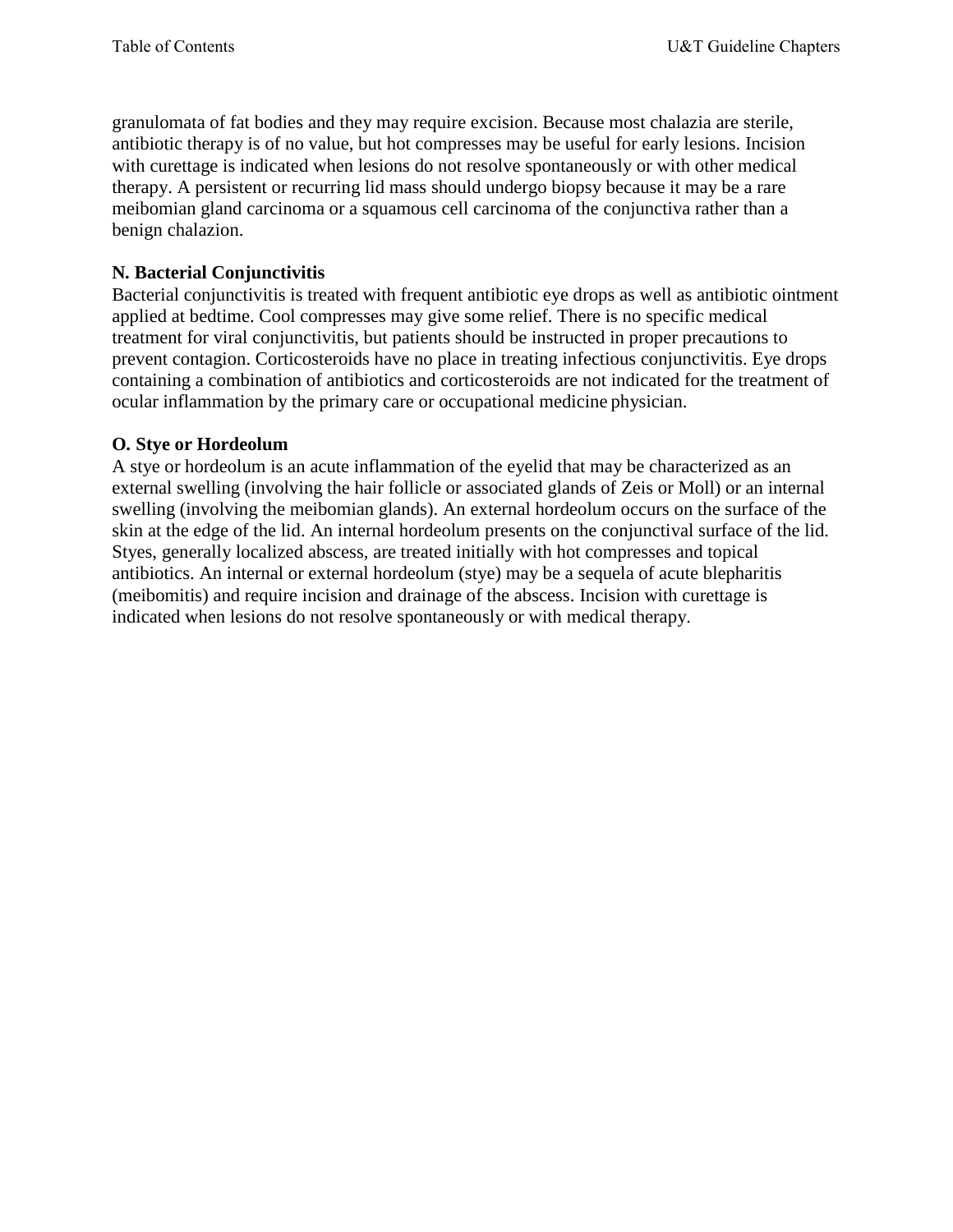granulomata of fat bodies and they may require excision. Because most chalazia are sterile, antibiotic therapy is of no value, but hot compresses may be useful for early lesions. Incision with curettage is indicated when lesions do not resolve spontaneously or with other medical therapy. A persistent or recurring lid mass should undergo biopsy because it may be a rare meibomian gland carcinoma or a squamous cell carcinoma of the conjunctiva rather than a benign chalazion.

**N. Bacterial Conjunctivitis**

Bacterial conjunctivitis is treated with frequent antibiotic eye drops as well as antibiotic ointment applied at bedtime. Cool compresses may give some relief. There is no specific medical treatment for viral conjunctivitis, but patients should be instructed in proper precautions to prevent contagion. Corticosteroids have no place in treating infectious conjunctivitis. Eye drops containing a combination of antibiotics and corticosteroids are not indicated for the treatment of ocular inflammation by the primary care or occupational medicine physician.

**O. Stye or Hordeolum**

A stye or hordeolum is an acute inflammation of the eyelid that may be characterized as an external swelling (involving the hair follicle or associated glands of Zeis or Moll) or an internal swelling (involving the meibomian glands). An external hordeolum occurs on the surface of the skin at the edge of the lid. An internal hordeolum presents on the conjunctival surface of the lid. Styes, generally localized abscess, are treated initially with hot compresses and topical antibiotics. An internal or external hordeolum (stye) may be a sequela of acute blepharitis (meibomitis) and require incision and drainage of the abscess. Incision with curettage is indicated when lesions do not resolve spontaneously or with medical therapy.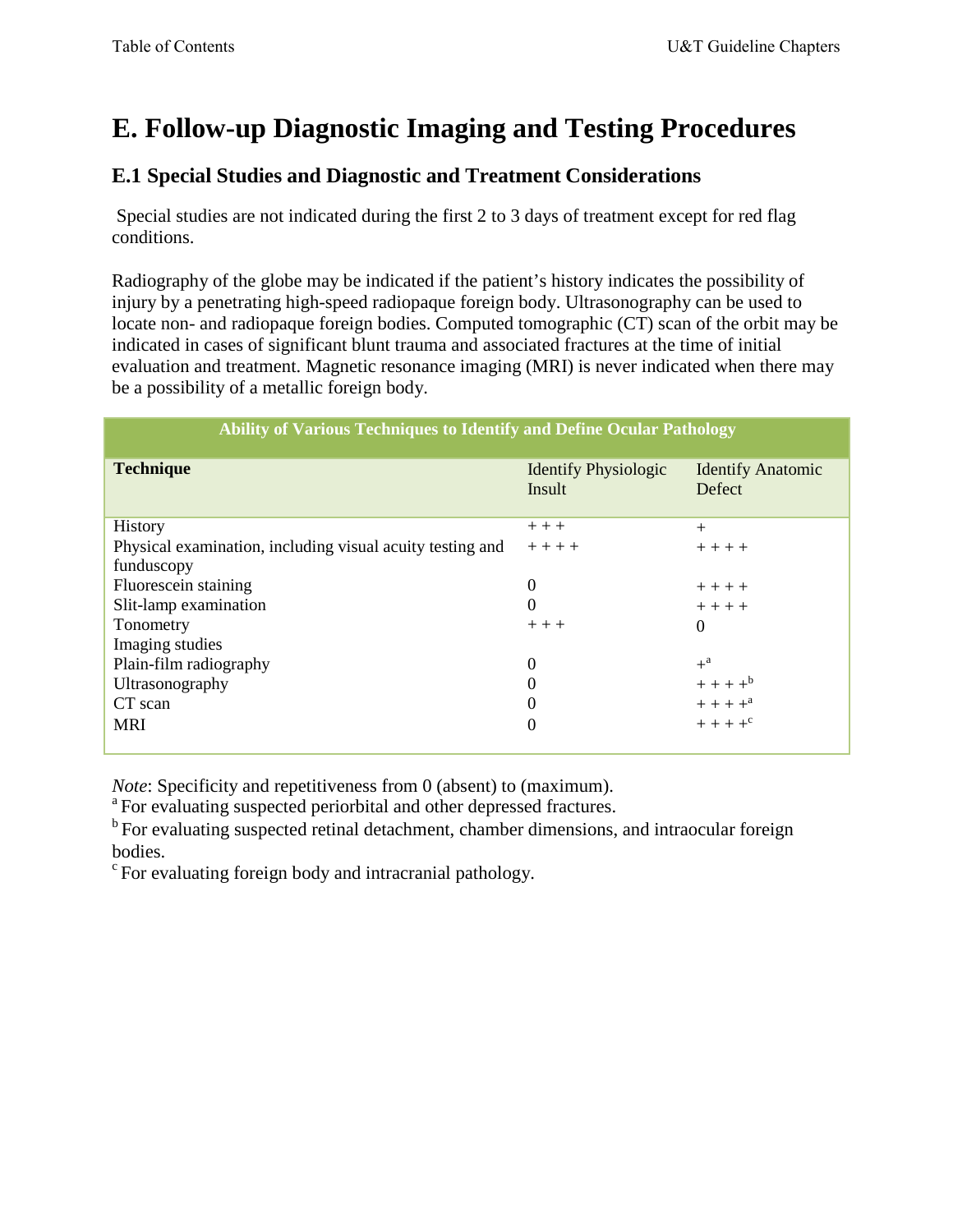# E. Follow-up Diagnostic Imaging and Testing Procedures

## E.1 Special Studies and Diagnostic and Treatment Considerations

Special studies are not indicated during the first 2 to 3 days of treatment except for red flag conditions.

Radiography of the globe may be indicated if the patient's history indicates the possibility of injury by a penetrating high-speed radiopaque foreign body. Ultrasonography can be used to locate non- and radiopaque foreign bodies. Computed tomographic (CT) scan of the orbit may be indicated in cases of significant blunt trauma and associated fractures at the time of initial evaluation and treatment. Magnetic resonance imaging (MRI) is never indicated when there may be a possibility of a metallic foreign body.

| Ability of Various Techniques to Identify and Define Ocular Pathology | | |
|---|---|---|
| **Technique** | Identify Physiologic Insult | Identify Anatomic Defect |
| History | + + + | + |
| Physical examination, including visual acuity testing and funduscopy | + + + + | + + + + |
| Fluorescein staining | 0 | + + + + |
| Slit-lamp examination | 0 | + + + + |
| Tonometry | + + + | 0 |
| Imaging studies | | |
| Plain-film radiography | 0 | +[a] |
| Ultrasonography | 0 | + + + +[b] |
| CT scan | 0 | + + + +[a] |
| MRI | 0 | + + + +[c] |

*Note*: Specificity and repetitiveness from 0 (absent) to (maximum).

[a] For evaluating suspected periorbital and other depressed fractures.

[b] For evaluating suspected retinal detachment, chamber dimensions, and intraocular foreign bodies.

[c] For evaluating foreign body and intracranial pathology.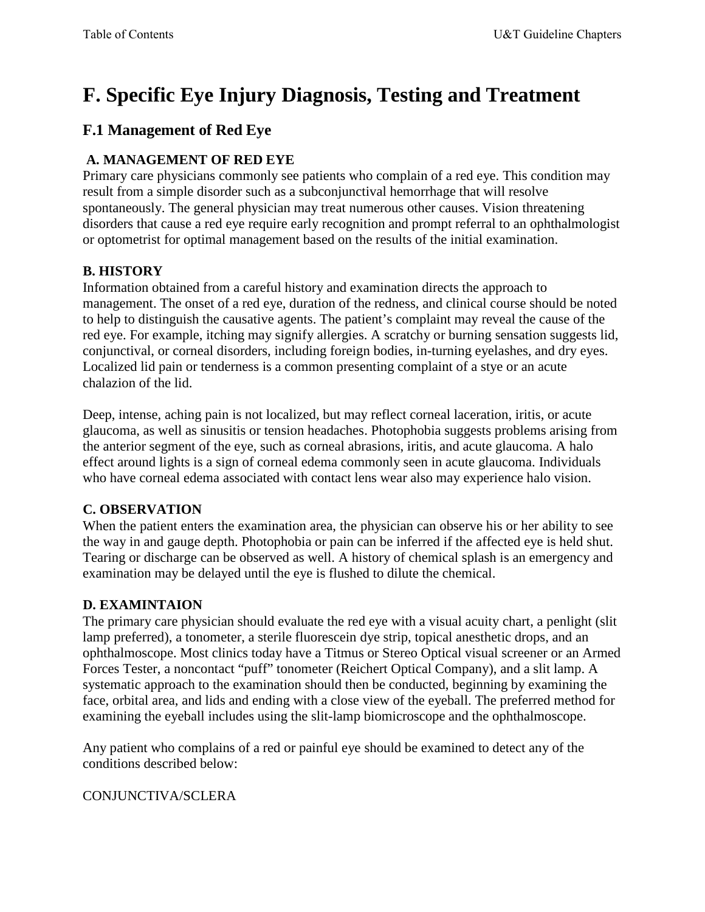# F. Specific Eye Injury Diagnosis, Testing and Treatment

## F.1 Management of Red Eye

### A. MANAGEMENT OF RED EYE

Primary care physicians commonly see patients who complain of a red eye. This condition may result from a simple disorder such as a subconjunctival hemorrhage that will resolve spontaneously. The general physician may treat numerous other causes. Vision threatening disorders that cause a red eye require early recognition and prompt referral to an ophthalmologist or optometrist for optimal management based on the results of the initial examination.

### B. HISTORY

Information obtained from a careful history and examination directs the approach to management. The onset of a red eye, duration of the redness, and clinical course should be noted to help to distinguish the causative agents. The patient's complaint may reveal the cause of the red eye. For example, itching may signify allergies. A scratchy or burning sensation suggests lid, conjunctival, or corneal disorders, including foreign bodies, in-turning eyelashes, and dry eyes. Localized lid pain or tenderness is a common presenting complaint of a stye or an acute chalazion of the lid.

Deep, intense, aching pain is not localized, but may reflect corneal laceration, iritis, or acute glaucoma, as well as sinusitis or tension headaches. Photophobia suggests problems arising from the anterior segment of the eye, such as corneal abrasions, iritis, and acute glaucoma. A halo effect around lights is a sign of corneal edema commonly seen in acute glaucoma. Individuals who have corneal edema associated with contact lens wear also may experience halo vision.

### C. OBSERVATION

When the patient enters the examination area, the physician can observe his or her ability to see the way in and gauge depth. Photophobia or pain can be inferred if the affected eye is held shut. Tearing or discharge can be observed as well. A history of chemical splash is an emergency and examination may be delayed until the eye is flushed to dilute the chemical.

### D. EXAMINTAION

The primary care physician should evaluate the red eye with a visual acuity chart, a penlight (slit lamp preferred), a tonometer, a sterile fluorescein dye strip, topical anesthetic drops, and an ophthalmoscope. Most clinics today have a Titmus or Stereo Optical visual screener or an Armed Forces Tester, a noncontact "puff" tonometer (Reichert Optical Company), and a slit lamp. A systematic approach to the examination should then be conducted, beginning by examining the face, orbital area, and lids and ending with a close view of the eyeball. The preferred method for examining the eyeball includes using the slit-lamp biomicroscope and the ophthalmoscope.

Any patient who complains of a red or painful eye should be examined to detect any of the conditions described below:

CONJUNCTIVA/SCLERA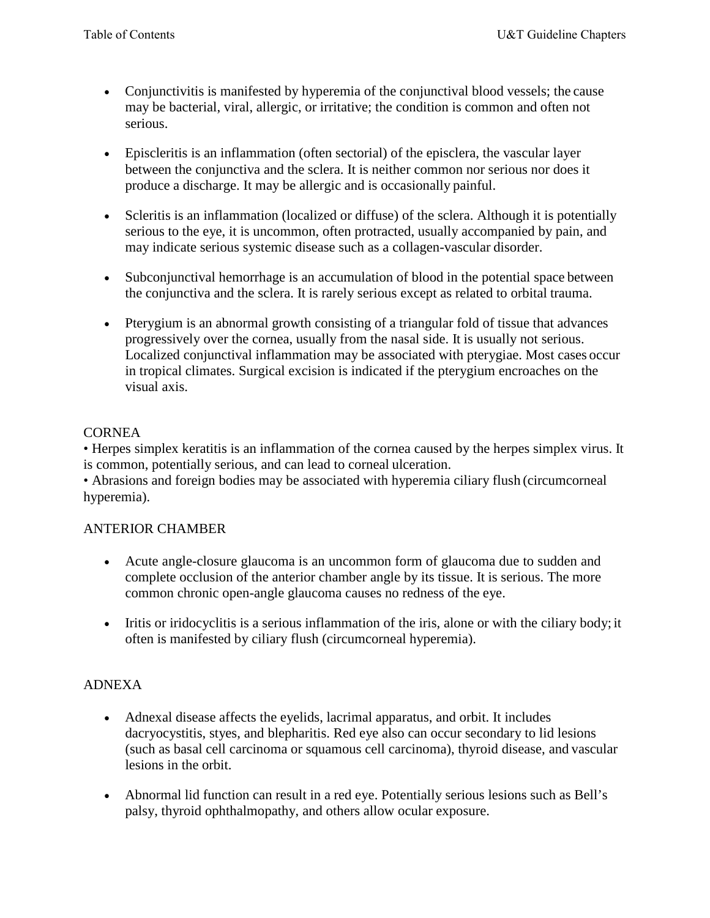- Conjunctivitis is manifested by hyperemia of the conjunctival blood vessels; the cause may be bacterial, viral, allergic, or irritative; the condition is common and often not serious.

- Episcleritis is an inflammation (often sectorial) of the episclera, the vascular layer between the conjunctiva and the sclera. It is neither common nor serious nor does it produce a discharge. It may be allergic and is occasionally painful.

- Scleritis is an inflammation (localized or diffuse) of the sclera. Although it is potentially serious to the eye, it is uncommon, often protracted, usually accompanied by pain, and may indicate serious systemic disease such as a collagen-vascular disorder.

- Subconjunctival hemorrhage is an accumulation of blood in the potential space between the conjunctiva and the sclera. It is rarely serious except as related to orbital trauma.

- Pterygium is an abnormal growth consisting of a triangular fold of tissue that advances progressively over the cornea, usually from the nasal side. It is usually not serious. Localized conjunctival inflammation may be associated with pterygiae. Most cases occur in tropical climates. Surgical excision is indicated if the pterygium encroaches on the visual axis.

## CORNEA

- Herpes simplex keratitis is an inflammation of the cornea caused by the herpes simplex virus. It is common, potentially serious, and can lead to corneal ulceration.
- Abrasions and foreign bodies may be associated with hyperemia ciliary flush (circumcorneal hyperemia).

## ANTERIOR CHAMBER

- Acute angle-closure glaucoma is an uncommon form of glaucoma due to sudden and complete occlusion of the anterior chamber angle by its tissue. It is serious. The more common chronic open-angle glaucoma causes no redness of the eye.

- Iritis or iridocyclitis is a serious inflammation of the iris, alone or with the ciliary body; it often is manifested by ciliary flush (circumcorneal hyperemia).

## ADNEXA

- Adnexal disease affects the eyelids, lacrimal apparatus, and orbit. It includes dacryocystitis, styes, and blepharitis. Red eye also can occur secondary to lid lesions (such as basal cell carcinoma or squamous cell carcinoma), thyroid disease, and vascular lesions in the orbit.

- Abnormal lid function can result in a red eye. Potentially serious lesions such as Bell's palsy, thyroid ophthalmopathy, and others allow ocular exposure.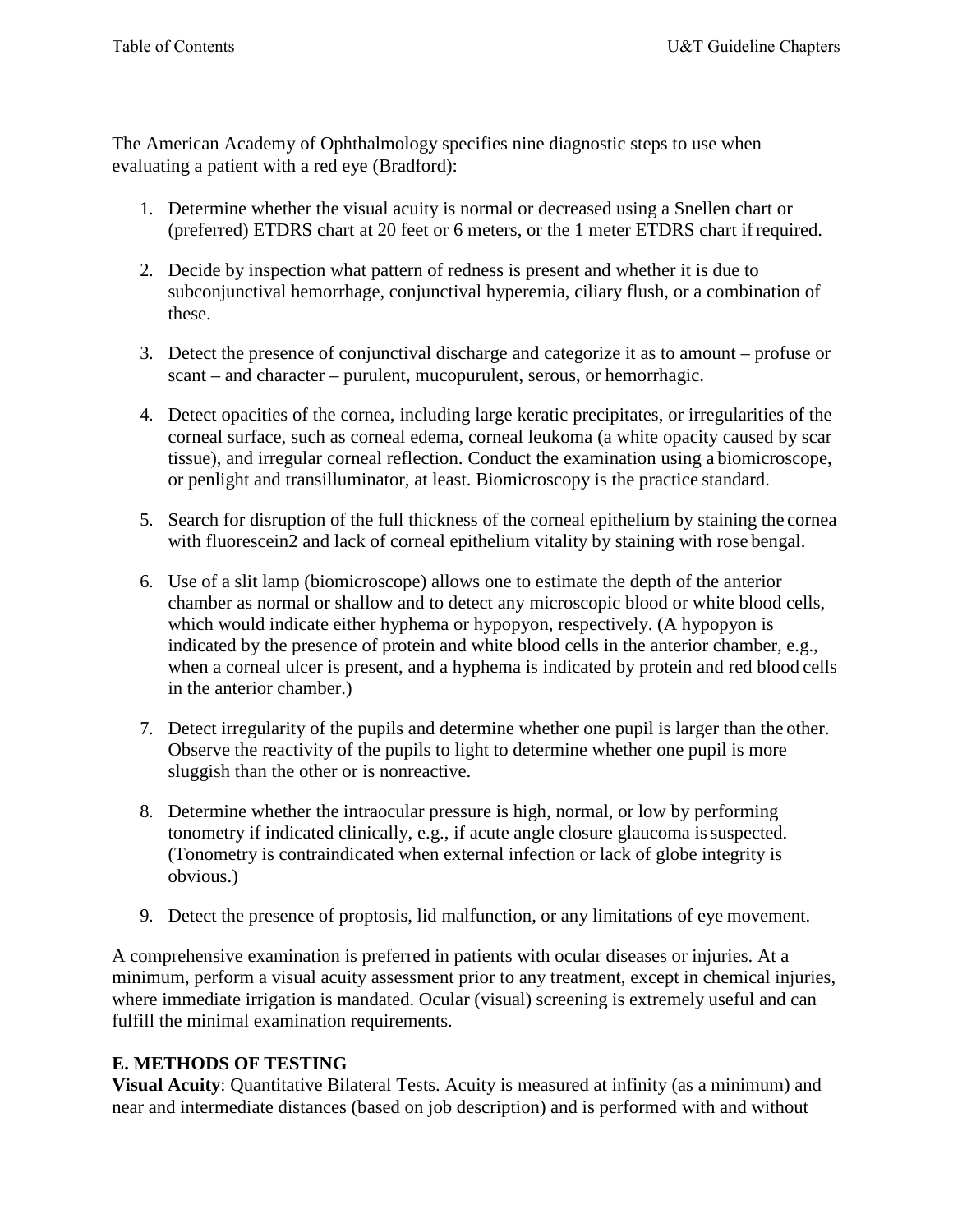The American Academy of Ophthalmology specifies nine diagnostic steps to use when evaluating a patient with a red eye (Bradford):

1. Determine whether the visual acuity is normal or decreased using a Snellen chart or (preferred) ETDRS chart at 20 feet or 6 meters, or the 1 meter ETDRS chart if required.

2. Decide by inspection what pattern of redness is present and whether it is due to subconjunctival hemorrhage, conjunctival hyperemia, ciliary flush, or a combination of these.

3. Detect the presence of conjunctival discharge and categorize it as to amount – profuse or scant – and character – purulent, mucopurulent, serous, or hemorrhagic.

4. Detect opacities of the cornea, including large keratic precipitates, or irregularities of the corneal surface, such as corneal edema, corneal leukoma (a white opacity caused by scar tissue), and irregular corneal reflection. Conduct the examination using a biomicroscope, or penlight and transilluminator, at least. Biomicroscopy is the practice standard.

5. Search for disruption of the full thickness of the corneal epithelium by staining the cornea with fluorescein2 and lack of corneal epithelium vitality by staining with rose bengal.

6. Use of a slit lamp (biomicroscope) allows one to estimate the depth of the anterior chamber as normal or shallow and to detect any microscopic blood or white blood cells, which would indicate either hyphema or hypopyon, respectively. (A hypopyon is indicated by the presence of protein and white blood cells in the anterior chamber, e.g., when a corneal ulcer is present, and a hyphema is indicated by protein and red blood cells in the anterior chamber.)

7. Detect irregularity of the pupils and determine whether one pupil is larger than the other. Observe the reactivity of the pupils to light to determine whether one pupil is more sluggish than the other or is nonreactive.

8. Determine whether the intraocular pressure is high, normal, or low by performing tonometry if indicated clinically, e.g., if acute angle closure glaucoma is suspected. (Tonometry is contraindicated when external infection or lack of globe integrity is obvious.)

9. Detect the presence of proptosis, lid malfunction, or any limitations of eye movement.

A comprehensive examination is preferred in patients with ocular diseases or injuries. At a minimum, perform a visual acuity assessment prior to any treatment, except in chemical injuries, where immediate irrigation is mandated. Ocular (visual) screening is extremely useful and can fulfill the minimal examination requirements.

**E. METHODS OF TESTING**

**Visual Acuity**: Quantitative Bilateral Tests. Acuity is measured at infinity (as a minimum) and near and intermediate distances (based on job description) and is performed with and without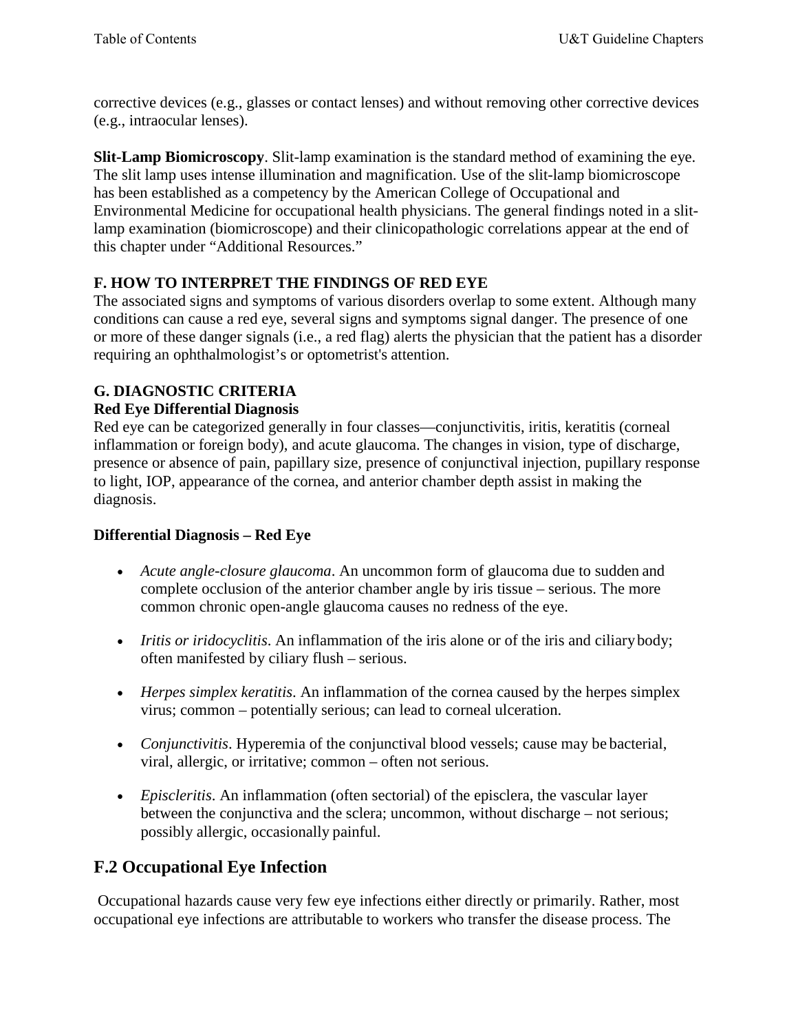corrective devices (e.g., glasses or contact lenses) and without removing other corrective devices (e.g., intraocular lenses).

**Slit-Lamp Biomicroscopy**. Slit-lamp examination is the standard method of examining the eye. The slit lamp uses intense illumination and magnification. Use of the slit-lamp biomicroscope has been established as a competency by the American College of Occupational and Environmental Medicine for occupational health physicians. The general findings noted in a slit-lamp examination (biomicroscope) and their clinicopathologic correlations appear at the end of this chapter under "Additional Resources."

### F. HOW TO INTERPRET THE FINDINGS OF RED EYE

The associated signs and symptoms of various disorders overlap to some extent. Although many conditions can cause a red eye, several signs and symptoms signal danger. The presence of one or more of these danger signals (i.e., a red flag) alerts the physician that the patient has a disorder requiring an ophthalmologist's or optometrist's attention.

### G. DIAGNOSTIC CRITERIA

**Red Eye Differential Diagnosis**

Red eye can be categorized generally in four classes—conjunctivitis, iritis, keratitis (corneal inflammation or foreign body), and acute glaucoma. The changes in vision, type of discharge, presence or absence of pain, papillary size, presence of conjunctival injection, pupillary response to light, IOP, appearance of the cornea, and anterior chamber depth assist in making the diagnosis.

**Differential Diagnosis – Red Eye**

- *Acute angle-closure glaucoma*. An uncommon form of glaucoma due to sudden and complete occlusion of the anterior chamber angle by iris tissue – serious. The more common chronic open-angle glaucoma causes no redness of the eye.
- *Iritis or iridocyclitis*. An inflammation of the iris alone or of the iris and ciliary body; often manifested by ciliary flush – serious.
- *Herpes simplex keratitis*. An inflammation of the cornea caused by the herpes simplex virus; common – potentially serious; can lead to corneal ulceration.
- *Conjunctivitis*. Hyperemia of the conjunctival blood vessels; cause may be bacterial, viral, allergic, or irritative; common – often not serious.
- *Episcleritis*. An inflammation (often sectorial) of the episclera, the vascular layer between the conjunctiva and the sclera; uncommon, without discharge – not serious; possibly allergic, occasionally painful.

## F.2 Occupational Eye Infection

Occupational hazards cause very few eye infections either directly or primarily. Rather, most occupational eye infections are attributable to workers who transfer the disease process. The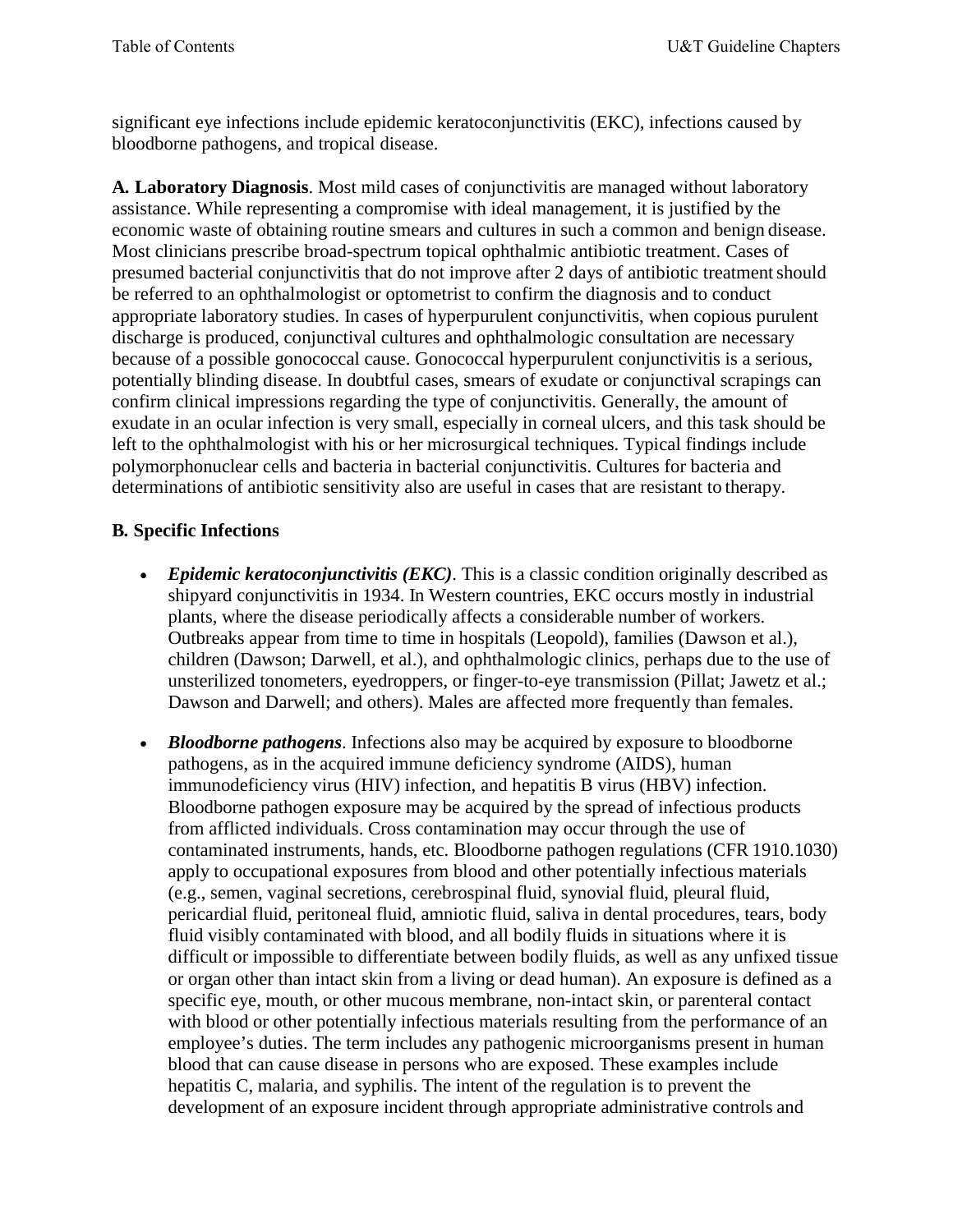significant eye infections include epidemic keratoconjunctivitis (EKC), infections caused by bloodborne pathogens, and tropical disease.

**A. Laboratory Diagnosis**. Most mild cases of conjunctivitis are managed without laboratory assistance. While representing a compromise with ideal management, it is justified by the economic waste of obtaining routine smears and cultures in such a common and benign disease. Most clinicians prescribe broad-spectrum topical ophthalmic antibiotic treatment. Cases of presumed bacterial conjunctivitis that do not improve after 2 days of antibiotic treatment should be referred to an ophthalmologist or optometrist to confirm the diagnosis and to conduct appropriate laboratory studies. In cases of hyperpurulent conjunctivitis, when copious purulent discharge is produced, conjunctival cultures and ophthalmologic consultation are necessary because of a possible gonococcal cause. Gonococcal hyperpurulent conjunctivitis is a serious, potentially blinding disease. In doubtful cases, smears of exudate or conjunctival scrapings can confirm clinical impressions regarding the type of conjunctivitis. Generally, the amount of exudate in an ocular infection is very small, especially in corneal ulcers, and this task should be left to the ophthalmologist with his or her microsurgical techniques. Typical findings include polymorphonuclear cells and bacteria in bacterial conjunctivitis. Cultures for bacteria and determinations of antibiotic sensitivity also are useful in cases that are resistant to therapy.

**B. Specific Infections**

- ***Epidemic keratoconjunctivitis (EKC)***. This is a classic condition originally described as shipyard conjunctivitis in 1934. In Western countries, EKC occurs mostly in industrial plants, where the disease periodically affects a considerable number of workers. Outbreaks appear from time to time in hospitals (Leopold), families (Dawson et al.), children (Dawson; Darwell, et al.), and ophthalmologic clinics, perhaps due to the use of unsterilized tonometers, eyedroppers, or finger-to-eye transmission (Pillat; Jawetz et al.; Dawson and Darwell; and others). Males are affected more frequently than females.

- ***Bloodborne pathogens***. Infections also may be acquired by exposure to bloodborne pathogens, as in the acquired immune deficiency syndrome (AIDS), human immunodeficiency virus (HIV) infection, and hepatitis B virus (HBV) infection. Bloodborne pathogen exposure may be acquired by the spread of infectious products from afflicted individuals. Cross contamination may occur through the use of contaminated instruments, hands, etc. Bloodborne pathogen regulations (CFR 1910.1030) apply to occupational exposures from blood and other potentially infectious materials (e.g., semen, vaginal secretions, cerebrospinal fluid, synovial fluid, pleural fluid, pericardial fluid, peritoneal fluid, amniotic fluid, saliva in dental procedures, tears, body fluid visibly contaminated with blood, and all bodily fluids in situations where it is difficult or impossible to differentiate between bodily fluids, as well as any unfixed tissue or organ other than intact skin from a living or dead human). An exposure is defined as a specific eye, mouth, or other mucous membrane, non-intact skin, or parenteral contact with blood or other potentially infectious materials resulting from the performance of an employee's duties. The term includes any pathogenic microorganisms present in human blood that can cause disease in persons who are exposed. These examples include hepatitis C, malaria, and syphilis. The intent of the regulation is to prevent the development of an exposure incident through appropriate administrative controls and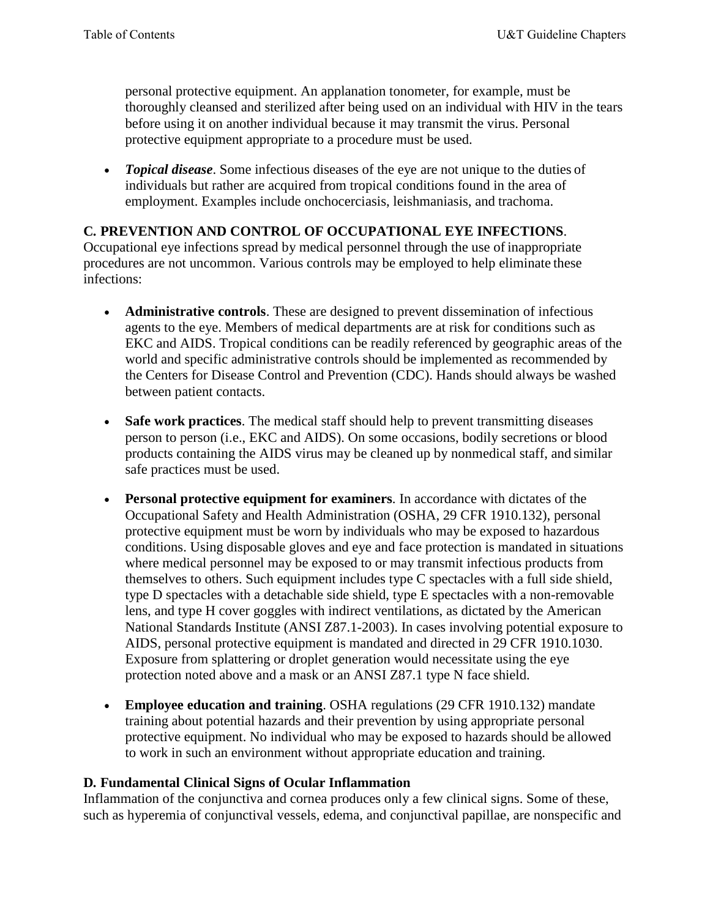personal protective equipment. An applanation tonometer, for example, must be thoroughly cleansed and sterilized after being used on an individual with HIV in the tears before using it on another individual because it may transmit the virus. Personal protective equipment appropriate to a procedure must be used.

- ***Topical disease***. Some infectious diseases of the eye are not unique to the duties of individuals but rather are acquired from tropical conditions found in the area of employment. Examples include onchocerciasis, leishmaniasis, and trachoma.

**C. PREVENTION AND CONTROL OF OCCUPATIONAL EYE INFECTIONS**. Occupational eye infections spread by medical personnel through the use of inappropriate procedures are not uncommon. Various controls may be employed to help eliminate these infections:

- **Administrative controls**. These are designed to prevent dissemination of infectious agents to the eye. Members of medical departments are at risk for conditions such as EKC and AIDS. Tropical conditions can be readily referenced by geographic areas of the world and specific administrative controls should be implemented as recommended by the Centers for Disease Control and Prevention (CDC). Hands should always be washed between patient contacts.

- **Safe work practices**. The medical staff should help to prevent transmitting diseases person to person (i.e., EKC and AIDS). On some occasions, bodily secretions or blood products containing the AIDS virus may be cleaned up by nonmedical staff, and similar safe practices must be used.

- **Personal protective equipment for examiners**. In accordance with dictates of the Occupational Safety and Health Administration (OSHA, 29 CFR 1910.132), personal protective equipment must be worn by individuals who may be exposed to hazardous conditions. Using disposable gloves and eye and face protection is mandated in situations where medical personnel may be exposed to or may transmit infectious products from themselves to others. Such equipment includes type C spectacles with a full side shield, type D spectacles with a detachable side shield, type E spectacles with a non-removable lens, and type H cover goggles with indirect ventilations, as dictated by the American National Standards Institute (ANSI Z87.1-2003). In cases involving potential exposure to AIDS, personal protective equipment is mandated and directed in 29 CFR 1910.1030. Exposure from splattering or droplet generation would necessitate using the eye protection noted above and a mask or an ANSI Z87.1 type N face shield.

- **Employee education and training**. OSHA regulations (29 CFR 1910.132) mandate training about potential hazards and their prevention by using appropriate personal protective equipment. No individual who may be exposed to hazards should be allowed to work in such an environment without appropriate education and training.

**D. Fundamental Clinical Signs of Ocular Inflammation**

Inflammation of the conjunctiva and cornea produces only a few clinical signs. Some of these, such as hyperemia of conjunctival vessels, edema, and conjunctival papillae, are nonspecific and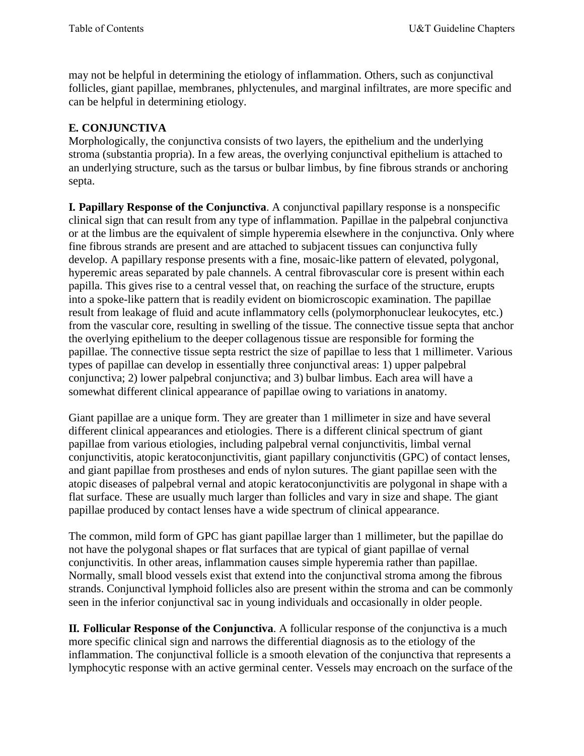may not be helpful in determining the etiology of inflammation. Others, such as conjunctival follicles, giant papillae, membranes, phlyctenules, and marginal infiltrates, are more specific and can be helpful in determining etiology.

## E. CONJUNCTIVA

Morphologically, the conjunctiva consists of two layers, the epithelium and the underlying stroma (substantia propria). In a few areas, the overlying conjunctival epithelium is attached to an underlying structure, such as the tarsus or bulbar limbus, by fine fibrous strands or anchoring septa.

**I. Papillary Response of the Conjunctiva**. A conjunctival papillary response is a nonspecific clinical sign that can result from any type of inflammation. Papillae in the palpebral conjunctiva or at the limbus are the equivalent of simple hyperemia elsewhere in the conjunctiva. Only where fine fibrous strands are present and are attached to subjacent tissues can conjunctiva fully develop. A papillary response presents with a fine, mosaic-like pattern of elevated, polygonal, hyperemic areas separated by pale channels. A central fibrovascular core is present within each papilla. This gives rise to a central vessel that, on reaching the surface of the structure, erupts into a spoke-like pattern that is readily evident on biomicroscopic examination. The papillae result from leakage of fluid and acute inflammatory cells (polymorphonuclear leukocytes, etc.) from the vascular core, resulting in swelling of the tissue. The connective tissue septa that anchor the overlying epithelium to the deeper collagenous tissue are responsible for forming the papillae. The connective tissue septa restrict the size of papillae to less that 1 millimeter. Various types of papillae can develop in essentially three conjunctival areas: 1) upper palpebral conjunctiva; 2) lower palpebral conjunctiva; and 3) bulbar limbus. Each area will have a somewhat different clinical appearance of papillae owing to variations in anatomy.

Giant papillae are a unique form. They are greater than 1 millimeter in size and have several different clinical appearances and etiologies. There is a different clinical spectrum of giant papillae from various etiologies, including palpebral vernal conjunctivitis, limbal vernal conjunctivitis, atopic keratoconjunctivitis, giant papillary conjunctivitis (GPC) of contact lenses, and giant papillae from prostheses and ends of nylon sutures. The giant papillae seen with the atopic diseases of palpebral vernal and atopic keratoconjunctivitis are polygonal in shape with a flat surface. These are usually much larger than follicles and vary in size and shape. The giant papillae produced by contact lenses have a wide spectrum of clinical appearance.

The common, mild form of GPC has giant papillae larger than 1 millimeter, but the papillae do not have the polygonal shapes or flat surfaces that are typical of giant papillae of vernal conjunctivitis. In other areas, inflammation causes simple hyperemia rather than papillae. Normally, small blood vessels exist that extend into the conjunctival stroma among the fibrous strands. Conjunctival lymphoid follicles also are present within the stroma and can be commonly seen in the inferior conjunctival sac in young individuals and occasionally in older people.

**II. Follicular Response of the Conjunctiva**. A follicular response of the conjunctiva is a much more specific clinical sign and narrows the differential diagnosis as to the etiology of the inflammation. The conjunctival follicle is a smooth elevation of the conjunctiva that represents a lymphocytic response with an active germinal center. Vessels may encroach on the surface of the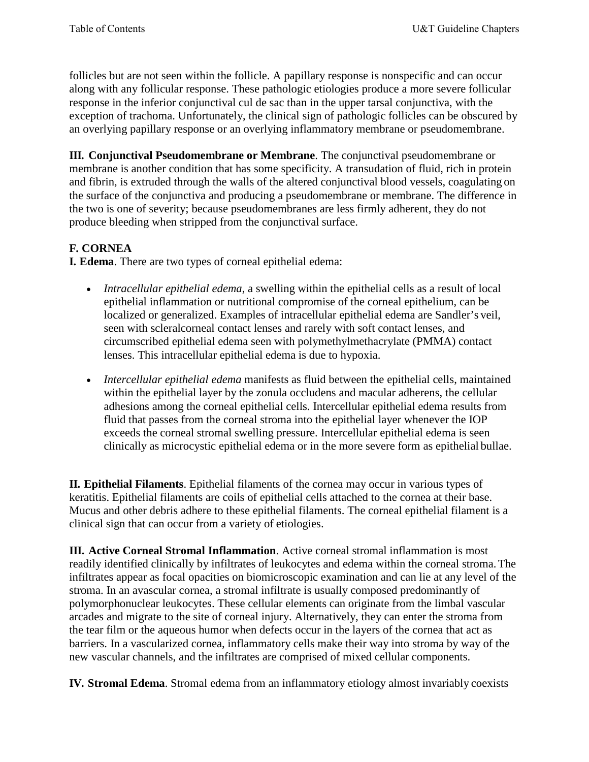follicles but are not seen within the follicle. A papillary response is nonspecific and can occur along with any follicular response. These pathologic etiologies produce a more severe follicular response in the inferior conjunctival cul de sac than in the upper tarsal conjunctiva, with the exception of trachoma. Unfortunately, the clinical sign of pathologic follicles can be obscured by an overlying papillary response or an overlying inflammatory membrane or pseudomembrane.

**III. Conjunctival Pseudomembrane or Membrane**. The conjunctival pseudomembrane or membrane is another condition that has some specificity. A transudation of fluid, rich in protein and fibrin, is extruded through the walls of the altered conjunctival blood vessels, coagulating on the surface of the conjunctiva and producing a pseudomembrane or membrane. The difference in the two is one of severity; because pseudomembranes are less firmly adherent, they do not produce bleeding when stripped from the conjunctival surface.

### F. CORNEA

**I. Edema**. There are two types of corneal epithelial edema:

- *Intracellular epithelial edema*, a swelling within the epithelial cells as a result of local epithelial inflammation or nutritional compromise of the corneal epithelium, can be localized or generalized. Examples of intracellular epithelial edema are Sandler's veil, seen with scleralcorneal contact lenses and rarely with soft contact lenses, and circumscribed epithelial edema seen with polymethylmethacrylate (PMMA) contact lenses. This intracellular epithelial edema is due to hypoxia.

- *Intercellular epithelial edema* manifests as fluid between the epithelial cells, maintained within the epithelial layer by the zonula occludens and macular adherens, the cellular adhesions among the corneal epithelial cells. Intercellular epithelial edema results from fluid that passes from the corneal stroma into the epithelial layer whenever the IOP exceeds the corneal stromal swelling pressure. Intercellular epithelial edema is seen clinically as microcystic epithelial edema or in the more severe form as epithelial bullae.

**II. Epithelial Filaments**. Epithelial filaments of the cornea may occur in various types of keratitis. Epithelial filaments are coils of epithelial cells attached to the cornea at their base. Mucus and other debris adhere to these epithelial filaments. The corneal epithelial filament is a clinical sign that can occur from a variety of etiologies.

**III. Active Corneal Stromal Inflammation**. Active corneal stromal inflammation is most readily identified clinically by infiltrates of leukocytes and edema within the corneal stroma. The infiltrates appear as focal opacities on biomicroscopic examination and can lie at any level of the stroma. In an avascular cornea, a stromal infiltrate is usually composed predominantly of polymorphonuclear leukocytes. These cellular elements can originate from the limbal vascular arcades and migrate to the site of corneal injury. Alternatively, they can enter the stroma from the tear film or the aqueous humor when defects occur in the layers of the cornea that act as barriers. In a vascularized cornea, inflammatory cells make their way into stroma by way of the new vascular channels, and the infiltrates are comprised of mixed cellular components.

**IV. Stromal Edema**. Stromal edema from an inflammatory etiology almost invariably coexists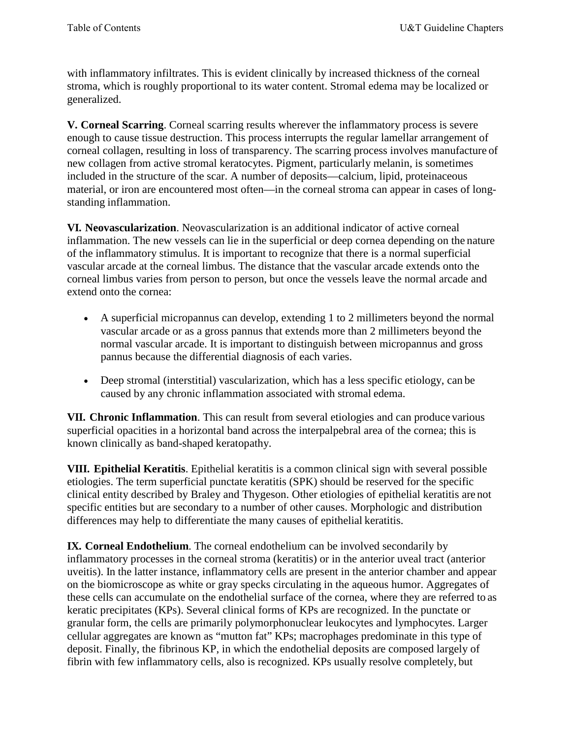with inflammatory infiltrates. This is evident clinically by increased thickness of the corneal stroma, which is roughly proportional to its water content. Stromal edema may be localized or generalized.

**V. Corneal Scarring**. Corneal scarring results wherever the inflammatory process is severe enough to cause tissue destruction. This process interrupts the regular lamellar arrangement of corneal collagen, resulting in loss of transparency. The scarring process involves manufacture of new collagen from active stromal keratocytes. Pigment, particularly melanin, is sometimes included in the structure of the scar. A number of deposits—calcium, lipid, proteinaceous material, or iron are encountered most often—in the corneal stroma can appear in cases of long-standing inflammation.

**VI. Neovascularization**. Neovascularization is an additional indicator of active corneal inflammation. The new vessels can lie in the superficial or deep cornea depending on the nature of the inflammatory stimulus. It is important to recognize that there is a normal superficial vascular arcade at the corneal limbus. The distance that the vascular arcade extends onto the corneal limbus varies from person to person, but once the vessels leave the normal arcade and extend onto the cornea:

- A superficial micropannus can develop, extending 1 to 2 millimeters beyond the normal vascular arcade or as a gross pannus that extends more than 2 millimeters beyond the normal vascular arcade. It is important to distinguish between micropannus and gross pannus because the differential diagnosis of each varies.
- Deep stromal (interstitial) vascularization, which has a less specific etiology, can be caused by any chronic inflammation associated with stromal edema.

**VII. Chronic Inflammation**. This can result from several etiologies and can produce various superficial opacities in a horizontal band across the interpalpebral area of the cornea; this is known clinically as band-shaped keratopathy.

**VIII. Epithelial Keratitis**. Epithelial keratitis is a common clinical sign with several possible etiologies. The term superficial punctate keratitis (SPK) should be reserved for the specific clinical entity described by Braley and Thygeson. Other etiologies of epithelial keratitis are not specific entities but are secondary to a number of other causes. Morphologic and distribution differences may help to differentiate the many causes of epithelial keratitis.

**IX. Corneal Endothelium**. The corneal endothelium can be involved secondarily by inflammatory processes in the corneal stroma (keratitis) or in the anterior uveal tract (anterior uveitis). In the latter instance, inflammatory cells are present in the anterior chamber and appear on the biomicroscope as white or gray specks circulating in the aqueous humor. Aggregates of these cells can accumulate on the endothelial surface of the cornea, where they are referred to as keratic precipitates (KPs). Several clinical forms of KPs are recognized. In the punctate or granular form, the cells are primarily polymorphonuclear leukocytes and lymphocytes. Larger cellular aggregates are known as "mutton fat" KPs; macrophages predominate in this type of deposit. Finally, the fibrinous KP, in which the endothelial deposits are composed largely of fibrin with few inflammatory cells, also is recognized. KPs usually resolve completely, but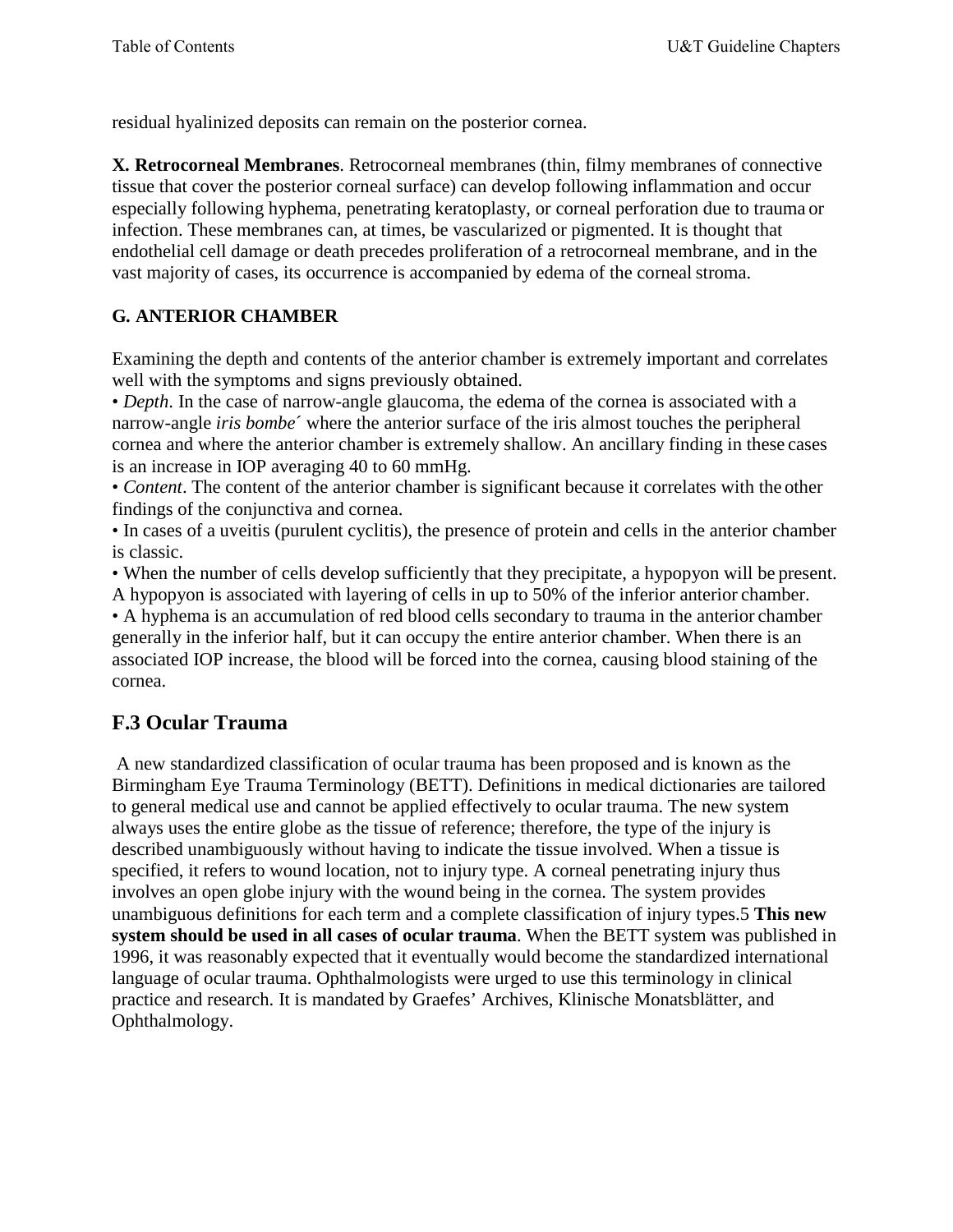residual hyalinized deposits can remain on the posterior cornea.

**X. Retrocorneal Membranes**. Retrocorneal membranes (thin, filmy membranes of connective tissue that cover the posterior corneal surface) can develop following inflammation and occur especially following hyphema, penetrating keratoplasty, or corneal perforation due to trauma or infection. These membranes can, at times, be vascularized or pigmented. It is thought that endothelial cell damage or death precedes proliferation of a retrocorneal membrane, and in the vast majority of cases, its occurrence is accompanied by edema of the corneal stroma.

### G. ANTERIOR CHAMBER

Examining the depth and contents of the anterior chamber is extremely important and correlates well with the symptoms and signs previously obtained.

- *Depth*. In the case of narrow-angle glaucoma, the edema of the cornea is associated with a narrow-angle *iris bombe´* where the anterior surface of the iris almost touches the peripheral cornea and where the anterior chamber is extremely shallow. An ancillary finding in these cases is an increase in IOP averaging 40 to 60 mmHg.
- *Content*. The content of the anterior chamber is significant because it correlates with the other findings of the conjunctiva and cornea.
- In cases of a uveitis (purulent cyclitis), the presence of protein and cells in the anterior chamber is classic.
- When the number of cells develop sufficiently that they precipitate, a hypopyon will be present. A hypopyon is associated with layering of cells in up to 50% of the inferior anterior chamber.
- A hyphema is an accumulation of red blood cells secondary to trauma in the anterior chamber generally in the inferior half, but it can occupy the entire anterior chamber. When there is an associated IOP increase, the blood will be forced into the cornea, causing blood staining of the cornea.

## F.3 Ocular Trauma

A new standardized classification of ocular trauma has been proposed and is known as the Birmingham Eye Trauma Terminology (BETT). Definitions in medical dictionaries are tailored to general medical use and cannot be applied effectively to ocular trauma. The new system always uses the entire globe as the tissue of reference; therefore, the type of the injury is described unambiguously without having to indicate the tissue involved. When a tissue is specified, it refers to wound location, not to injury type. A corneal penetrating injury thus involves an open globe injury with the wound being in the cornea. The system provides unambiguous definitions for each term and a complete classification of injury types.[5] **This new system should be used in all cases of ocular trauma**. When the BETT system was published in 1996, it was reasonably expected that it eventually would become the standardized international language of ocular trauma. Ophthalmologists were urged to use this terminology in clinical practice and research. It is mandated by Graefes' Archives, Klinische Monatsblätter, and Ophthalmology.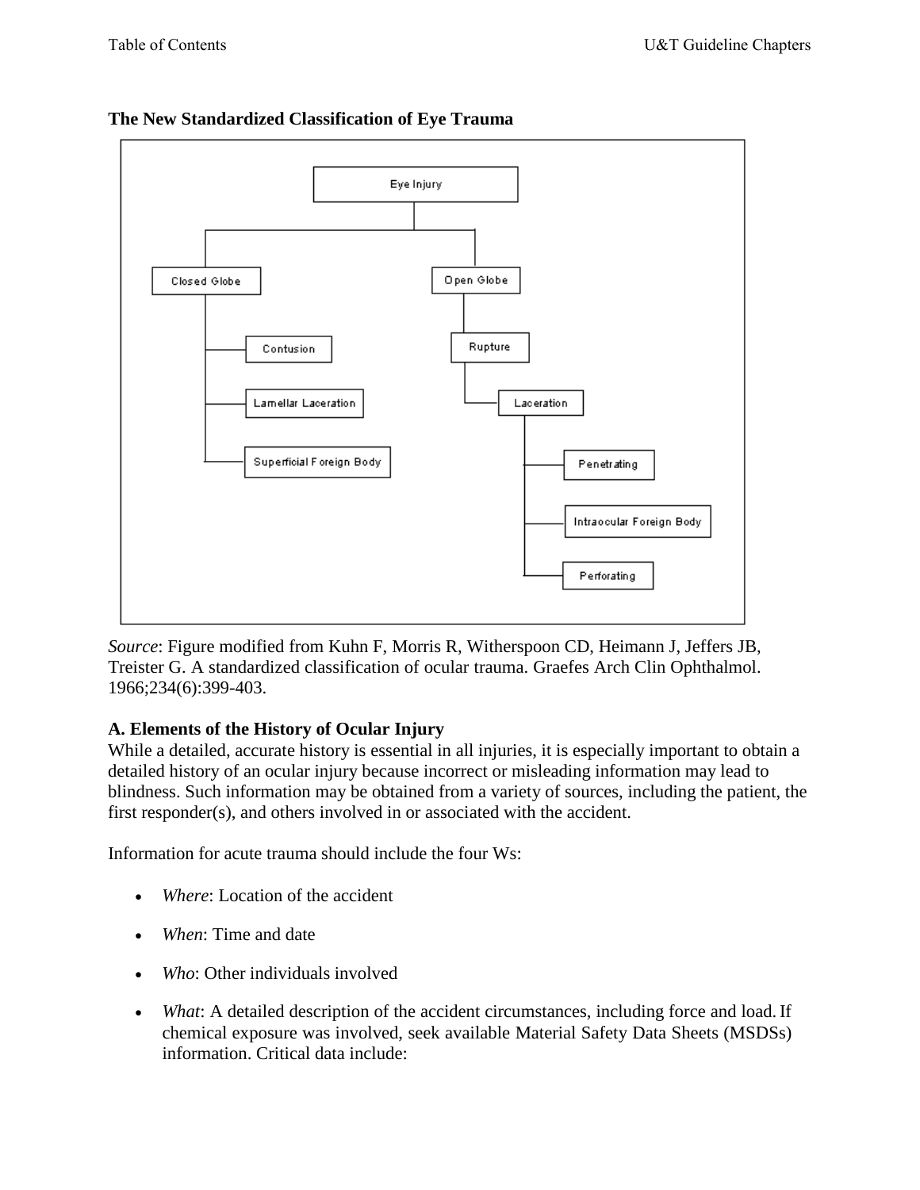**The New Standardized Classification of Eye Trauma**

- Eye Injury
  - Closed Globe
    - Contusion
    - Lamellar Laceration
    - Superficial Foreign Body
  - Open Globe
    - Rupture
    - Laceration
      - Penetrating
      - Intraocular Foreign Body
      - Perforating

*Source*: Figure modified from Kuhn F, Morris R, Witherspoon CD, Heimann J, Jeffers JB, Treister G. A standardized classification of ocular trauma. Graefes Arch Clin Ophthalmol. 1966;234(6):399-403.

**A. Elements of the History of Ocular Injury**

While a detailed, accurate history is essential in all injuries, it is especially important to obtain a detailed history of an ocular injury because incorrect or misleading information may lead to blindness. Such information may be obtained from a variety of sources, including the patient, the first responder(s), and others involved in or associated with the accident.

Information for acute trauma should include the four Ws:

- *Where*: Location of the accident
- *When*: Time and date
- *Who*: Other individuals involved
- *What*: A detailed description of the accident circumstances, including force and load. If chemical exposure was involved, seek available Material Safety Data Sheets (MSDSs) information. Critical data include: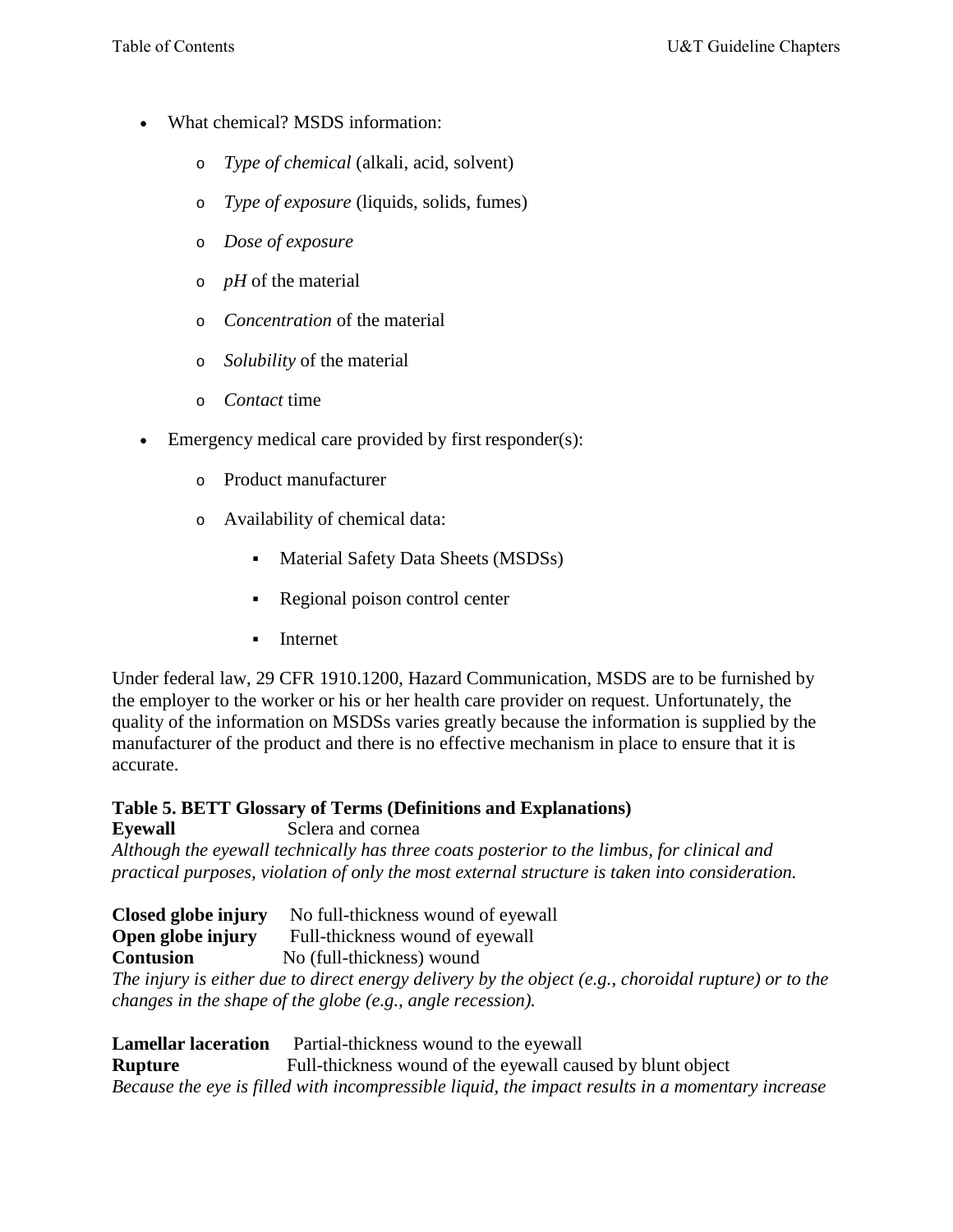- What chemical? MSDS information:
  - *Type of chemical* (alkali, acid, solvent)
  - *Type of exposure* (liquids, solids, fumes)
  - *Dose of exposure*
  - *pH* of the material
  - *Concentration* of the material
  - *Solubility* of the material
  - *Contact* time
- Emergency medical care provided by first responder(s):
  - Product manufacturer
  - Availability of chemical data:
    - Material Safety Data Sheets (MSDSs)
    - Regional poison control center
    - Internet

Under federal law, 29 CFR 1910.1200, Hazard Communication, MSDS are to be furnished by the employer to the worker or his or her health care provider on request. Unfortunately, the quality of the information on MSDSs varies greatly because the information is supplied by the manufacturer of the product and there is no effective mechanism in place to ensure that it is accurate.

**Table 5. BETT Glossary of Terms (Definitions and Explanations)**

**Eyewall** Sclera and cornea

*Although the eyewall technically has three coats posterior to the limbus, for clinical and practical purposes, violation of only the most external structure is taken into consideration.*

**Closed globe injury** No full-thickness wound of eyewall

**Open globe injury** Full-thickness wound of eyewall

**Contusion** No (full-thickness) wound

*The injury is either due to direct energy delivery by the object (e.g., choroidal rupture) or to the changes in the shape of the globe (e.g., angle recession).*

**Lamellar laceration** Partial-thickness wound to the eyewall

**Rupture** Full-thickness wound of the eyewall caused by blunt object

*Because the eye is filled with incompressible liquid, the impact results in a momentary increase*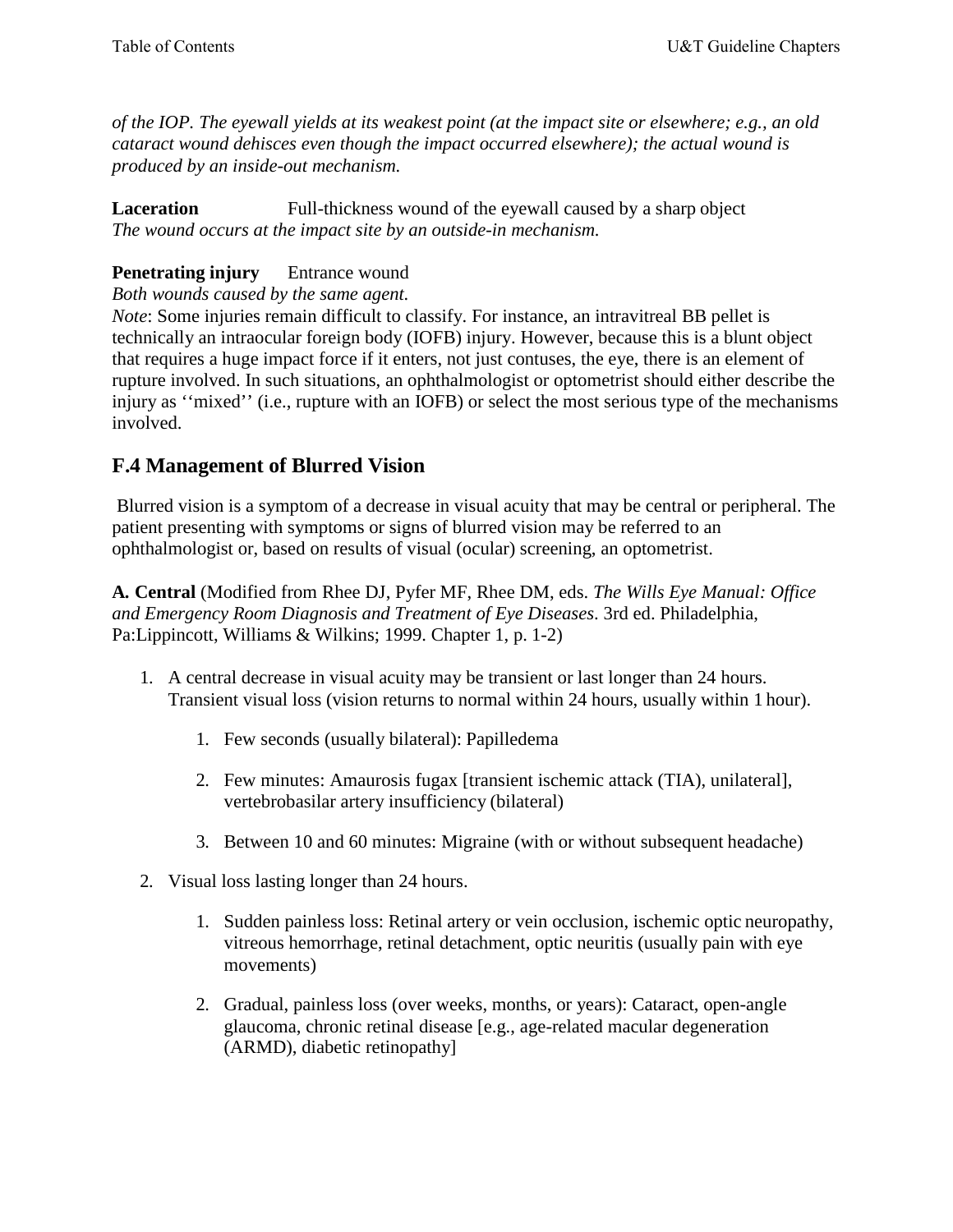*of the IOP. The eyewall yields at its weakest point (at the impact site or elsewhere; e.g., an old cataract wound dehisces even though the impact occurred elsewhere); the actual wound is produced by an inside-out mechanism.*

**Laceration** Full-thickness wound of the eyewall caused by a sharp object
*The wound occurs at the impact site by an outside-in mechanism.*

**Penetrating injury** Entrance wound
*Both wounds caused by the same agent.*
*Note*: Some injuries remain difficult to classify. For instance, an intravitreal BB pellet is technically an intraocular foreign body (IOFB) injury. However, because this is a blunt object that requires a huge impact force if it enters, not just contuses, the eye, there is an element of rupture involved. In such situations, an ophthalmologist or optometrist should either describe the injury as ‘‘mixed’’ (i.e., rupture with an IOFB) or select the most serious type of the mechanisms involved.

## F.4 Management of Blurred Vision

Blurred vision is a symptom of a decrease in visual acuity that may be central or peripheral. The patient presenting with symptoms or signs of blurred vision may be referred to an ophthalmologist or, based on results of visual (ocular) screening, an optometrist.

**A. Central** (Modified from Rhee DJ, Pyfer MF, Rhee DM, eds. *The Wills Eye Manual: Office and Emergency Room Diagnosis and Treatment of Eye Diseases*. 3rd ed. Philadelphia, Pa:Lippincott, Williams & Wilkins; 1999. Chapter 1, p. 1-2)

1. A central decrease in visual acuity may be transient or last longer than 24 hours. Transient visual loss (vision returns to normal within 24 hours, usually within 1 hour).
    1. Few seconds (usually bilateral): Papilledema
    2. Few minutes: Amaurosis fugax [transient ischemic attack (TIA), unilateral], vertebrobasilar artery insufficiency (bilateral)
    3. Between 10 and 60 minutes: Migraine (with or without subsequent headache)
2. Visual loss lasting longer than 24 hours.
    1. Sudden painless loss: Retinal artery or vein occlusion, ischemic optic neuropathy, vitreous hemorrhage, retinal detachment, optic neuritis (usually pain with eye movements)
    2. Gradual, painless loss (over weeks, months, or years): Cataract, open-angle glaucoma, chronic retinal disease [e.g., age-related macular degeneration (ARMD), diabetic retinopathy]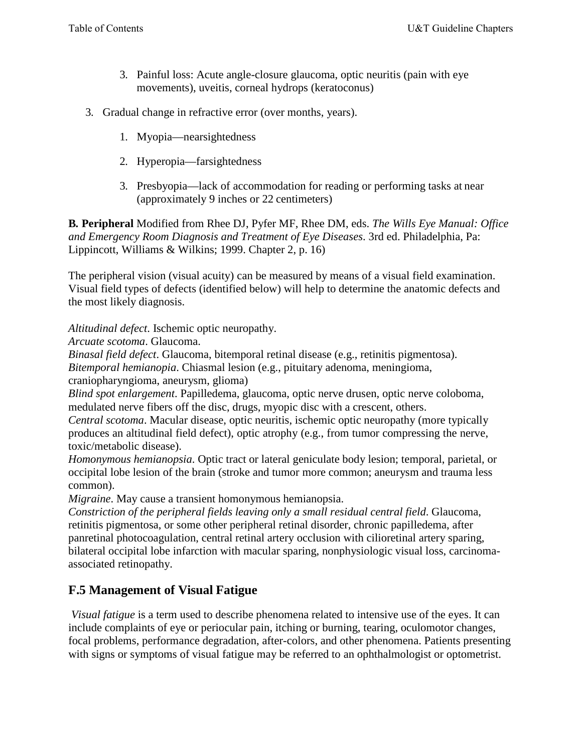3. Painful loss: Acute angle-closure glaucoma, optic neuritis (pain with eye movements), uveitis, corneal hydrops (keratoconus)

3. Gradual change in refractive error (over months, years).

   1. Myopia—nearsightedness

   2. Hyperopia—farsightedness

   3. Presbyopia—lack of accommodation for reading or performing tasks at near (approximately 9 inches or 22 centimeters)

**B. Peripheral** Modified from Rhee DJ, Pyfer MF, Rhee DM, eds. *The Wills Eye Manual: Office and Emergency Room Diagnosis and Treatment of Eye Diseases*. 3rd ed. Philadelphia, Pa: Lippincott, Williams & Wilkins; 1999. Chapter 2, p. 16)

The peripheral vision (visual acuity) can be measured by means of a visual field examination. Visual field types of defects (identified below) will help to determine the anatomic defects and the most likely diagnosis.

*Altitudinal defect*. Ischemic optic neuropathy.
*Arcuate scotoma*. Glaucoma.
*Binasal field defect*. Glaucoma, bitemporal retinal disease (e.g., retinitis pigmentosa).
*Bitemporal hemianopia*. Chiasmal lesion (e.g., pituitary adenoma, meningioma, craniopharyngioma, aneurysm, glioma)
*Blind spot enlargement*. Papilledema, glaucoma, optic nerve drusen, optic nerve coloboma, medulated nerve fibers off the disc, drugs, myopic disc with a crescent, others.
*Central scotoma*. Macular disease, optic neuritis, ischemic optic neuropathy (more typically produces an altitudinal field defect), optic atrophy (e.g., from tumor compressing the nerve, toxic/metabolic disease).
*Homonymous hemianopsia*. Optic tract or lateral geniculate body lesion; temporal, parietal, or occipital lobe lesion of the brain (stroke and tumor more common; aneurysm and trauma less common).
*Migraine*. May cause a transient homonymous hemianopsia.
*Constriction of the peripheral fields leaving only a small residual central field*. Glaucoma, retinitis pigmentosa, or some other peripheral retinal disorder, chronic papilledema, after panretinal photocoagulation, central retinal artery occlusion with cilioretinal artery sparing, bilateral occipital lobe infarction with macular sparing, nonphysiologic visual loss, carcinoma-associated retinopathy.

## F.5 Management of Visual Fatigue

*Visual fatigue* is a term used to describe phenomena related to intensive use of the eyes. It can include complaints of eye or periocular pain, itching or burning, tearing, oculomotor changes, focal problems, performance degradation, after-colors, and other phenomena. Patients presenting with signs or symptoms of visual fatigue may be referred to an ophthalmologist or optometrist.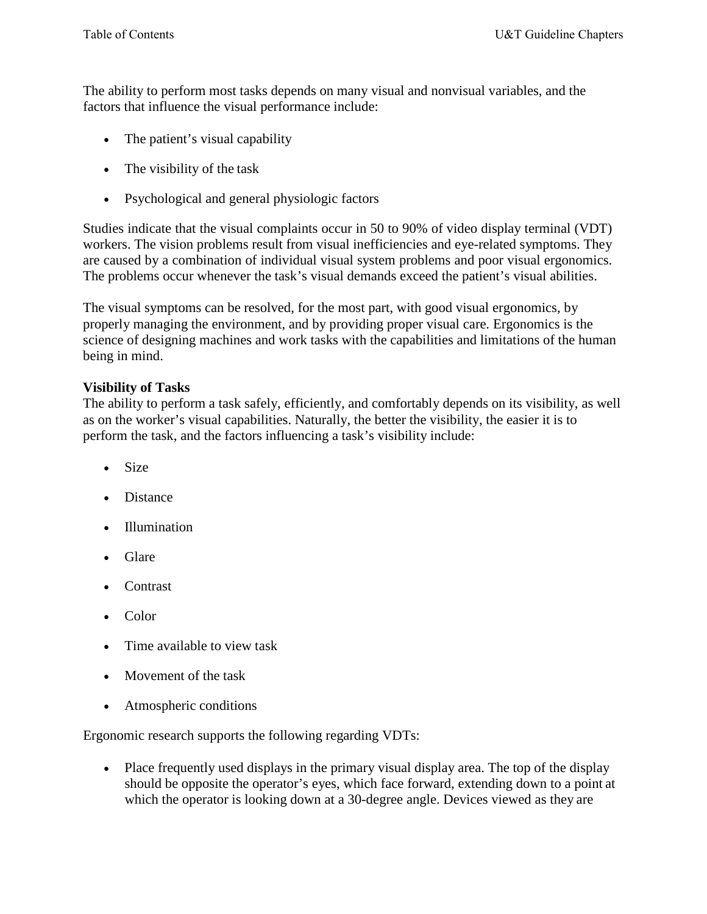The ability to perform most tasks depends on many visual and nonvisual variables, and the factors that influence the visual performance include:

- The patient's visual capability
- The visibility of the task
- Psychological and general physiologic factors

Studies indicate that the visual complaints occur in 50 to 90% of video display terminal (VDT) workers. The vision problems result from visual inefficiencies and eye-related symptoms. They are caused by a combination of individual visual system problems and poor visual ergonomics. The problems occur whenever the task's visual demands exceed the patient's visual abilities.

The visual symptoms can be resolved, for the most part, with good visual ergonomics, by properly managing the environment, and by providing proper visual care. Ergonomics is the science of designing machines and work tasks with the capabilities and limitations of the human being in mind.

**Visibility of Tasks**
The ability to perform a task safely, efficiently, and comfortably depends on its visibility, as well as on the worker's visual capabilities. Naturally, the better the visibility, the easier it is to perform the task, and the factors influencing a task's visibility include:

- Size
- Distance
- Illumination
- Glare
- Contrast
- Color
- Time available to view task
- Movement of the task
- Atmospheric conditions

Ergonomic research supports the following regarding VDTs:

- Place frequently used displays in the primary visual display area. The top of the display should be opposite the operator's eyes, which face forward, extending down to a point at which the operator is looking down at a 30-degree angle. Devices viewed as they are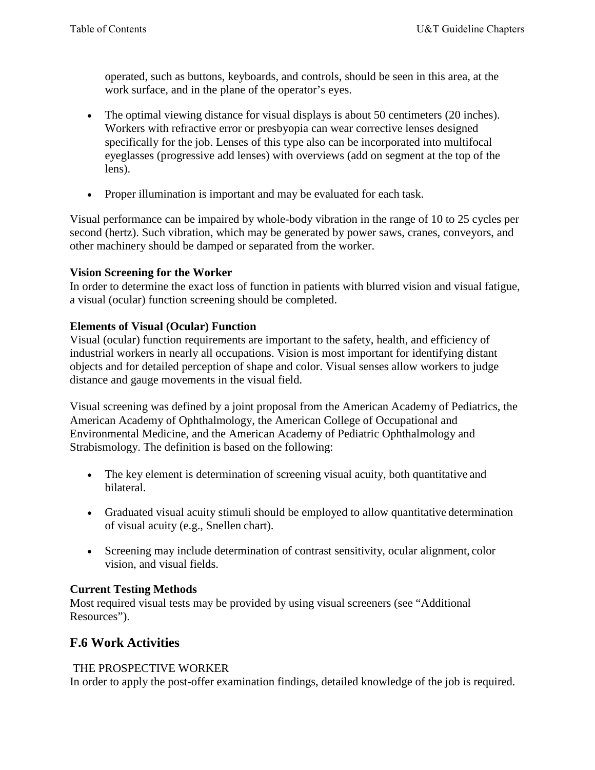operated, such as buttons, keyboards, and controls, should be seen in this area, at the work surface, and in the plane of the operator's eyes.

- The optimal viewing distance for visual displays is about 50 centimeters (20 inches). Workers with refractive error or presbyopia can wear corrective lenses designed specifically for the job. Lenses of this type also can be incorporated into multifocal eyeglasses (progressive add lenses) with overviews (add on segment at the top of the lens).

- Proper illumination is important and may be evaluated for each task.

Visual performance can be impaired by whole-body vibration in the range of 10 to 25 cycles per second (hertz). Such vibration, which may be generated by power saws, cranes, conveyors, and other machinery should be damped or separated from the worker.

**Vision Screening for the Worker**
In order to determine the exact loss of function in patients with blurred vision and visual fatigue, a visual (ocular) function screening should be completed.

**Elements of Visual (Ocular) Function**
Visual (ocular) function requirements are important to the safety, health, and efficiency of industrial workers in nearly all occupations. Vision is most important for identifying distant objects and for detailed perception of shape and color. Visual senses allow workers to judge distance and gauge movements in the visual field.

Visual screening was defined by a joint proposal from the American Academy of Pediatrics, the American Academy of Ophthalmology, the American College of Occupational and Environmental Medicine, and the American Academy of Pediatric Ophthalmology and Strabismology. The definition is based on the following:

- The key element is determination of screening visual acuity, both quantitative and bilateral.

- Graduated visual acuity stimuli should be employed to allow quantitative determination of visual acuity (e.g., Snellen chart).

- Screening may include determination of contrast sensitivity, ocular alignment, color vision, and visual fields.

**Current Testing Methods**
Most required visual tests may be provided by using visual screeners (see "Additional Resources").

## F.6 Work Activities

THE PROSPECTIVE WORKER
In order to apply the post-offer examination findings, detailed knowledge of the job is required.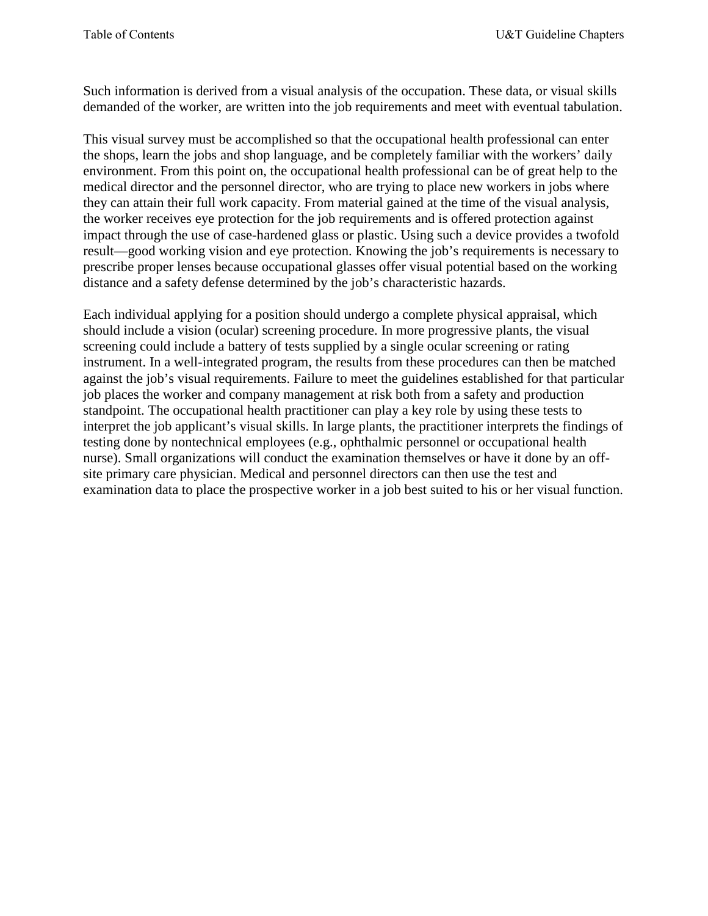Such information is derived from a visual analysis of the occupation. These data, or visual skills demanded of the worker, are written into the job requirements and meet with eventual tabulation.

This visual survey must be accomplished so that the occupational health professional can enter the shops, learn the jobs and shop language, and be completely familiar with the workers' daily environment. From this point on, the occupational health professional can be of great help to the medical director and the personnel director, who are trying to place new workers in jobs where they can attain their full work capacity. From material gained at the time of the visual analysis, the worker receives eye protection for the job requirements and is offered protection against impact through the use of case-hardened glass or plastic. Using such a device provides a twofold result—good working vision and eye protection. Knowing the job's requirements is necessary to prescribe proper lenses because occupational glasses offer visual potential based on the working distance and a safety defense determined by the job's characteristic hazards.

Each individual applying for a position should undergo a complete physical appraisal, which should include a vision (ocular) screening procedure. In more progressive plants, the visual screening could include a battery of tests supplied by a single ocular screening or rating instrument. In a well-integrated program, the results from these procedures can then be matched against the job's visual requirements. Failure to meet the guidelines established for that particular job places the worker and company management at risk both from a safety and production standpoint. The occupational health practitioner can play a key role by using these tests to interpret the job applicant's visual skills. In large plants, the practitioner interprets the findings of testing done by nontechnical employees (e.g., ophthalmic personnel or occupational health nurse). Small organizations will conduct the examination themselves or have it done by an off-site primary care physician. Medical and personnel directors can then use the test and examination data to place the prospective worker in a job best suited to his or her visual function.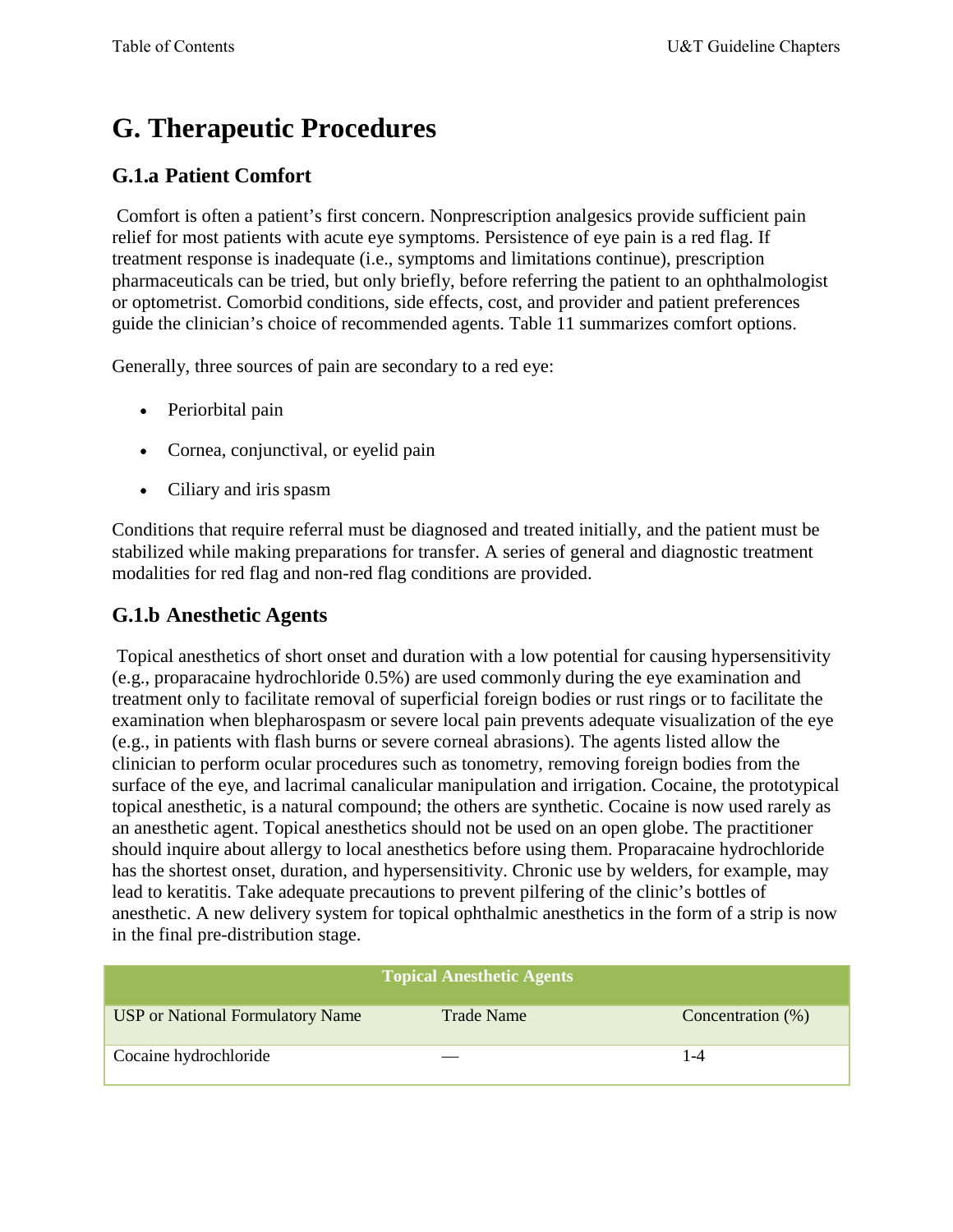# G. Therapeutic Procedures

## G.1.a Patient Comfort

Comfort is often a patient's first concern. Nonprescription analgesics provide sufficient pain relief for most patients with acute eye symptoms. Persistence of eye pain is a red flag. If treatment response is inadequate (i.e., symptoms and limitations continue), prescription pharmaceuticals can be tried, but only briefly, before referring the patient to an ophthalmologist or optometrist. Comorbid conditions, side effects, cost, and provider and patient preferences guide the clinician's choice of recommended agents. Table 11 summarizes comfort options.

Generally, three sources of pain are secondary to a red eye:

- Periorbital pain
- Cornea, conjunctival, or eyelid pain
- Ciliary and iris spasm

Conditions that require referral must be diagnosed and treated initially, and the patient must be stabilized while making preparations for transfer. A series of general and diagnostic treatment modalities for red flag and non-red flag conditions are provided.

## G.1.b Anesthetic Agents

Topical anesthetics of short onset and duration with a low potential for causing hypersensitivity (e.g., proparacaine hydrochloride 0.5%) are used commonly during the eye examination and treatment only to facilitate removal of superficial foreign bodies or rust rings or to facilitate the examination when blepharospasm or severe local pain prevents adequate visualization of the eye (e.g., in patients with flash burns or severe corneal abrasions). The agents listed allow the clinician to perform ocular procedures such as tonometry, removing foreign bodies from the surface of the eye, and lacrimal canalicular manipulation and irrigation. Cocaine, the prototypical topical anesthetic, is a natural compound; the others are synthetic. Cocaine is now used rarely as an anesthetic agent. Topical anesthetics should not be used on an open globe. The practitioner should inquire about allergy to local anesthetics before using them. Proparacaine hydrochloride has the shortest onset, duration, and hypersensitivity. Chronic use by welders, for example, may lead to keratitis. Take adequate precautions to prevent pilfering of the clinic's bottles of anesthetic. A new delivery system for topical ophthalmic anesthetics in the form of a strip is now in the final pre-distribution stage.

| Topical Anesthetic Agents | | |
|---|---|---|
| USP or National Formulatory Name | Trade Name | Concentration (%) |
| Cocaine hydrochloride | — | 1-4 |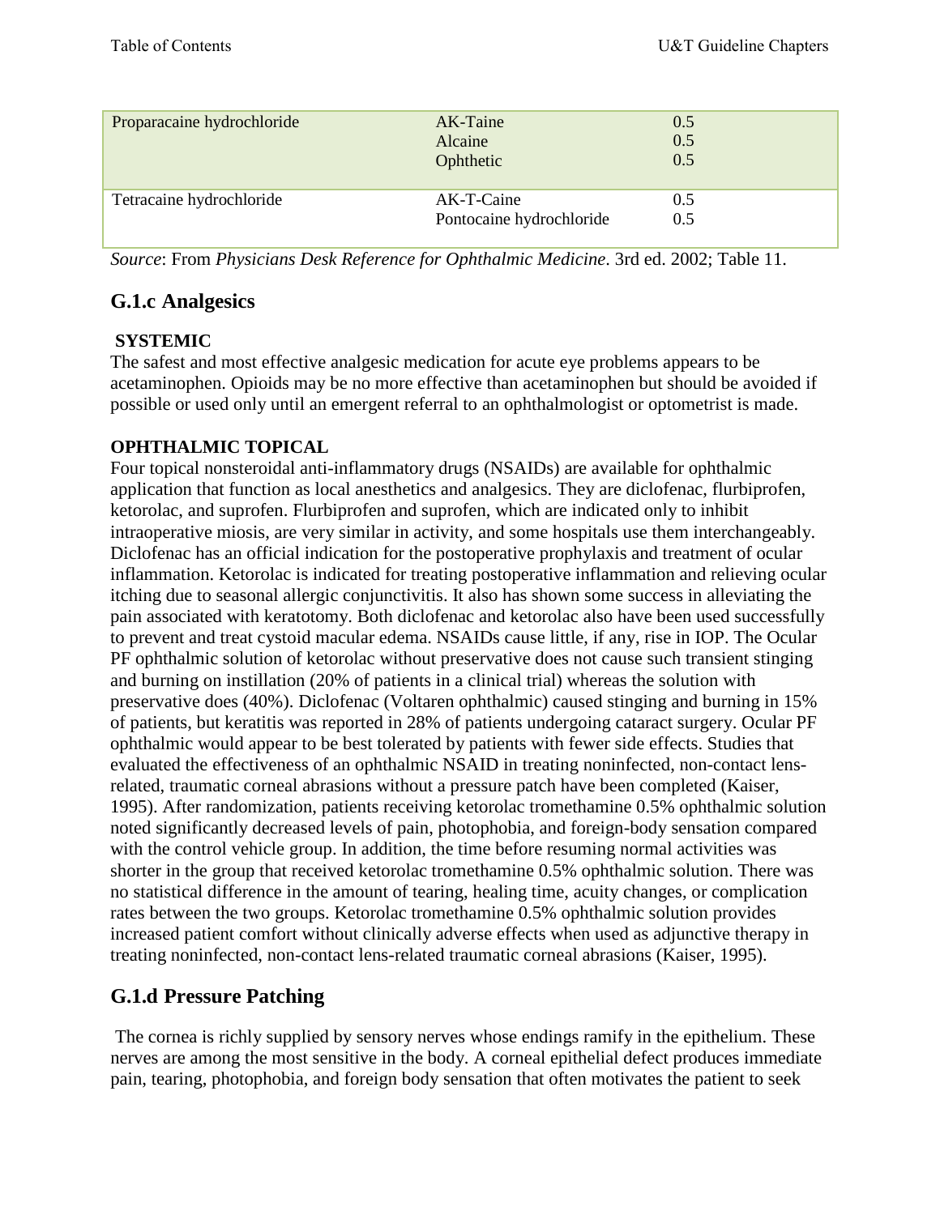| Proparacaine hydrochloride | AK-Taine<br>Alcaine<br>Ophthetic | 0.5<br>0.5<br>0.5 |
|---|---|---|
| Tetracaine hydrochloride | AK-T-Caine<br>Pontocaine hydrochloride | 0.5<br>0.5 |

*Source*: From *Physicians Desk Reference for Ophthalmic Medicine*. 3rd ed. 2002; Table 11.

## G.1.c Analgesics

**SYSTEMIC**

The safest and most effective analgesic medication for acute eye problems appears to be acetaminophen. Opioids may be no more effective than acetaminophen but should be avoided if possible or used only until an emergent referral to an ophthalmologist or optometrist is made.

**OPHTHALMIC TOPICAL**

Four topical nonsteroidal anti-inflammatory drugs (NSAIDs) are available for ophthalmic application that function as local anesthetics and analgesics. They are diclofenac, flurbiprofen, ketorolac, and suprofen. Flurbiprofen and suprofen, which are indicated only to inhibit intraoperative miosis, are very similar in activity, and some hospitals use them interchangeably. Diclofenac has an official indication for the postoperative prophylaxis and treatment of ocular inflammation. Ketorolac is indicated for treating postoperative inflammation and relieving ocular itching due to seasonal allergic conjunctivitis. It also has shown some success in alleviating the pain associated with keratotomy. Both diclofenac and ketorolac also have been used successfully to prevent and treat cystoid macular edema. NSAIDs cause little, if any, rise in IOP. The Ocular PF ophthalmic solution of ketorolac without preservative does not cause such transient stinging and burning on instillation (20% of patients in a clinical trial) whereas the solution with preservative does (40%). Diclofenac (Voltaren ophthalmic) caused stinging and burning in 15% of patients, but keratitis was reported in 28% of patients undergoing cataract surgery. Ocular PF ophthalmic would appear to be best tolerated by patients with fewer side effects. Studies that evaluated the effectiveness of an ophthalmic NSAID in treating noninfected, non-contact lens-related, traumatic corneal abrasions without a pressure patch have been completed (Kaiser, 1995). After randomization, patients receiving ketorolac tromethamine 0.5% ophthalmic solution noted significantly decreased levels of pain, photophobia, and foreign-body sensation compared with the control vehicle group. In addition, the time before resuming normal activities was shorter in the group that received ketorolac tromethamine 0.5% ophthalmic solution. There was no statistical difference in the amount of tearing, healing time, acuity changes, or complication rates between the two groups. Ketorolac tromethamine 0.5% ophthalmic solution provides increased patient comfort without clinically adverse effects when used as adjunctive therapy in treating noninfected, non-contact lens-related traumatic corneal abrasions (Kaiser, 1995).

## G.1.d Pressure Patching

The cornea is richly supplied by sensory nerves whose endings ramify in the epithelium. These nerves are among the most sensitive in the body. A corneal epithelial defect produces immediate pain, tearing, photophobia, and foreign body sensation that often motivates the patient to seek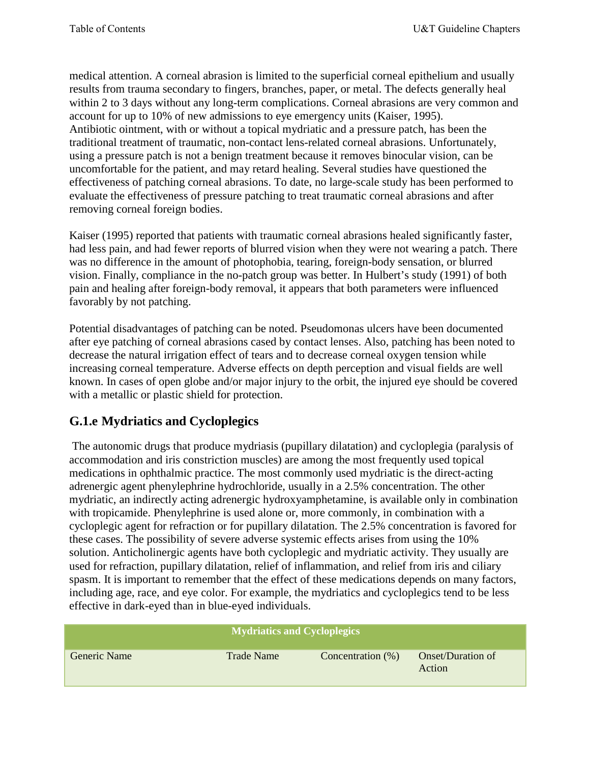medical attention. A corneal abrasion is limited to the superficial corneal epithelium and usually results from trauma secondary to fingers, branches, paper, or metal. The defects generally heal within 2 to 3 days without any long-term complications. Corneal abrasions are very common and account for up to 10% of new admissions to eye emergency units (Kaiser, 1995).
Antibiotic ointment, with or without a topical mydriatic and a pressure patch, has been the traditional treatment of traumatic, non-contact lens-related corneal abrasions. Unfortunately, using a pressure patch is not a benign treatment because it removes binocular vision, can be uncomfortable for the patient, and may retard healing. Several studies have questioned the effectiveness of patching corneal abrasions. To date, no large-scale study has been performed to evaluate the effectiveness of pressure patching to treat traumatic corneal abrasions and after removing corneal foreign bodies.

Kaiser (1995) reported that patients with traumatic corneal abrasions healed significantly faster, had less pain, and had fewer reports of blurred vision when they were not wearing a patch. There was no difference in the amount of photophobia, tearing, foreign-body sensation, or blurred vision. Finally, compliance in the no-patch group was better. In Hulbert's study (1991) of both pain and healing after foreign-body removal, it appears that both parameters were influenced favorably by not patching.

Potential disadvantages of patching can be noted. Pseudomonas ulcers have been documented after eye patching of corneal abrasions cased by contact lenses. Also, patching has been noted to decrease the natural irrigation effect of tears and to decrease corneal oxygen tension while increasing corneal temperature. Adverse effects on depth perception and visual fields are well known. In cases of open globe and/or major injury to the orbit, the injured eye should be covered with a metallic or plastic shield for protection.

## G.1.e Mydriatics and Cycloplegics

The autonomic drugs that produce mydriasis (pupillary dilatation) and cycloplegia (paralysis of accommodation and iris constriction muscles) are among the most frequently used topical medications in ophthalmic practice. The most commonly used mydriatic is the direct-acting adrenergic agent phenylephrine hydrochloride, usually in a 2.5% concentration. The other mydriatic, an indirectly acting adrenergic hydroxyamphetamine, is available only in combination with tropicamide. Phenylephrine is used alone or, more commonly, in combination with a cycloplegic agent for refraction or for pupillary dilatation. The 2.5% concentration is favored for these cases. The possibility of severe adverse systemic effects arises from using the 10% solution. Anticholinergic agents have both cycloplegic and mydriatic activity. They usually are used for refraction, pupillary dilatation, relief of inflammation, and relief from iris and ciliary spasm. It is important to remember that the effect of these medications depends on many factors, including age, race, and eye color. For example, the mydriatics and cycloplegics tend to be less effective in dark-eyed than in blue-eyed individuals.

| Mydriatics and Cycloplegics | | | |
|---|---|---|---|
| Generic Name | Trade Name | Concentration (%) | Onset/Duration of Action |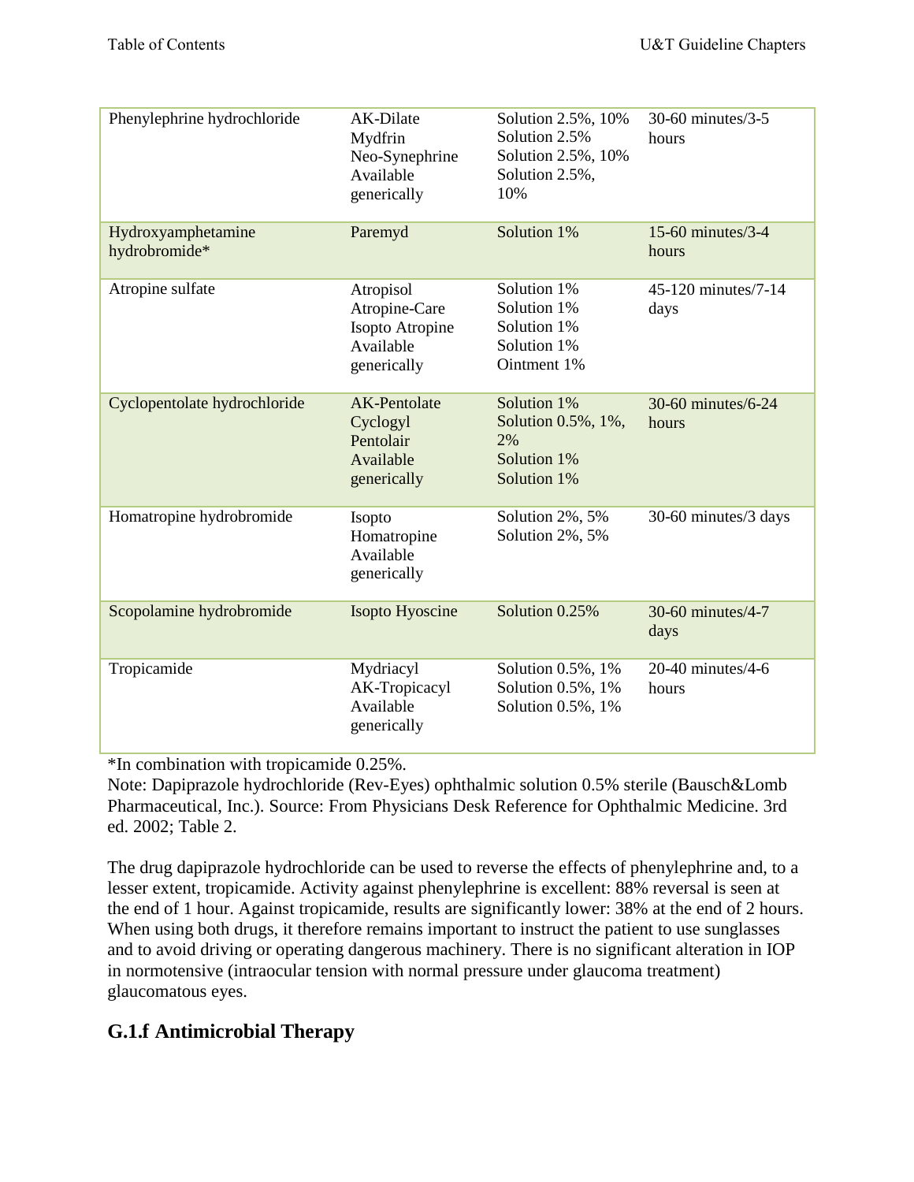| Phenylephrine hydrochloride | AK-Dilate<br>Mydfrin<br>Neo-Synephrine<br>Available generically | Solution 2.5%, 10%<br>Solution 2.5%<br>Solution 2.5%, 10%<br>Solution 2.5%, 10% | 30-60 minutes/3-5 hours |
|---|---|---|---|
| Hydroxyamphetamine hydrobromide* | Paremyd | Solution 1% | 15-60 minutes/3-4 hours |
| Atropine sulfate | Atropisol<br>Atropine-Care<br>Isopto Atropine<br>Available generically | Solution 1%<br>Solution 1%<br>Solution 1%<br>Solution 1%<br>Ointment 1% | 45-120 minutes/7-14 days |
| Cyclopentolate hydrochloride | AK-Pentolate<br>Cyclogyl<br>Pentolair<br>Available generically | Solution 1%<br>Solution 0.5%, 1%, 2%<br>Solution 1%<br>Solution 1% | 30-60 minutes/6-24 hours |
| Homatropine hydrobromide | Isopto Homatropine<br>Available generically | Solution 2%, 5%<br>Solution 2%, 5% | 30-60 minutes/3 days |
| Scopolamine hydrobromide | Isopto Hyoscine | Solution 0.25% | 30-60 minutes/4-7 days |
| Tropicamide | Mydriacyl<br>AK-Tropicacyl<br>Available generically | Solution 0.5%, 1%<br>Solution 0.5%, 1%<br>Solution 0.5%, 1% | 20-40 minutes/4-6 hours |

*In combination with tropicamide 0.25%.
Note: Dapiprazole hydrochloride (Rev-Eyes) ophthalmic solution 0.5% sterile (Bausch&Lomb Pharmaceutical, Inc.). Source: From Physicians Desk Reference for Ophthalmic Medicine. 3rd ed. 2002; Table 2.

The drug dapiprazole hydrochloride can be used to reverse the effects of phenylephrine and, to a lesser extent, tropicamide. Activity against phenylephrine is excellent: 88% reversal is seen at the end of 1 hour. Against tropicamide, results are significantly lower: 38% at the end of 2 hours. When using both drugs, it therefore remains important to instruct the patient to use sunglasses and to avoid driving or operating dangerous machinery. There is no significant alteration in IOP in normotensive (intraocular tension with normal pressure under glaucoma treatment) glaucomatous eyes.

## G.1.f Antimicrobial Therapy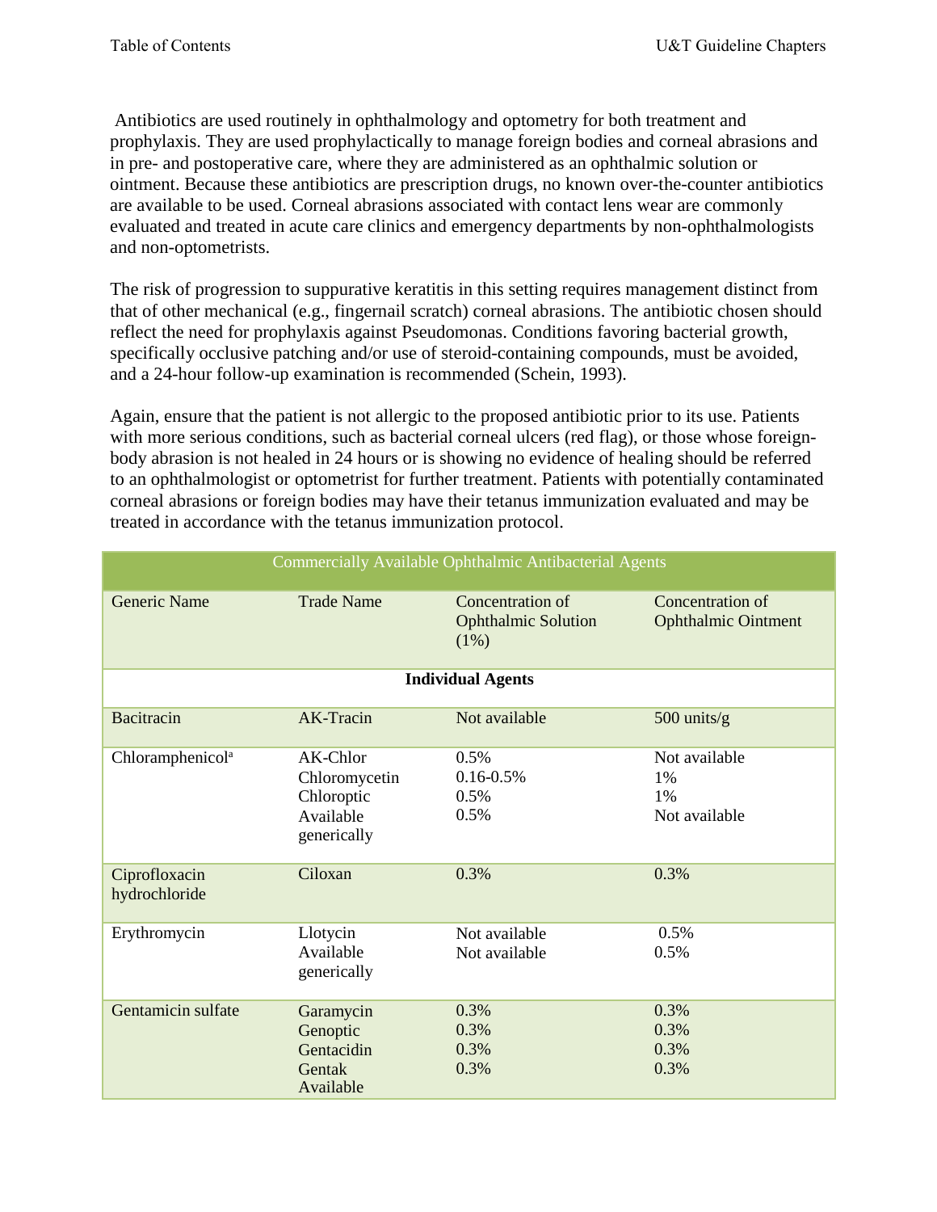Antibiotics are used routinely in ophthalmology and optometry for both treatment and prophylaxis. They are used prophylactically to manage foreign bodies and corneal abrasions and in pre- and postoperative care, where they are administered as an ophthalmic solution or ointment. Because these antibiotics are prescription drugs, no known over-the-counter antibiotics are available to be used. Corneal abrasions associated with contact lens wear are commonly evaluated and treated in acute care clinics and emergency departments by non-ophthalmologists and non-optometrists.

The risk of progression to suppurative keratitis in this setting requires management distinct from that of other mechanical (e.g., fingernail scratch) corneal abrasions. The antibiotic chosen should reflect the need for prophylaxis against Pseudomonas. Conditions favoring bacterial growth, specifically occlusive patching and/or use of steroid-containing compounds, must be avoided, and a 24-hour follow-up examination is recommended (Schein, 1993).

Again, ensure that the patient is not allergic to the proposed antibiotic prior to its use. Patients with more serious conditions, such as bacterial corneal ulcers (red flag), or those whose foreign-body abrasion is not healed in 24 hours or is showing no evidence of healing should be referred to an ophthalmologist or optometrist for further treatment. Patients with potentially contaminated corneal abrasions or foreign bodies may have their tetanus immunization evaluated and may be treated in accordance with the tetanus immunization protocol.

| Commercially Available Ophthalmic Antibacterial Agents | | | |
|---|---|---|---|
| Generic Name | Trade Name | Concentration of Ophthalmic Solution (1%) | Concentration of Ophthalmic Ointment |
| **Individual Agents** | | | |
| Bacitracin | AK-Tracin | Not available | 500 units/g |
| Chloramphenicol[a] | AK-Chlor<br>Chloromycetin<br>Chloroptic<br>Available generically | 0.5%<br>0.16-0.5%<br>0.5%<br>0.5% | Not available<br>1%<br>1%<br>Not available |
| Ciprofloxacin hydrochloride | Ciloxan | 0.3% | 0.3% |
| Erythromycin | Llotycin<br>Available generically | Not available<br>Not available | 0.5%<br>0.5% |
| Gentamicin sulfate | Garamycin<br>Genoptic<br>Gentacidin<br>Gentak<br>Available | 0.3%<br>0.3%<br>0.3%<br>0.3% | 0.3%<br>0.3%<br>0.3%<br>0.3% |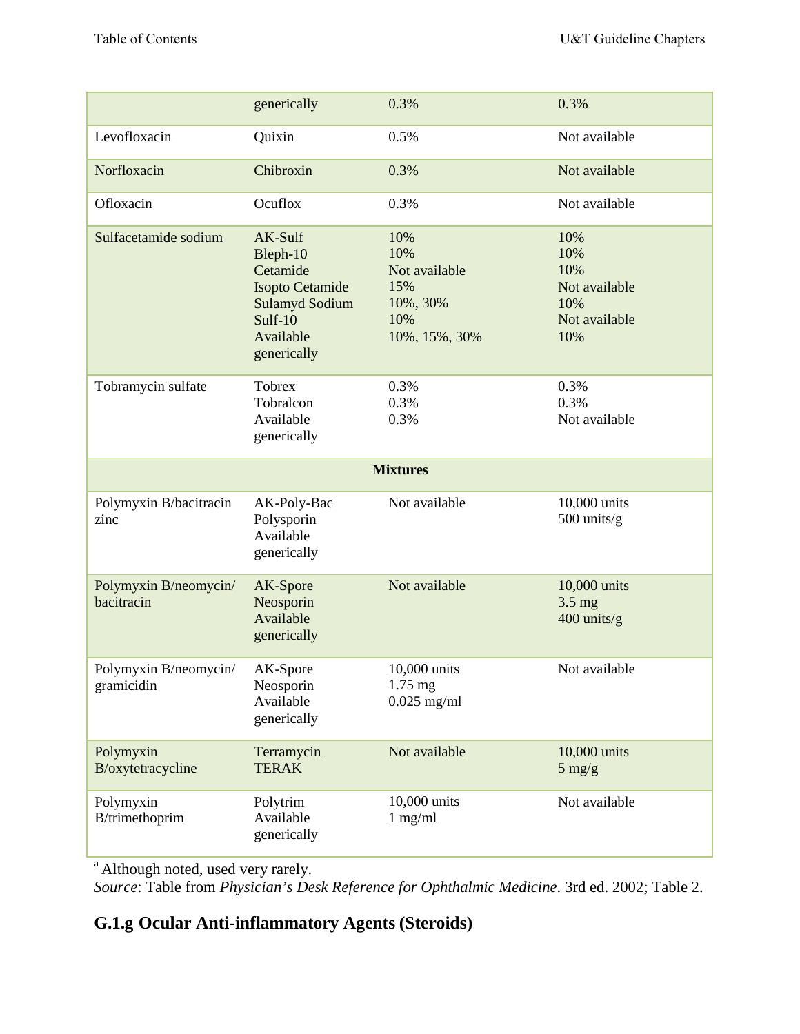| | generically | 0.3% | 0.3% |
|---|---|---|---|
| Levofloxacin | Quixin | 0.5% | Not available |
| Norfloxacin | Chibroxin | 0.3% | Not available |
| Ofloxacin | Ocuflox | 0.3% | Not available |
| Sulfacetamide sodium | AK-Sulf<br>Bleph-10<br>Cetamide<br>Isopto Cetamide<br>Sulamyd Sodium<br>Sulf-10<br>Available generically | 10%<br>10%<br>Not available<br>15%<br>10%, 30%<br>10%<br>10%, 15%, 30% | 10%<br>10%<br>10%<br>Not available<br>10%<br>Not available<br>10% |
| Tobramycin sulfate | Tobrex<br>Tobralcon<br>Available generically | 0.3%<br>0.3%<br>0.3% | 0.3%<br>0.3%<br>Not available |
| | | **Mixtures** | |
| Polymyxin B/bacitracin zinc | AK-Poly-Bac<br>Polysporin<br>Available generically | Not available | 10,000 units<br>500 units/g |
| Polymyxin B/neomycin/ bacitracin | AK-Spore<br>Neosporin<br>Available generically | Not available | 10,000 units<br>3.5 mg<br>400 units/g |
| Polymyxin B/neomycin/ gramicidin | AK-Spore<br>Neosporin<br>Available generically | 10,000 units<br>1.75 mg<br>0.025 mg/ml | Not available |
| Polymyxin B/oxytetracycline | Terramycin<br>TERAK | Not available | 10,000 units<br>5 mg/g |
| Polymyxin B/trimethoprim | Polytrim<br>Available generically | 10,000 units<br>1 mg/ml | Not available |

[a] Although noted, used very rarely.

*Source*: Table from *Physician's Desk Reference for Ophthalmic Medicine*. 3rd ed. 2002; Table 2.

### G.1.g Ocular Anti-inflammatory Agents (Steroids)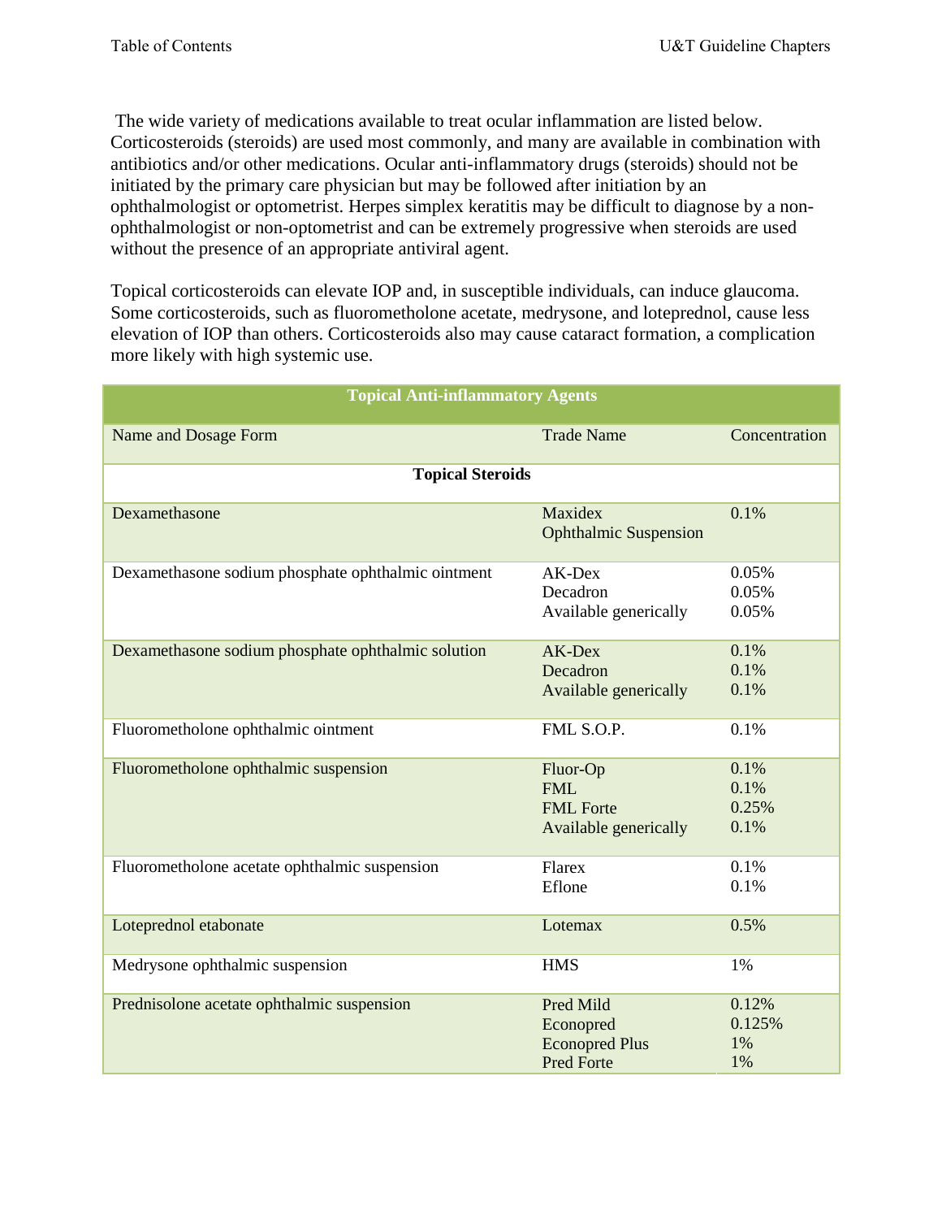The wide variety of medications available to treat ocular inflammation are listed below. Corticosteroids (steroids) are used most commonly, and many are available in combination with antibiotics and/or other medications. Ocular anti-inflammatory drugs (steroids) should not be initiated by the primary care physician but may be followed after initiation by an ophthalmologist or optometrist. Herpes simplex keratitis may be difficult to diagnose by a non-ophthalmologist or non-optometrist and can be extremely progressive when steroids are used without the presence of an appropriate antiviral agent.

Topical corticosteroids can elevate IOP and, in susceptible individuals, can induce glaucoma. Some corticosteroids, such as fluorometholone acetate, medrysone, and loteprednol, cause less elevation of IOP than others. Corticosteroids also may cause cataract formation, a complication more likely with high systemic use.

| **Topical Anti-inflammatory Agents** | | |
|---|---|---|
| Name and Dosage Form | Trade Name | Concentration |
| **Topical Steroids** | | |
| Dexamethasone | Maxidex Ophthalmic Suspension | 0.1% |
| Dexamethasone sodium phosphate ophthalmic ointment | AK-Dex<br>Decadron<br>Available generically | 0.05%<br>0.05%<br>0.05% |
| Dexamethasone sodium phosphate ophthalmic solution | AK-Dex<br>Decadron<br>Available generically | 0.1%<br>0.1%<br>0.1% |
| Fluorometholone ophthalmic ointment | FML S.O.P. | 0.1% |
| Fluorometholone ophthalmic suspension | Fluor-Op<br>FML<br>FML Forte<br>Available generically | 0.1%<br>0.1%<br>0.25%<br>0.1% |
| Fluorometholone acetate ophthalmic suspension | Flarex<br>Eflone | 0.1%<br>0.1% |
| Loteprednol etabonate | Lotemax | 0.5% |
| Medrysone ophthalmic suspension | HMS | 1% |
| Prednisolone acetate ophthalmic suspension | Pred Mild<br>Econopred<br>Econopred Plus<br>Pred Forte | 0.12%<br>0.125%<br>1%<br>1% |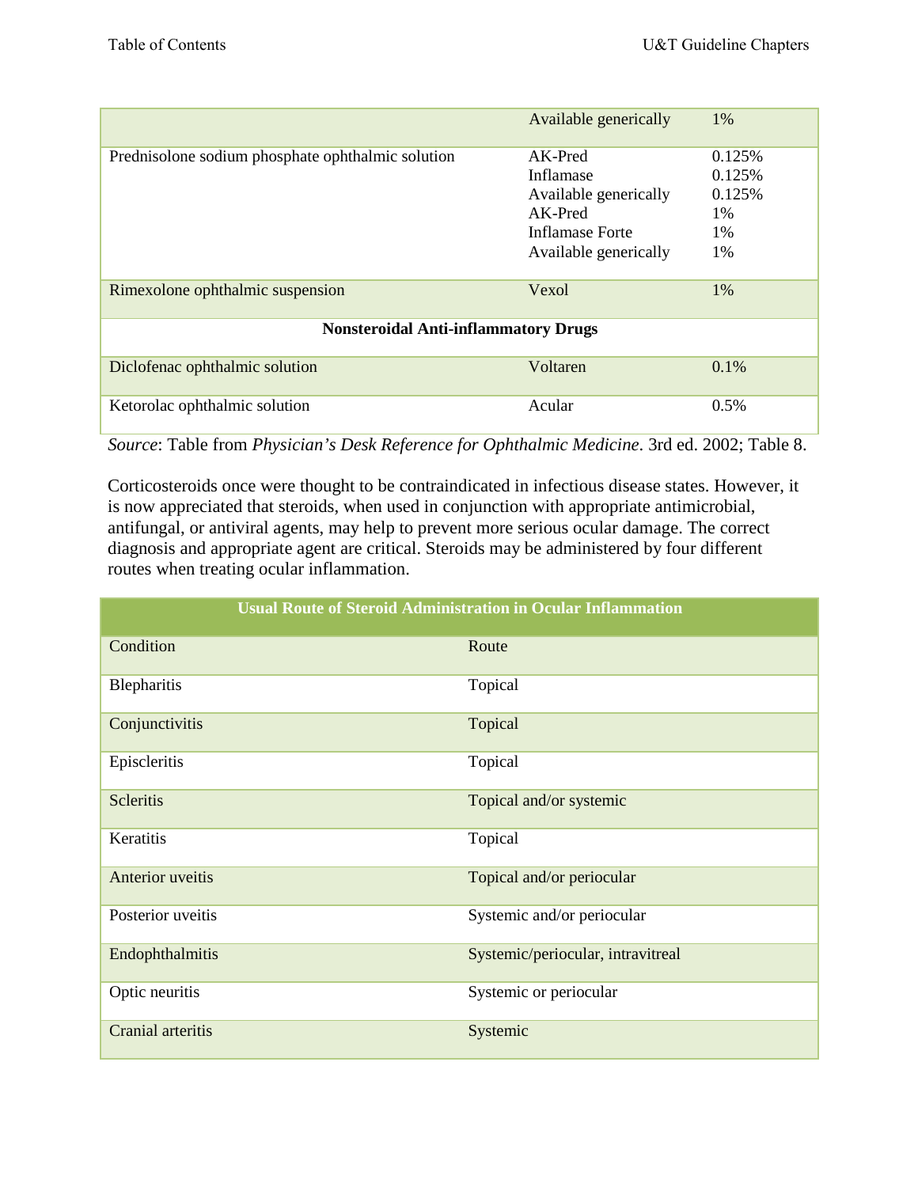| | | |
|---|---|---|
| | Available generically | 1% |
| Prednisolone sodium phosphate ophthalmic solution | AK-Pred<br>Inflamase<br>Available generically<br>AK-Pred<br>Inflamase Forte<br>Available generically | 0.125%<br>0.125%<br>0.125%<br>1%<br>1%<br>1% |
| Rimexolone ophthalmic suspension | Vexol | 1% |
| **Nonsteroidal Anti-inflammatory Drugs** | | |
| Diclofenac ophthalmic solution | Voltaren | 0.1% |
| Ketorolac ophthalmic solution | Acular | 0.5% |

*Source*: Table from *Physician's Desk Reference for Ophthalmic Medicine*. 3rd ed. 2002; Table 8.

Corticosteroids once were thought to be contraindicated in infectious disease states. However, it is now appreciated that steroids, when used in conjunction with appropriate antimicrobial, antifungal, or antiviral agents, may help to prevent more serious ocular damage. The correct diagnosis and appropriate agent are critical. Steroids may be administered by four different routes when treating ocular inflammation.

| **Usual Route of Steroid Administration in Ocular Inflammation** | |
|---|---|
| Condition | Route |
| Blepharitis | Topical |
| Conjunctivitis | Topical |
| Episcleritis | Topical |
| Scleritis | Topical and/or systemic |
| Keratitis | Topical |
| Anterior uveitis | Topical and/or periocular |
| Posterior uveitis | Systemic and/or periocular |
| Endophthalmitis | Systemic/periocular, intravitreal |
| Optic neuritis | Systemic or periocular |
| Cranial arteritis | Systemic |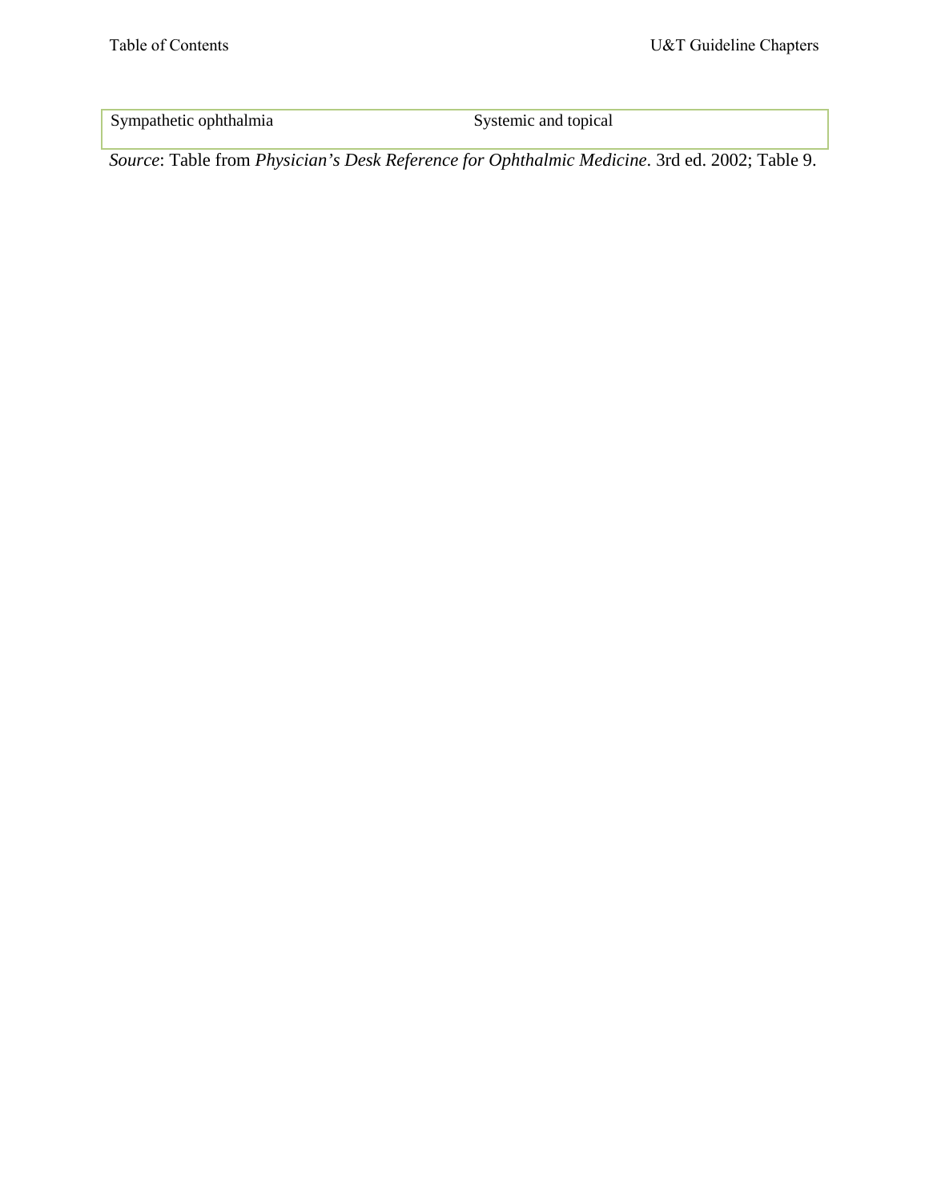| | |
|---|---|
| Sympathetic ophthalmia | Systemic and topical |

*Source*: Table from *Physician's Desk Reference for Ophthalmic Medicine*. 3rd ed. 2002; Table 9.